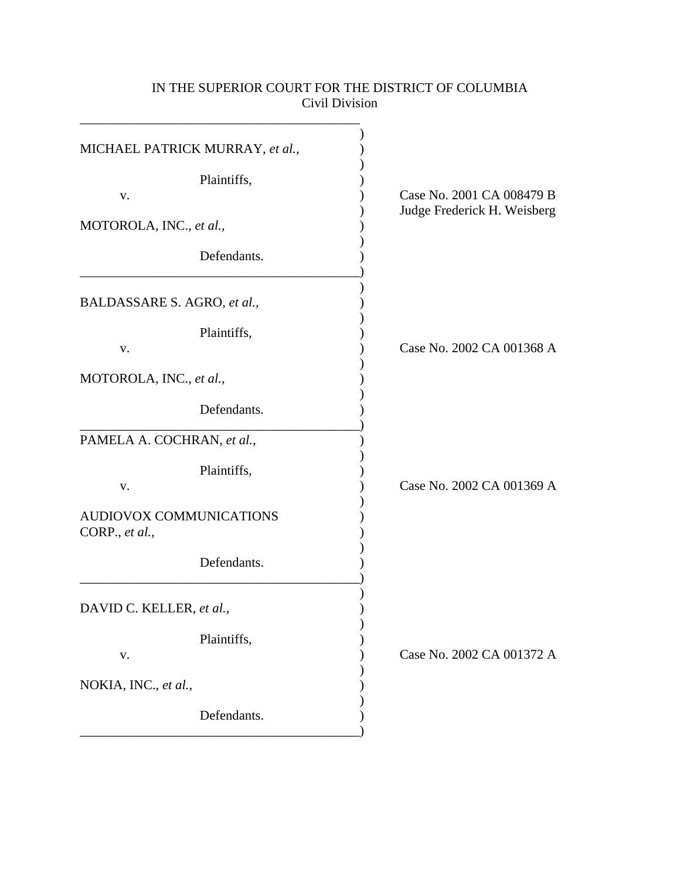IN THE SUPERIOR COURT FOR THE DISTRICT OF COLUMBIA
Civil Division

| | |
|---|---|
| MICHAEL PATRICK MURRAY, *et al.*,<br><br>Plaintiffs,<br>v.<br><br>MOTOROLA, INC., *et al.*,<br><br>Defendants. | Case No. 2001 CA 008479 B<br>Judge Frederick H. Weisberg |
| BALDASSARE S. AGRO, *et al.*,<br><br>Plaintiffs,<br>v.<br><br>MOTOROLA, INC., *et al.*,<br><br>Defendants. | Case No. 2002 CA 001368 A |
| PAMELA A. COCHRAN, *et al.*,<br><br>Plaintiffs,<br>v.<br><br>AUDIOVOX COMMUNICATIONS CORP., *et al.*,<br><br>Defendants. | Case No. 2002 CA 001369 A |
| DAVID C. KELLER, *et al.*,<br><br>Plaintiffs,<br>v.<br><br>NOKIA, INC., *et al.*,<br><br>Defendants. | Case No. 2002 CA 001372 A |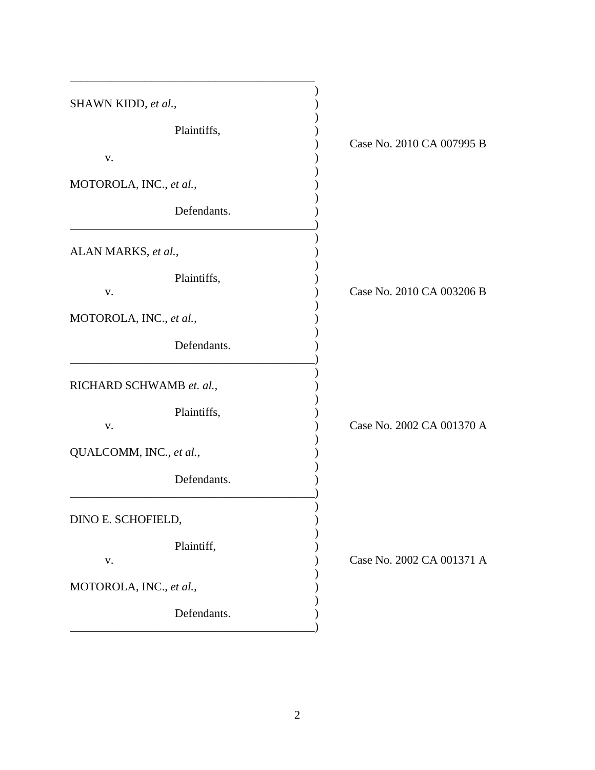SHAWN KIDD, *et al.*,

Plaintiffs,

v.

MOTOROLA, INC., *et al.*,

Defendants.

Case No. 2010 CA 007995 B

---

ALAN MARKS, *et al.*,

Plaintiffs,

v.

MOTOROLA, INC., *et al.*,

Defendants.

Case No. 2010 CA 003206 B

---

RICHARD SCHWAMB *et. al.*,

Plaintiffs,

v.

QUALCOMM, INC., *et al.*,

Defendants.

Case No. 2002 CA 001370 A

---

DINO E. SCHOFIELD,

Plaintiff,

v.

MOTOROLA, INC., *et al.*,

Defendants.

Case No. 2002 CA 001371 A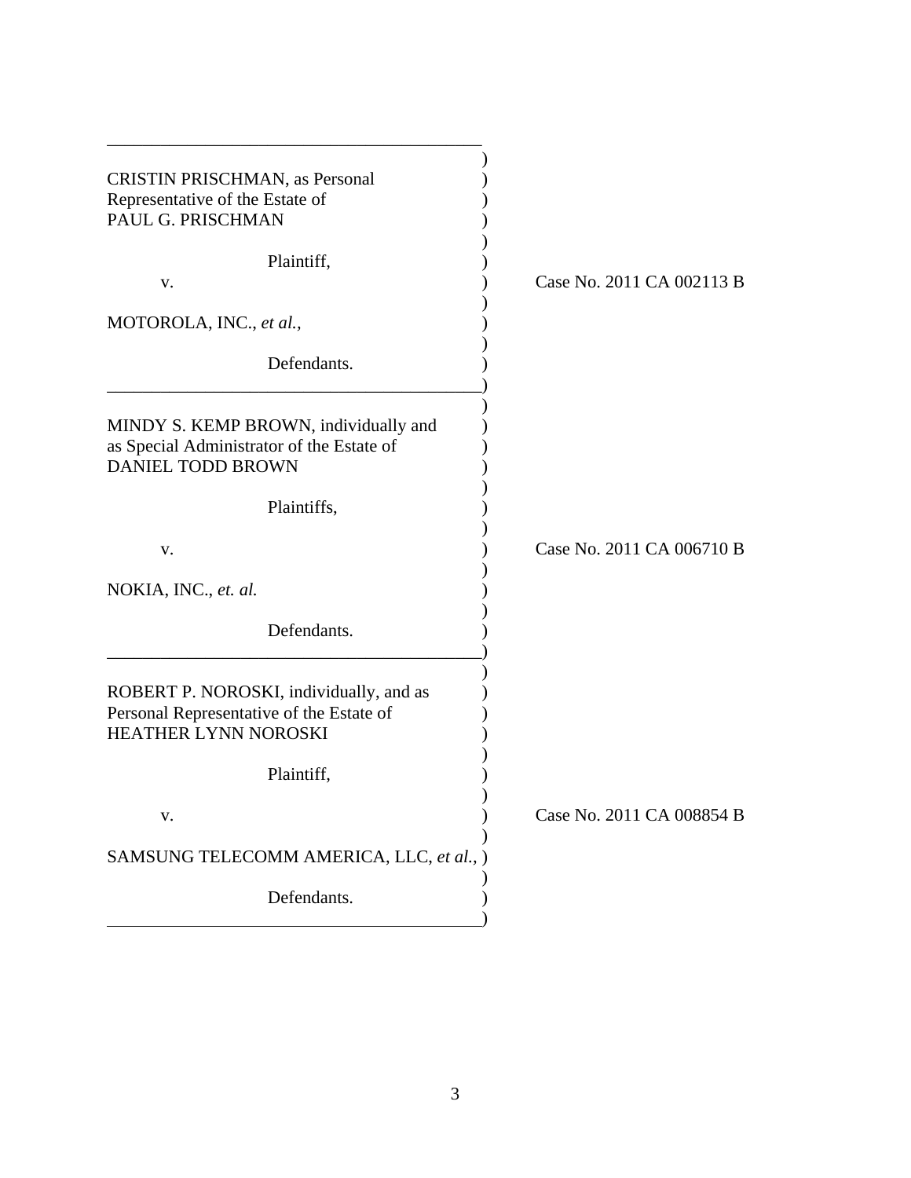CRISTIN PRISCHMAN, as Personal Representative of the Estate of PAUL G. PRISCHMAN

Plaintiff,

v.

MOTOROLA, INC., *et al.*,

Defendants.

Case No. 2011 CA 002113 B

---

MINDY S. KEMP BROWN, individually and as Special Administrator of the Estate of DANIEL TODD BROWN

Plaintiffs,

v.

NOKIA, INC., *et. al.*

Defendants.

Case No. 2011 CA 006710 B

---

ROBERT P. NOROSKI, individually, and as Personal Representative of the Estate of HEATHER LYNN NOROSKI

Plaintiff,

v.

SAMSUNG TELECOMM AMERICA, LLC, *et al.*,

Defendants.

Case No. 2011 CA 008854 B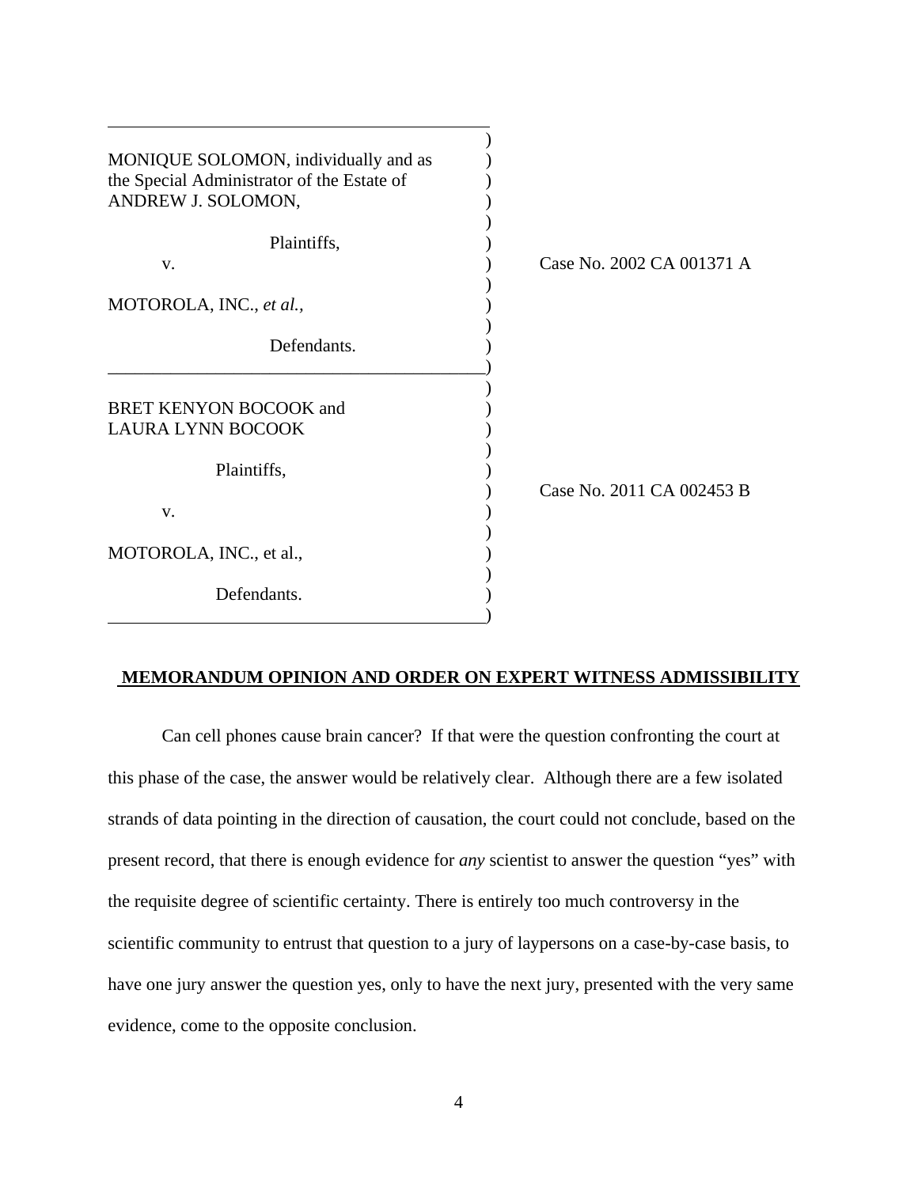MONIQUE SOLOMON, individually and as the Special Administrator of the Estate of ANDREW J. SOLOMON,

Plaintiffs,

v.

MOTOROLA, INC., *et al.,*

Defendants.

Case No. 2002 CA 001371 A

---

BRET KENYON BOCOOK and LAURA LYNN BOCOOK

Plaintiffs,

v.

MOTOROLA, INC., et al.,

Defendants.

Case No. 2011 CA 002453 B

---

## **MEMORANDUM OPINION AND ORDER ON EXPERT WITNESS ADMISSIBILITY**

Can cell phones cause brain cancer? If that were the question confronting the court at this phase of the case, the answer would be relatively clear. Although there are a few isolated strands of data pointing in the direction of causation, the court could not conclude, based on the present record, that there is enough evidence for *any* scientist to answer the question "yes" with the requisite degree of scientific certainty. There is entirely too much controversy in the scientific community to entrust that question to a jury of laypersons on a case-by-case basis, to have one jury answer the question yes, only to have the next jury, presented with the very same evidence, come to the opposite conclusion.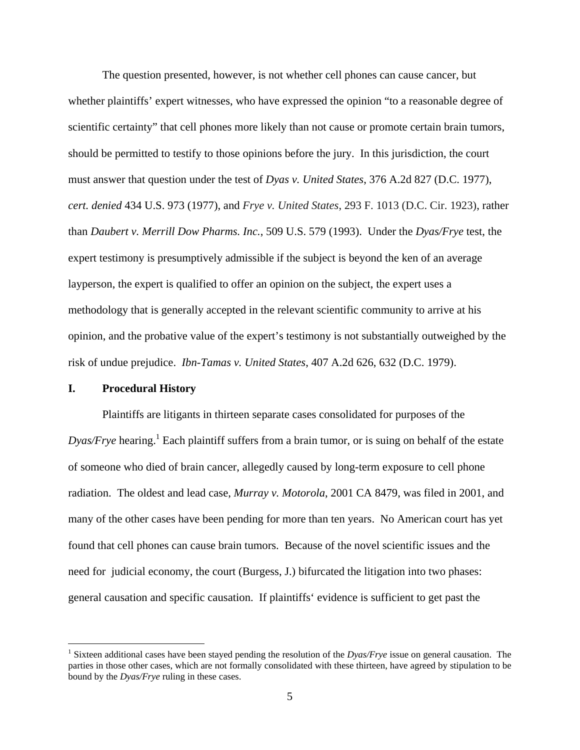The question presented, however, is not whether cell phones can cause cancer, but whether plaintiffs' expert witnesses, who have expressed the opinion "to a reasonable degree of scientific certainty" that cell phones more likely than not cause or promote certain brain tumors, should be permitted to testify to those opinions before the jury. In this jurisdiction, the court must answer that question under the test of *Dyas v. United States*, 376 A.2d 827 (D.C. 1977), *cert. denied* 434 U.S. 973 (1977), and *Frye v. United States*, 293 F. 1013 (D.C. Cir. 1923), rather than *Daubert v. Merrill Dow Pharms. Inc.*, 509 U.S. 579 (1993). Under the *Dyas/Frye* test, the expert testimony is presumptively admissible if the subject is beyond the ken of an average layperson, the expert is qualified to offer an opinion on the subject, the expert uses a methodology that is generally accepted in the relevant scientific community to arrive at his opinion, and the probative value of the expert's testimony is not substantially outweighed by the risk of undue prejudice. *Ibn-Tamas v. United States*, 407 A.2d 626, 632 (D.C. 1979).

## I. Procedural History

Plaintiffs are litigants in thirteen separate cases consolidated for purposes of the *Dyas/Frye* hearing.[1] Each plaintiff suffers from a brain tumor, or is suing on behalf of the estate of someone who died of brain cancer, allegedly caused by long-term exposure to cell phone radiation. The oldest and lead case, *Murray v. Motorola*, 2001 CA 8479, was filed in 2001, and many of the other cases have been pending for more than ten years. No American court has yet found that cell phones can cause brain tumors. Because of the novel scientific issues and the need for judicial economy, the court (Burgess, J.) bifurcated the litigation into two phases: general causation and specific causation. If plaintiffs' evidence is sufficient to get past the

[1] Sixteen additional cases have been stayed pending the resolution of the *Dyas/Frye* issue on general causation. The parties in those other cases, which are not formally consolidated with these thirteen, have agreed by stipulation to be bound by the *Dyas/Frye* ruling in these cases.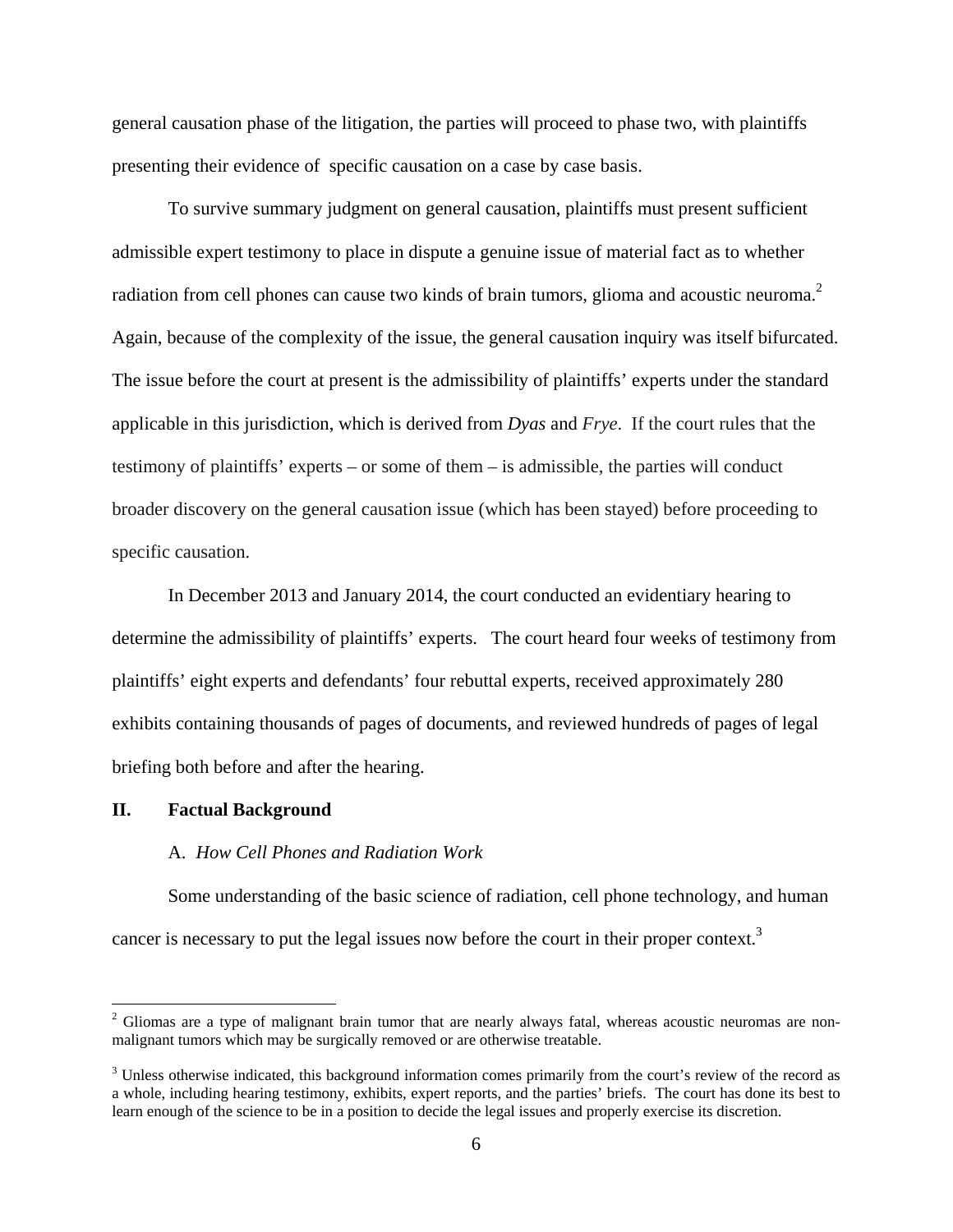general causation phase of the litigation, the parties will proceed to phase two, with plaintiffs presenting their evidence of specific causation on a case by case basis.

To survive summary judgment on general causation, plaintiffs must present sufficient admissible expert testimony to place in dispute a genuine issue of material fact as to whether radiation from cell phones can cause two kinds of brain tumors, glioma and acoustic neuroma.[2] Again, because of the complexity of the issue, the general causation inquiry was itself bifurcated. The issue before the court at present is the admissibility of plaintiffs' experts under the standard applicable in this jurisdiction, which is derived from *Dyas* and *Frye*. If the court rules that the testimony of plaintiffs' experts – or some of them – is admissible, the parties will conduct broader discovery on the general causation issue (which has been stayed) before proceeding to specific causation.

In December 2013 and January 2014, the court conducted an evidentiary hearing to determine the admissibility of plaintiffs' experts. The court heard four weeks of testimony from plaintiffs' eight experts and defendants' four rebuttal experts, received approximately 280 exhibits containing thousands of pages of documents, and reviewed hundreds of pages of legal briefing both before and after the hearing.

## II. Factual Background

### A. *How Cell Phones and Radiation Work*

Some understanding of the basic science of radiation, cell phone technology, and human cancer is necessary to put the legal issues now before the court in their proper context.[3]

---

[2] Gliomas are a type of malignant brain tumor that are nearly always fatal, whereas acoustic neuromas are non-malignant tumors which may be surgically removed or are otherwise treatable.

[3] Unless otherwise indicated, this background information comes primarily from the court's review of the record as a whole, including hearing testimony, exhibits, expert reports, and the parties' briefs. The court has done its best to learn enough of the science to be in a position to decide the legal issues and properly exercise its discretion.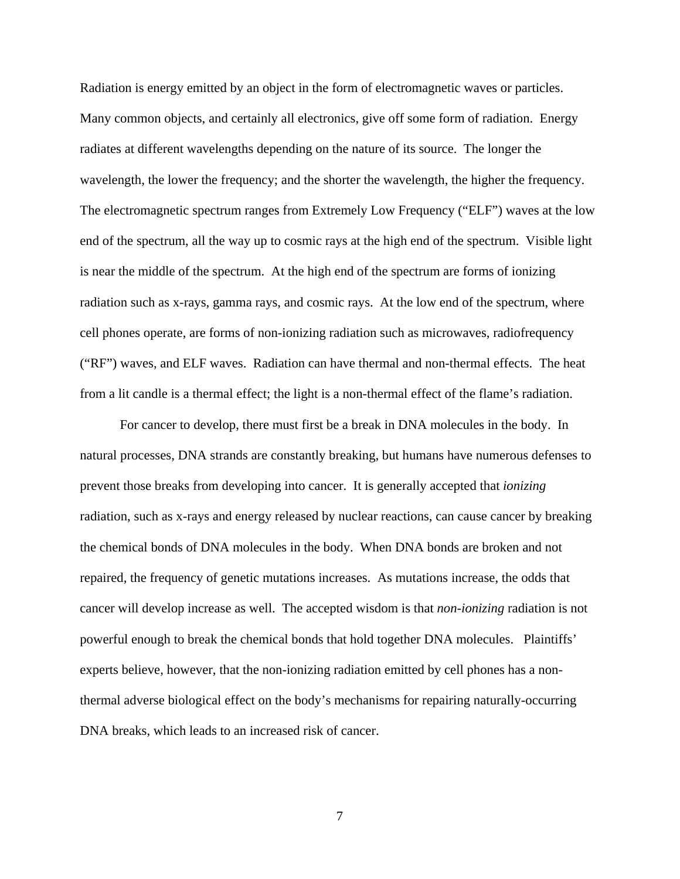Radiation is energy emitted by an object in the form of electromagnetic waves or particles. Many common objects, and certainly all electronics, give off some form of radiation. Energy radiates at different wavelengths depending on the nature of its source. The longer the wavelength, the lower the frequency; and the shorter the wavelength, the higher the frequency. The electromagnetic spectrum ranges from Extremely Low Frequency ("ELF") waves at the low end of the spectrum, all the way up to cosmic rays at the high end of the spectrum. Visible light is near the middle of the spectrum. At the high end of the spectrum are forms of ionizing radiation such as x-rays, gamma rays, and cosmic rays. At the low end of the spectrum, where cell phones operate, are forms of non-ionizing radiation such as microwaves, radiofrequency ("RF") waves, and ELF waves. Radiation can have thermal and non-thermal effects. The heat from a lit candle is a thermal effect; the light is a non-thermal effect of the flame's radiation.

For cancer to develop, there must first be a break in DNA molecules in the body. In natural processes, DNA strands are constantly breaking, but humans have numerous defenses to prevent those breaks from developing into cancer. It is generally accepted that *ionizing* radiation, such as x-rays and energy released by nuclear reactions, can cause cancer by breaking the chemical bonds of DNA molecules in the body. When DNA bonds are broken and not repaired, the frequency of genetic mutations increases. As mutations increase, the odds that cancer will develop increase as well. The accepted wisdom is that *non-ionizing* radiation is not powerful enough to break the chemical bonds that hold together DNA molecules. Plaintiffs' experts believe, however, that the non-ionizing radiation emitted by cell phones has a non-thermal adverse biological effect on the body's mechanisms for repairing naturally-occurring DNA breaks, which leads to an increased risk of cancer.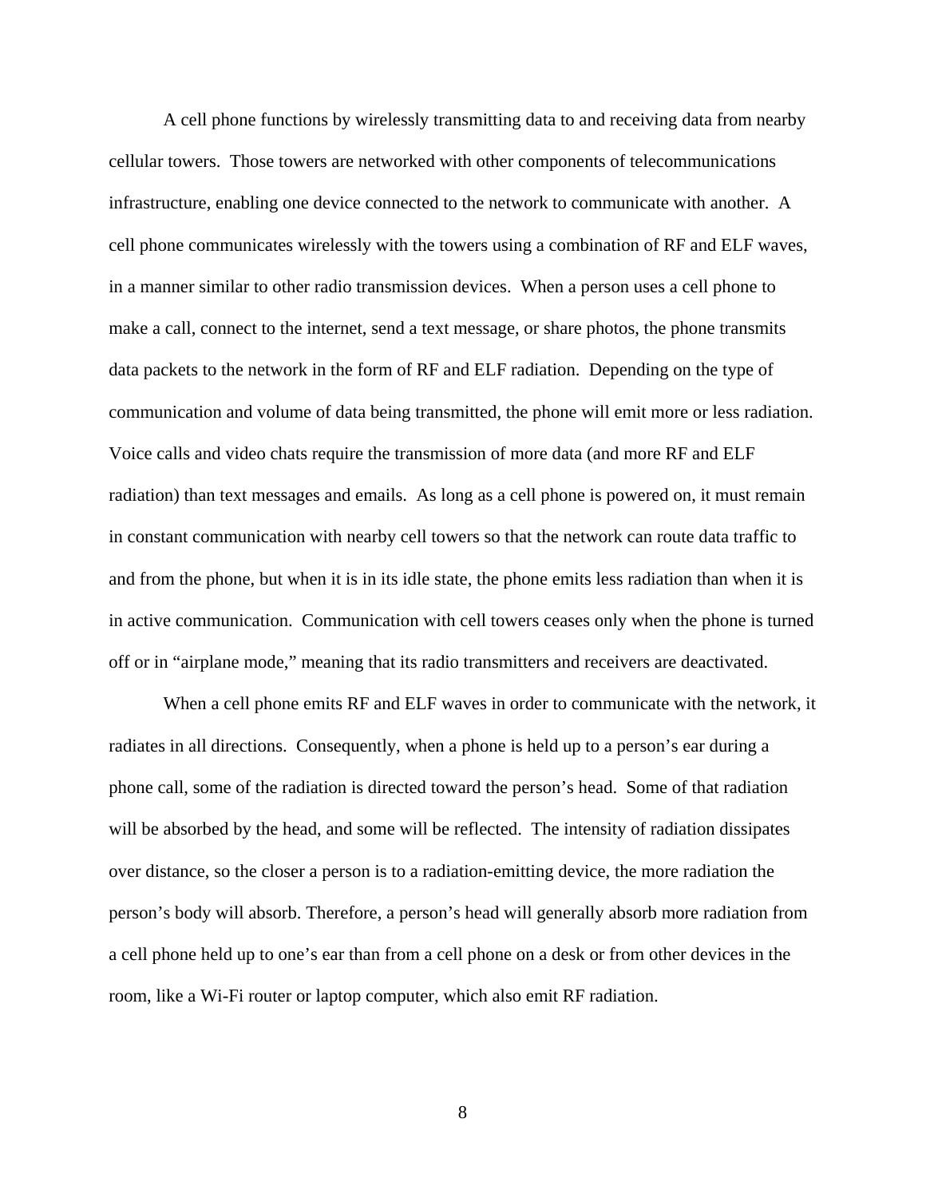A cell phone functions by wirelessly transmitting data to and receiving data from nearby cellular towers. Those towers are networked with other components of telecommunications infrastructure, enabling one device connected to the network to communicate with another. A cell phone communicates wirelessly with the towers using a combination of RF and ELF waves, in a manner similar to other radio transmission devices. When a person uses a cell phone to make a call, connect to the internet, send a text message, or share photos, the phone transmits data packets to the network in the form of RF and ELF radiation. Depending on the type of communication and volume of data being transmitted, the phone will emit more or less radiation. Voice calls and video chats require the transmission of more data (and more RF and ELF radiation) than text messages and emails. As long as a cell phone is powered on, it must remain in constant communication with nearby cell towers so that the network can route data traffic to and from the phone, but when it is in its idle state, the phone emits less radiation than when it is in active communication. Communication with cell towers ceases only when the phone is turned off or in "airplane mode," meaning that its radio transmitters and receivers are deactivated.

When a cell phone emits RF and ELF waves in order to communicate with the network, it radiates in all directions. Consequently, when a phone is held up to a person's ear during a phone call, some of the radiation is directed toward the person's head. Some of that radiation will be absorbed by the head, and some will be reflected. The intensity of radiation dissipates over distance, so the closer a person is to a radiation-emitting device, the more radiation the person's body will absorb. Therefore, a person's head will generally absorb more radiation from a cell phone held up to one's ear than from a cell phone on a desk or from other devices in the room, like a Wi-Fi router or laptop computer, which also emit RF radiation.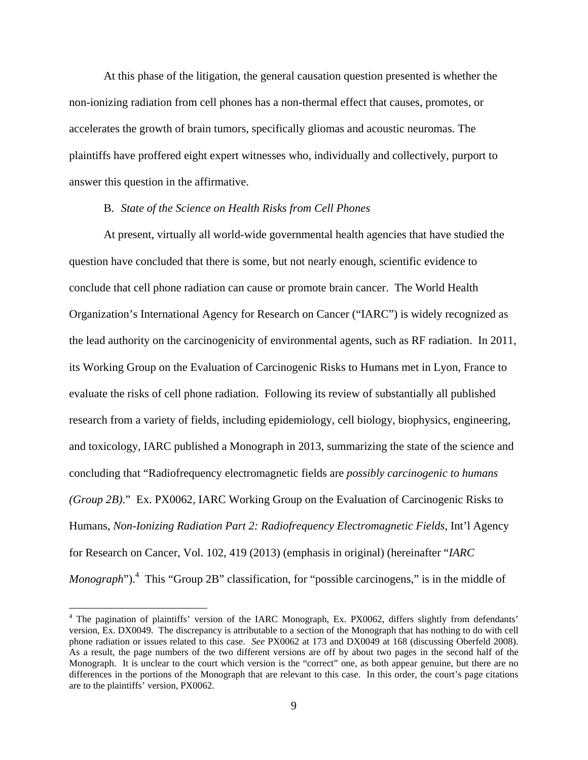At this phase of the litigation, the general causation question presented is whether the non-ionizing radiation from cell phones has a non-thermal effect that causes, promotes, or accelerates the growth of brain tumors, specifically gliomas and acoustic neuromas. The plaintiffs have proffered eight expert witnesses who, individually and collectively, purport to answer this question in the affirmative.

B. *State of the Science on Health Risks from Cell Phones*

At present, virtually all world-wide governmental health agencies that have studied the question have concluded that there is some, but not nearly enough, scientific evidence to conclude that cell phone radiation can cause or promote brain cancer. The World Health Organization's International Agency for Research on Cancer ("IARC") is widely recognized as the lead authority on the carcinogenicity of environmental agents, such as RF radiation. In 2011, its Working Group on the Evaluation of Carcinogenic Risks to Humans met in Lyon, France to evaluate the risks of cell phone radiation. Following its review of substantially all published research from a variety of fields, including epidemiology, cell biology, biophysics, engineering, and toxicology, IARC published a Monograph in 2013, summarizing the state of the science and concluding that "Radiofrequency electromagnetic fields are *possibly carcinogenic to humans (Group 2B)*." Ex. PX0062, IARC Working Group on the Evaluation of Carcinogenic Risks to Humans, *Non-Ionizing Radiation Part 2: Radiofrequency Electromagnetic Fields*, Int'l Agency for Research on Cancer, Vol. 102, 419 (2013) (emphasis in original) (hereinafter "*IARC Monograph*").[4] This "Group 2B" classification, for "possible carcinogens," is in the middle of

[4] The pagination of plaintiffs' version of the IARC Monograph, Ex. PX0062, differs slightly from defendants' version, Ex. DX0049. The discrepancy is attributable to a section of the Monograph that has nothing to do with cell phone radiation or issues related to this case. *See* PX0062 at 173 and DX0049 at 168 (discussing Oberfeld 2008). As a result, the page numbers of the two different versions are off by about two pages in the second half of the Monograph. It is unclear to the court which version is the "correct" one, as both appear genuine, but there are no differences in the portions of the Monograph that are relevant to this case. In this order, the court's page citations are to the plaintiffs' version, PX0062.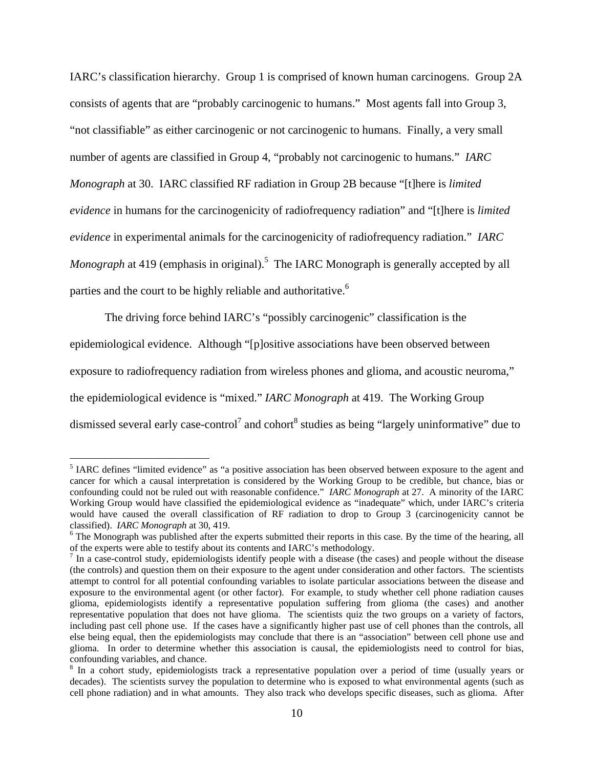IARC's classification hierarchy. Group 1 is comprised of known human carcinogens. Group 2A consists of agents that are "probably carcinogenic to humans." Most agents fall into Group 3, "not classifiable" as either carcinogenic or not carcinogenic to humans. Finally, a very small number of agents are classified in Group 4, "probably not carcinogenic to humans." *IARC Monograph* at 30. IARC classified RF radiation in Group 2B because "[t]here is *limited evidence* in humans for the carcinogenicity of radiofrequency radiation" and "[t]here is *limited evidence* in experimental animals for the carcinogenicity of radiofrequency radiation." *IARC Monograph* at 419 (emphasis in original).[5] The IARC Monograph is generally accepted by all parties and the court to be highly reliable and authoritative.[6]

The driving force behind IARC's "possibly carcinogenic" classification is the epidemiological evidence. Although "[p]ositive associations have been observed between exposure to radiofrequency radiation from wireless phones and glioma, and acoustic neuroma," the epidemiological evidence is "mixed." *IARC Monograph* at 419. The Working Group dismissed several early case-control[7] and cohort[8] studies as being "largely uninformative" due to

---

[5] IARC defines "limited evidence" as "a positive association has been observed between exposure to the agent and cancer for which a causal interpretation is considered by the Working Group to be credible, but chance, bias or confounding could not be ruled out with reasonable confidence." *IARC Monograph* at 27. A minority of the IARC Working Group would have classified the epidemiological evidence as "inadequate" which, under IARC's criteria would have caused the overall classification of RF radiation to drop to Group 3 (carcinogenicity cannot be classified). *IARC Monograph* at 30, 419.

[6] The Monograph was published after the experts submitted their reports in this case. By the time of the hearing, all of the experts were able to testify about its contents and IARC's methodology.

[7] In a case-control study, epidemiologists identify people with a disease (the cases) and people without the disease (the controls) and question them on their exposure to the agent under consideration and other factors. The scientists attempt to control for all potential confounding variables to isolate particular associations between the disease and exposure to the environmental agent (or other factor). For example, to study whether cell phone radiation causes glioma, epidemiologists identify a representative population suffering from glioma (the cases) and another representative population that does not have glioma. The scientists quiz the two groups on a variety of factors, including past cell phone use. If the cases have a significantly higher past use of cell phones than the controls, all else being equal, then the epidemiologists may conclude that there is an "association" between cell phone use and glioma. In order to determine whether this association is causal, the epidemiologists need to control for bias, confounding variables, and chance.

[8] In a cohort study, epidemiologists track a representative population over a period of time (usually years or decades). The scientists survey the population to determine who is exposed to what environmental agents (such as cell phone radiation) and in what amounts. They also track who develops specific diseases, such as glioma. After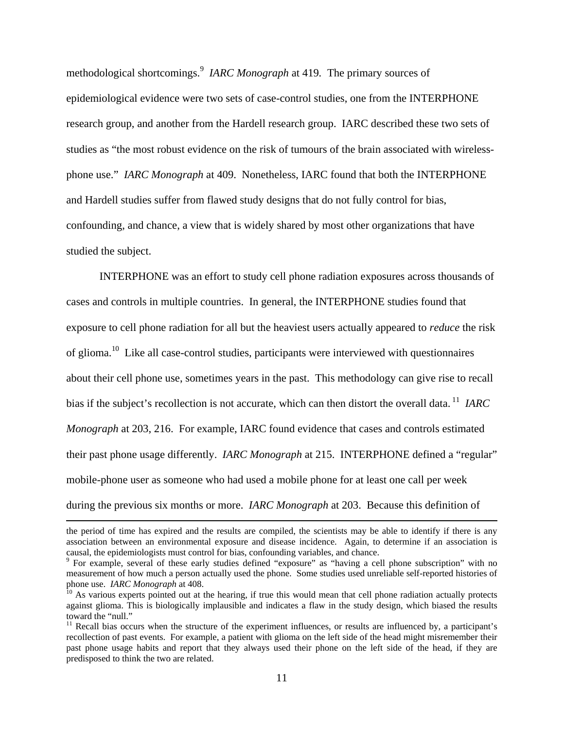methodological shortcomings.[9] *IARC Monograph* at 419. The primary sources of epidemiological evidence were two sets of case-control studies, one from the INTERPHONE research group, and another from the Hardell research group. IARC described these two sets of studies as "the most robust evidence on the risk of tumours of the brain associated with wireless-phone use." *IARC Monograph* at 409. Nonetheless, IARC found that both the INTERPHONE and Hardell studies suffer from flawed study designs that do not fully control for bias, confounding, and chance, a view that is widely shared by most other organizations that have studied the subject.

INTERPHONE was an effort to study cell phone radiation exposures across thousands of cases and controls in multiple countries. In general, the INTERPHONE studies found that exposure to cell phone radiation for all but the heaviest users actually appeared to *reduce* the risk of glioma.[10] Like all case-control studies, participants were interviewed with questionnaires about their cell phone use, sometimes years in the past. This methodology can give rise to recall bias if the subject's recollection is not accurate, which can then distort the overall data.[11] *IARC Monograph* at 203, 216. For example, IARC found evidence that cases and controls estimated their past phone usage differently. *IARC Monograph* at 215. INTERPHONE defined a "regular" mobile-phone user as someone who had used a mobile phone for at least one call per week during the previous six months or more. *IARC Monograph* at 203. Because this definition of

---

the period of time has expired and the results are compiled, the scientists may be able to identify if there is any association between an environmental exposure and disease incidence. Again, to determine if an association is causal, the epidemiologists must control for bias, confounding variables, and chance.

[9] For example, several of these early studies defined "exposure" as "having a cell phone subscription" with no measurement of how much a person actually used the phone. Some studies used unreliable self-reported histories of phone use. *IARC Monograph* at 408.

[10] As various experts pointed out at the hearing, if true this would mean that cell phone radiation actually protects against glioma. This is biologically implausible and indicates a flaw in the study design, which biased the results toward the "null."

[11] Recall bias occurs when the structure of the experiment influences, or results are influenced by, a participant's recollection of past events. For example, a patient with glioma on the left side of the head might misremember their past phone usage habits and report that they always used their phone on the left side of the head, if they are predisposed to think the two are related.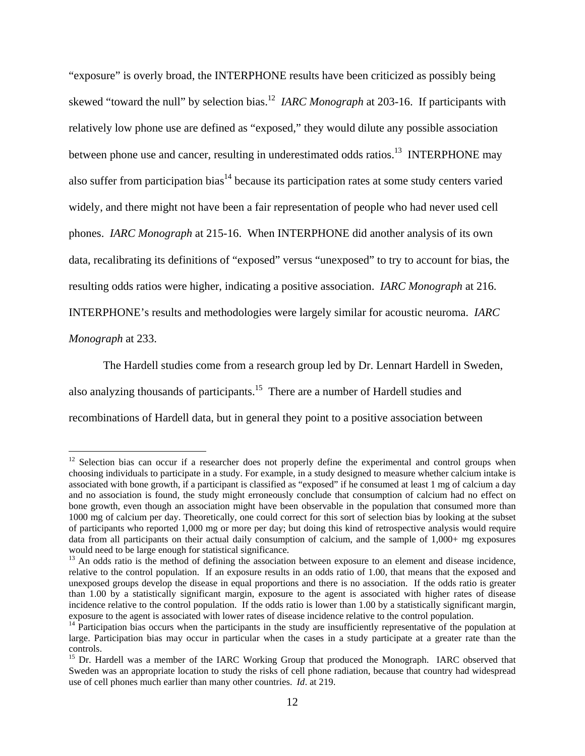"exposure" is overly broad, the INTERPHONE results have been criticized as possibly being skewed "toward the null" by selection bias.[12] *IARC Monograph* at 203-16. If participants with relatively low phone use are defined as "exposed," they would dilute any possible association between phone use and cancer, resulting in underestimated odds ratios.[13] INTERPHONE may also suffer from participation bias[14] because its participation rates at some study centers varied widely, and there might not have been a fair representation of people who had never used cell phones. *IARC Monograph* at 215-16. When INTERPHONE did another analysis of its own data, recalibrating its definitions of "exposed" versus "unexposed" to try to account for bias, the resulting odds ratios were higher, indicating a positive association. *IARC Monograph* at 216. INTERPHONE's results and methodologies were largely similar for acoustic neuroma. *IARC Monograph* at 233.

The Hardell studies come from a research group led by Dr. Lennart Hardell in Sweden, also analyzing thousands of participants.[15] There are a number of Hardell studies and recombinations of Hardell data, but in general they point to a positive association between

---

[12] Selection bias can occur if a researcher does not properly define the experimental and control groups when choosing individuals to participate in a study. For example, in a study designed to measure whether calcium intake is associated with bone growth, if a participant is classified as "exposed" if he consumed at least 1 mg of calcium a day and no association is found, the study might erroneously conclude that consumption of calcium had no effect on bone growth, even though an association might have been observable in the population that consumed more than 1000 mg of calcium per day. Theoretically, one could correct for this sort of selection bias by looking at the subset of participants who reported 1,000 mg or more per day; but doing this kind of retrospective analysis would require data from all participants on their actual daily consumption of calcium, and the sample of 1,000+ mg exposures would need to be large enough for statistical significance.

[13] An odds ratio is the method of defining the association between exposure to an element and disease incidence, relative to the control population. If an exposure results in an odds ratio of 1.00, that means that the exposed and unexposed groups develop the disease in equal proportions and there is no association. If the odds ratio is greater than 1.00 by a statistically significant margin, exposure to the agent is associated with higher rates of disease incidence relative to the control population. If the odds ratio is lower than 1.00 by a statistically significant margin, exposure to the agent is associated with lower rates of disease incidence relative to the control population.

[14] Participation bias occurs when the participants in the study are insufficiently representative of the population at large. Participation bias may occur in particular when the cases in a study participate at a greater rate than the controls.

[15] Dr. Hardell was a member of the IARC Working Group that produced the Monograph. IARC observed that Sweden was an appropriate location to study the risks of cell phone radiation, because that country had widespread use of cell phones much earlier than many other countries. *Id*. at 219.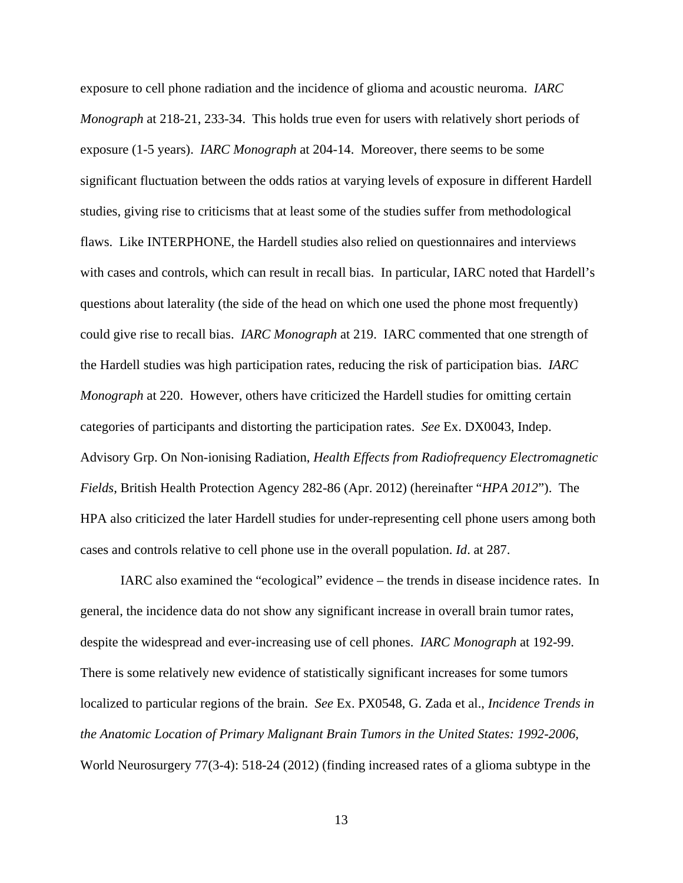exposure to cell phone radiation and the incidence of glioma and acoustic neuroma. *IARC Monograph* at 218-21, 233-34. This holds true even for users with relatively short periods of exposure (1-5 years). *IARC Monograph* at 204-14. Moreover, there seems to be some significant fluctuation between the odds ratios at varying levels of exposure in different Hardell studies, giving rise to criticisms that at least some of the studies suffer from methodological flaws. Like INTERPHONE, the Hardell studies also relied on questionnaires and interviews with cases and controls, which can result in recall bias. In particular, IARC noted that Hardell's questions about laterality (the side of the head on which one used the phone most frequently) could give rise to recall bias. *IARC Monograph* at 219. IARC commented that one strength of the Hardell studies was high participation rates, reducing the risk of participation bias. *IARC Monograph* at 220. However, others have criticized the Hardell studies for omitting certain categories of participants and distorting the participation rates. *See* Ex. DX0043, Indep. Advisory Grp. On Non-ionising Radiation, *Health Effects from Radiofrequency Electromagnetic Fields*, British Health Protection Agency 282-86 (Apr. 2012) (hereinafter "*HPA 2012*"). The HPA also criticized the later Hardell studies for under-representing cell phone users among both cases and controls relative to cell phone use in the overall population. *Id*. at 287.

IARC also examined the "ecological" evidence – the trends in disease incidence rates. In general, the incidence data do not show any significant increase in overall brain tumor rates, despite the widespread and ever-increasing use of cell phones. *IARC Monograph* at 192-99. There is some relatively new evidence of statistically significant increases for some tumors localized to particular regions of the brain. *See* Ex. PX0548, G. Zada et al., *Incidence Trends in the Anatomic Location of Primary Malignant Brain Tumors in the United States: 1992-2006*, World Neurosurgery 77(3-4): 518-24 (2012) (finding increased rates of a glioma subtype in the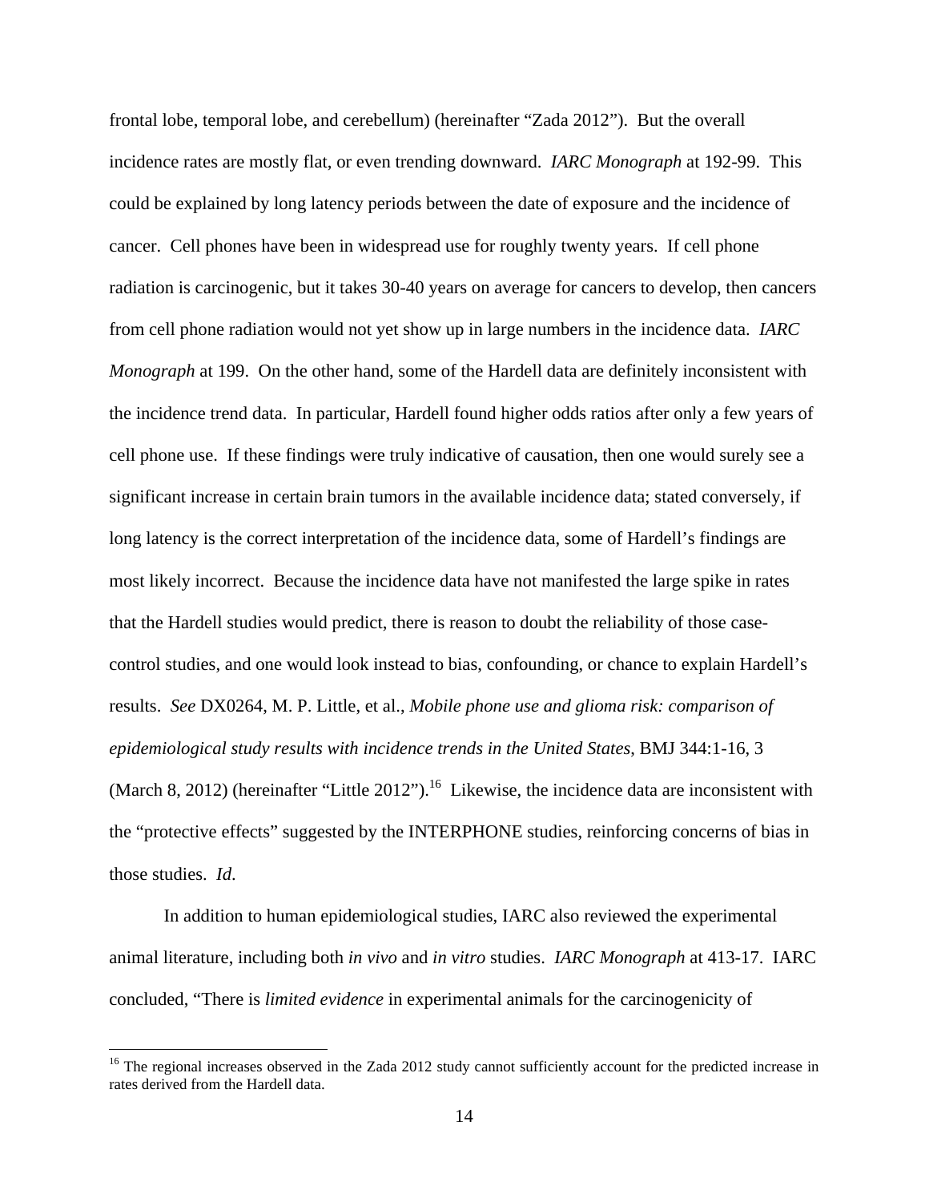frontal lobe, temporal lobe, and cerebellum) (hereinafter "Zada 2012"). But the overall incidence rates are mostly flat, or even trending downward. *IARC Monograph* at 192-99. This could be explained by long latency periods between the date of exposure and the incidence of cancer. Cell phones have been in widespread use for roughly twenty years. If cell phone radiation is carcinogenic, but it takes 30-40 years on average for cancers to develop, then cancers from cell phone radiation would not yet show up in large numbers in the incidence data. *IARC Monograph* at 199. On the other hand, some of the Hardell data are definitely inconsistent with the incidence trend data. In particular, Hardell found higher odds ratios after only a few years of cell phone use. If these findings were truly indicative of causation, then one would surely see a significant increase in certain brain tumors in the available incidence data; stated conversely, if long latency is the correct interpretation of the incidence data, some of Hardell's findings are most likely incorrect. Because the incidence data have not manifested the large spike in rates that the Hardell studies would predict, there is reason to doubt the reliability of those case-control studies, and one would look instead to bias, confounding, or chance to explain Hardell's results. *See* DX0264, M. P. Little, et al., *Mobile phone use and glioma risk: comparison of epidemiological study results with incidence trends in the United States*, BMJ 344:1-16, 3 (March 8, 2012) (hereinafter "Little 2012").[16] Likewise, the incidence data are inconsistent with the "protective effects" suggested by the INTERPHONE studies, reinforcing concerns of bias in those studies. *Id.*

In addition to human epidemiological studies, IARC also reviewed the experimental animal literature, including both *in vivo* and *in vitro* studies. *IARC Monograph* at 413-17. IARC concluded, "There is *limited evidence* in experimental animals for the carcinogenicity of

[16] The regional increases observed in the Zada 2012 study cannot sufficiently account for the predicted increase in rates derived from the Hardell data.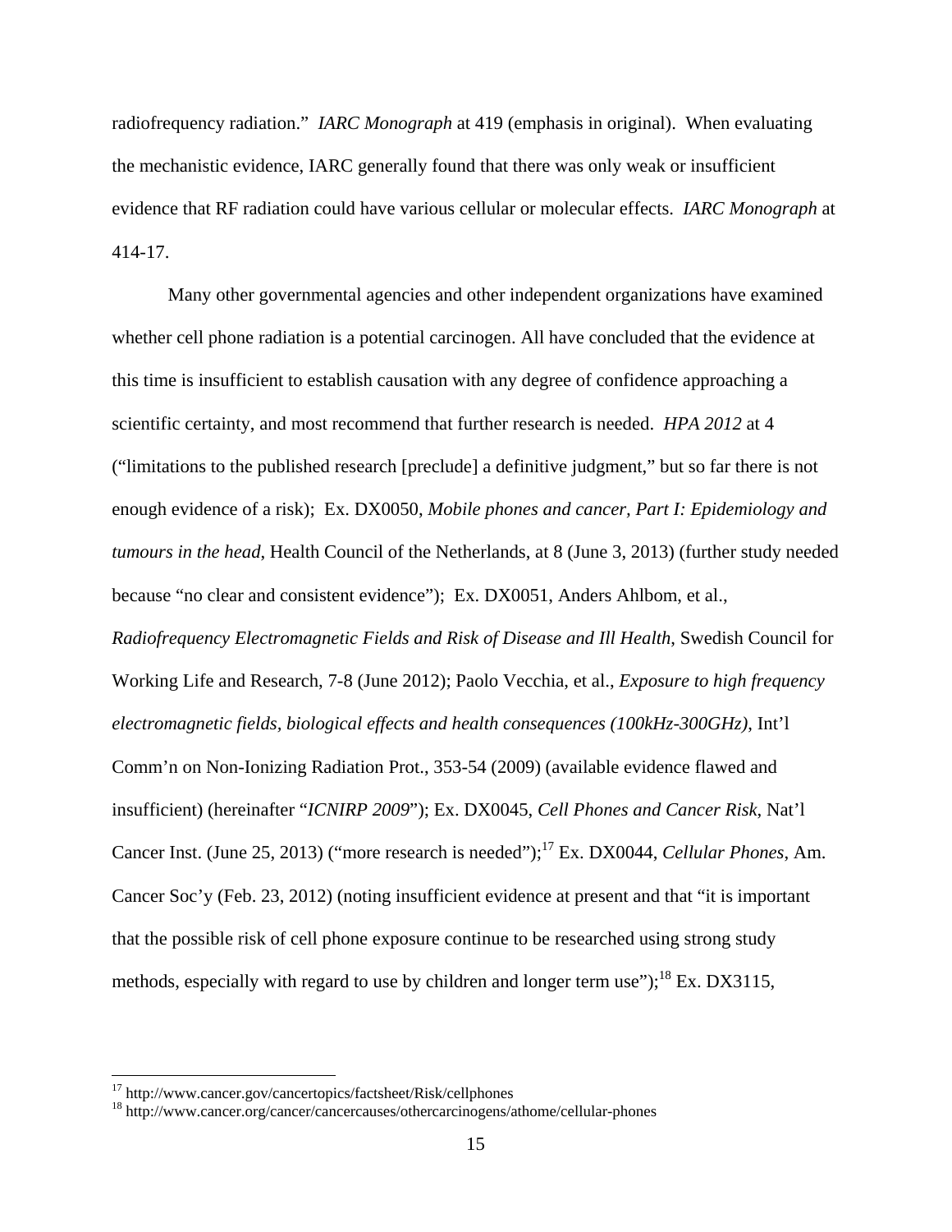radiofrequency radiation." *IARC Monograph* at 419 (emphasis in original). When evaluating the mechanistic evidence, IARC generally found that there was only weak or insufficient evidence that RF radiation could have various cellular or molecular effects. *IARC Monograph* at 414-17.

Many other governmental agencies and other independent organizations have examined whether cell phone radiation is a potential carcinogen. All have concluded that the evidence at this time is insufficient to establish causation with any degree of confidence approaching a scientific certainty, and most recommend that further research is needed. *HPA 2012* at 4 ("limitations to the published research [preclude] a definitive judgment," but so far there is not enough evidence of a risk); Ex. DX0050, *Mobile phones and cancer, Part I: Epidemiology and tumours in the head*, Health Council of the Netherlands, at 8 (June 3, 2013) (further study needed because "no clear and consistent evidence"); Ex. DX0051, Anders Ahlbom, et al., *Radiofrequency Electromagnetic Fields and Risk of Disease and Ill Health,* Swedish Council for Working Life and Research, 7-8 (June 2012); Paolo Vecchia, et al., *Exposure to high frequency electromagnetic fields, biological effects and health consequences (100kHz-300GHz)*, Int'l Comm'n on Non-Ionizing Radiation Prot., 353-54 (2009) (available evidence flawed and insufficient) (hereinafter "*ICNIRP 2009*"); Ex. DX0045, *Cell Phones and Cancer Risk*, Nat'l Cancer Inst. (June 25, 2013) ("more research is needed");[17] Ex. DX0044, *Cellular Phones*, Am. Cancer Soc'y (Feb. 23, 2012) (noting insufficient evidence at present and that "it is important that the possible risk of cell phone exposure continue to be researched using strong study methods, especially with regard to use by children and longer term use");[18] Ex. DX3115,

[17] http://www.cancer.gov/cancertopics/factsheet/Risk/cellphones

[18] http://www.cancer.org/cancer/cancercauses/othercarcinogens/athome/cellular-phones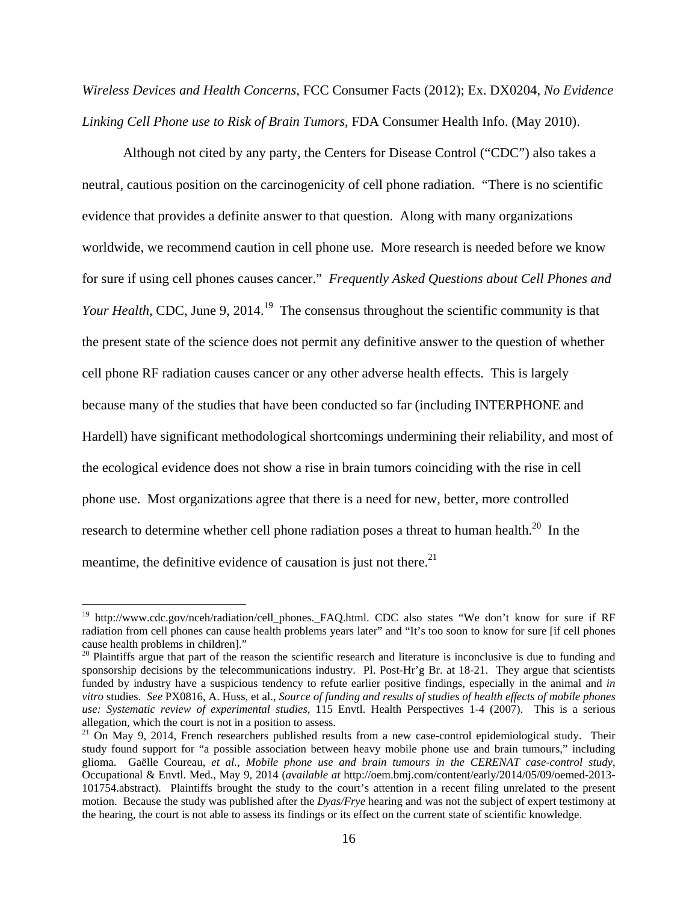*Wireless Devices and Health Concerns*, FCC Consumer Facts (2012); Ex. DX0204, *No Evidence Linking Cell Phone use to Risk of Brain Tumors*, FDA Consumer Health Info. (May 2010).

Although not cited by any party, the Centers for Disease Control ("CDC") also takes a neutral, cautious position on the carcinogenicity of cell phone radiation. "There is no scientific evidence that provides a definite answer to that question. Along with many organizations worldwide, we recommend caution in cell phone use. More research is needed before we know for sure if using cell phones causes cancer." *Frequently Asked Questions about Cell Phones and Your Health*, CDC, June 9, 2014.[19] The consensus throughout the scientific community is that the present state of the science does not permit any definitive answer to the question of whether cell phone RF radiation causes cancer or any other adverse health effects. This is largely because many of the studies that have been conducted so far (including INTERPHONE and Hardell) have significant methodological shortcomings undermining their reliability, and most of the ecological evidence does not show a rise in brain tumors coinciding with the rise in cell phone use. Most organizations agree that there is a need for new, better, more controlled research to determine whether cell phone radiation poses a threat to human health.[20] In the meantime, the definitive evidence of causation is just not there.[21]

---

[19] http://www.cdc.gov/nceh/radiation/cell_phones._FAQ.html. CDC also states "We don't know for sure if RF radiation from cell phones can cause health problems years later" and "It's too soon to know for sure [if cell phones cause health problems in children]."

[20] Plaintiffs argue that part of the reason the scientific research and literature is inconclusive is due to funding and sponsorship decisions by the telecommunications industry. Pl. Post-Hr'g Br. at 18-21. They argue that scientists funded by industry have a suspicious tendency to refute earlier positive findings, especially in the animal and *in vitro* studies. *See* PX0816, A. Huss, et al., *Source of funding and results of studies of health effects of mobile phones use: Systematic review of experimental studies*, 115 Envtl. Health Perspectives 1-4 (2007). This is a serious allegation, which the court is not in a position to assess.

[21] On May 9, 2014, French researchers published results from a new case-control epidemiological study. Their study found support for "a possible association between heavy mobile phone use and brain tumours," including glioma. Gaëlle Coureau, *et al.*, *Mobile phone use and brain tumours in the CERENAT case-control study*, Occupational & Envtl. Med., May 9, 2014 (*available at* http://oem.bmj.com/content/early/2014/05/09/oemed-2013-101754.abstract). Plaintiffs brought the study to the court's attention in a recent filing unrelated to the present motion. Because the study was published after the *Dyas/Frye* hearing and was not the subject of expert testimony at the hearing, the court is not able to assess its findings or its effect on the current state of scientific knowledge.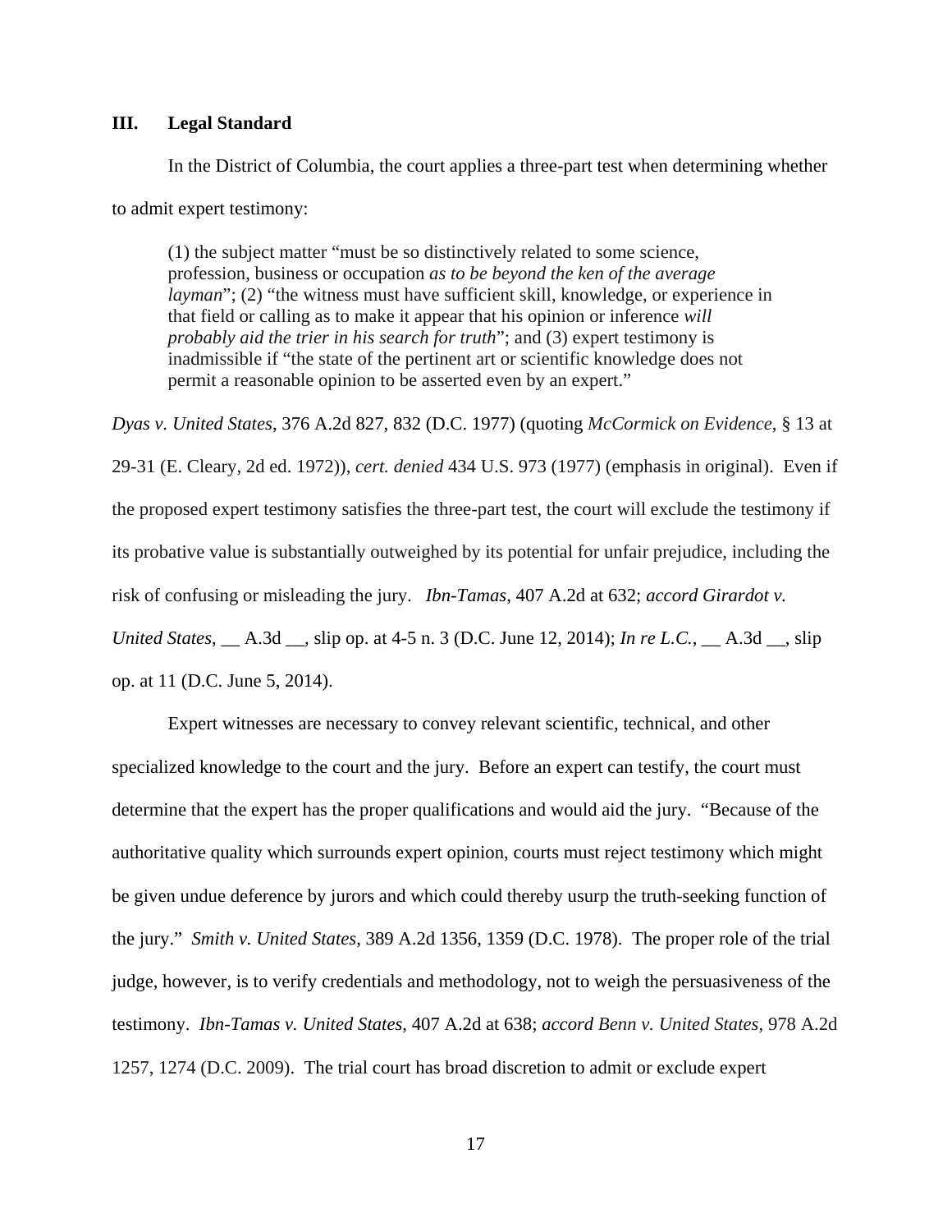### III. Legal Standard

In the District of Columbia, the court applies a three-part test when determining whether to admit expert testimony:

> (1) the subject matter "must be so distinctively related to some science, profession, business or occupation *as to be beyond the ken of the average layman*"; (2) "the witness must have sufficient skill, knowledge, or experience in that field or calling as to make it appear that his opinion or inference *will probably aid the trier in his search for truth*"; and (3) expert testimony is inadmissible if "the state of the pertinent art or scientific knowledge does not permit a reasonable opinion to be asserted even by an expert."

*Dyas v. United States*, 376 A.2d 827, 832 (D.C. 1977) (quoting *McCormick on Evidence*, § 13 at 29-31 (E. Cleary, 2d ed. 1972)), *cert. denied* 434 U.S. 973 (1977) (emphasis in original). Even if the proposed expert testimony satisfies the three-part test, the court will exclude the testimony if its probative value is substantially outweighed by its potential for unfair prejudice, including the risk of confusing or misleading the jury. *Ibn-Tamas*, 407 A.2d at 632; *accord Girardot v. United States*, __ A.3d __, slip op. at 4-5 n. 3 (D.C. June 12, 2014); *In re L.C.*, __ A.3d __, slip op. at 11 (D.C. June 5, 2014).

Expert witnesses are necessary to convey relevant scientific, technical, and other specialized knowledge to the court and the jury. Before an expert can testify, the court must determine that the expert has the proper qualifications and would aid the jury. "Because of the authoritative quality which surrounds expert opinion, courts must reject testimony which might be given undue deference by jurors and which could thereby usurp the truth-seeking function of the jury." *Smith v. United States*, 389 A.2d 1356, 1359 (D.C. 1978). The proper role of the trial judge, however, is to verify credentials and methodology, not to weigh the persuasiveness of the testimony. *Ibn-Tamas v. United States*, 407 A.2d at 638; *accord Benn v. United States*, 978 A.2d 1257, 1274 (D.C. 2009). The trial court has broad discretion to admit or exclude expert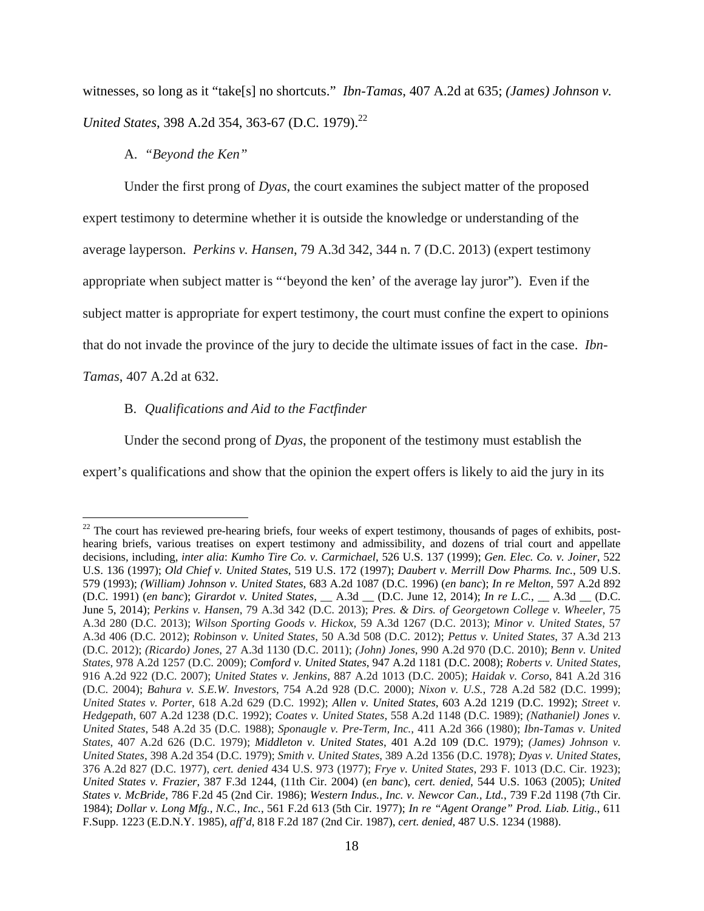witnesses, so long as it "take[s] no shortcuts." *Ibn-Tamas*, 407 A.2d at 635; *(James) Johnson v. United States*, 398 A.2d 354, 363-67 (D.C. 1979).[22]

A. *"Beyond the Ken"*

Under the first prong of *Dyas*, the court examines the subject matter of the proposed expert testimony to determine whether it is outside the knowledge or understanding of the average layperson. *Perkins v. Hansen*, 79 A.3d 342, 344 n. 7 (D.C. 2013) (expert testimony appropriate when subject matter is "'beyond the ken' of the average lay juror"). Even if the subject matter is appropriate for expert testimony, the court must confine the expert to opinions that do not invade the province of the jury to decide the ultimate issues of fact in the case. *Ibn-Tamas*, 407 A.2d at 632.

B. *Qualifications and Aid to the Factfinder*

Under the second prong of *Dyas*, the proponent of the testimony must establish the expert's qualifications and show that the opinion the expert offers is likely to aid the jury in its

---

[22] The court has reviewed pre-hearing briefs, four weeks of expert testimony, thousands of pages of exhibits, post-hearing briefs, various treatises on expert testimony and admissibility, and dozens of trial court and appellate decisions, including, *inter alia*: *Kumho Tire Co. v. Carmichael*, 526 U.S. 137 (1999); *Gen. Elec. Co. v. Joiner*, 522 U.S. 136 (1997); *Old Chief v. United States*, 519 U.S. 172 (1997); *Daubert v. Merrill Dow Pharms. Inc.*, 509 U.S. 579 (1993); *(William) Johnson v. United States*, 683 A.2d 1087 (D.C. 1996) (*en banc*); *In re Melton*, 597 A.2d 892 (D.C. 1991) (*en banc*); *Girardot v. United States*, __ A.3d __ (D.C. June 12, 2014); *In re L.C.*, __ A.3d __ (D.C. June 5, 2014); *Perkins v. Hansen*, 79 A.3d 342 (D.C. 2013); *Pres. & Dirs. of Georgetown College v. Wheeler*, 75 A.3d 280 (D.C. 2013); *Wilson Sporting Goods v. Hickox*, 59 A.3d 1267 (D.C. 2013); *Minor v. United States*, 57 A.3d 406 (D.C. 2012); *Robinson v. United States*, 50 A.3d 508 (D.C. 2012); *Pettus v. United States*, 37 A.3d 213 (D.C. 2012); *(Ricardo) Jones*, 27 A.3d 1130 (D.C. 2011); *(John) Jones*, 990 A.2d 970 (D.C. 2010); *Benn v. United States*, 978 A.2d 1257 (D.C. 2009); *Comford v. United States*, 947 A.2d 1181 (D.C. 2008); *Roberts v. United States*, 916 A.2d 922 (D.C. 2007); *United States v. Jenkins*, 887 A.2d 1013 (D.C. 2005); *Haidak v. Corso*, 841 A.2d 316 (D.C. 2004); *Bahura v. S.E.W. Investors*, 754 A.2d 928 (D.C. 2000); *Nixon v. U.S.*, 728 A.2d 582 (D.C. 1999); *United States v. Porter*, 618 A.2d 629 (D.C. 1992); *Allen v. United States*, 603 A.2d 1219 (D.C. 1992); *Street v. Hedgepath*, 607 A.2d 1238 (D.C. 1992); *Coates v. United States*, 558 A.2d 1148 (D.C. 1989); *(Nathaniel) Jones v. United States*, 548 A.2d 35 (D.C. 1988); *Sponaugle v. Pre-Term, Inc.*, 411 A.2d 366 (1980); *Ibn-Tamas v. United States*, 407 A.2d 626 (D.C. 1979); *Middleton v. United States*, 401 A.2d 109 (D.C. 1979); *(James) Johnson v. United States*, 398 A.2d 354 (D.C. 1979); *Smith v. United States*, 389 A.2d 1356 (D.C. 1978); *Dyas v. United States*, 376 A.2d 827 (D.C. 1977), *cert. denied* 434 U.S. 973 (1977); *Frye v. United States*, 293 F. 1013 (D.C. Cir. 1923); *United States v. Frazier*, 387 F.3d 1244, (11th Cir. 2004) (*en banc*), *cert. denied*, 544 U.S. 1063 (2005); *United States v. McBride*, 786 F.2d 45 (2nd Cir. 1986); *Western Indus., Inc. v. Newcor Can., Ltd.*, 739 F.2d 1198 (7th Cir. 1984); *Dollar v. Long Mfg., N.C., Inc.*, 561 F.2d 613 (5th Cir. 1977); *In re "Agent Orange" Prod. Liab. Litig.*, 611 F.Supp. 1223 (E.D.N.Y. 1985), *aff'd*, 818 F.2d 187 (2nd Cir. 1987), *cert. denied*, 487 U.S. 1234 (1988).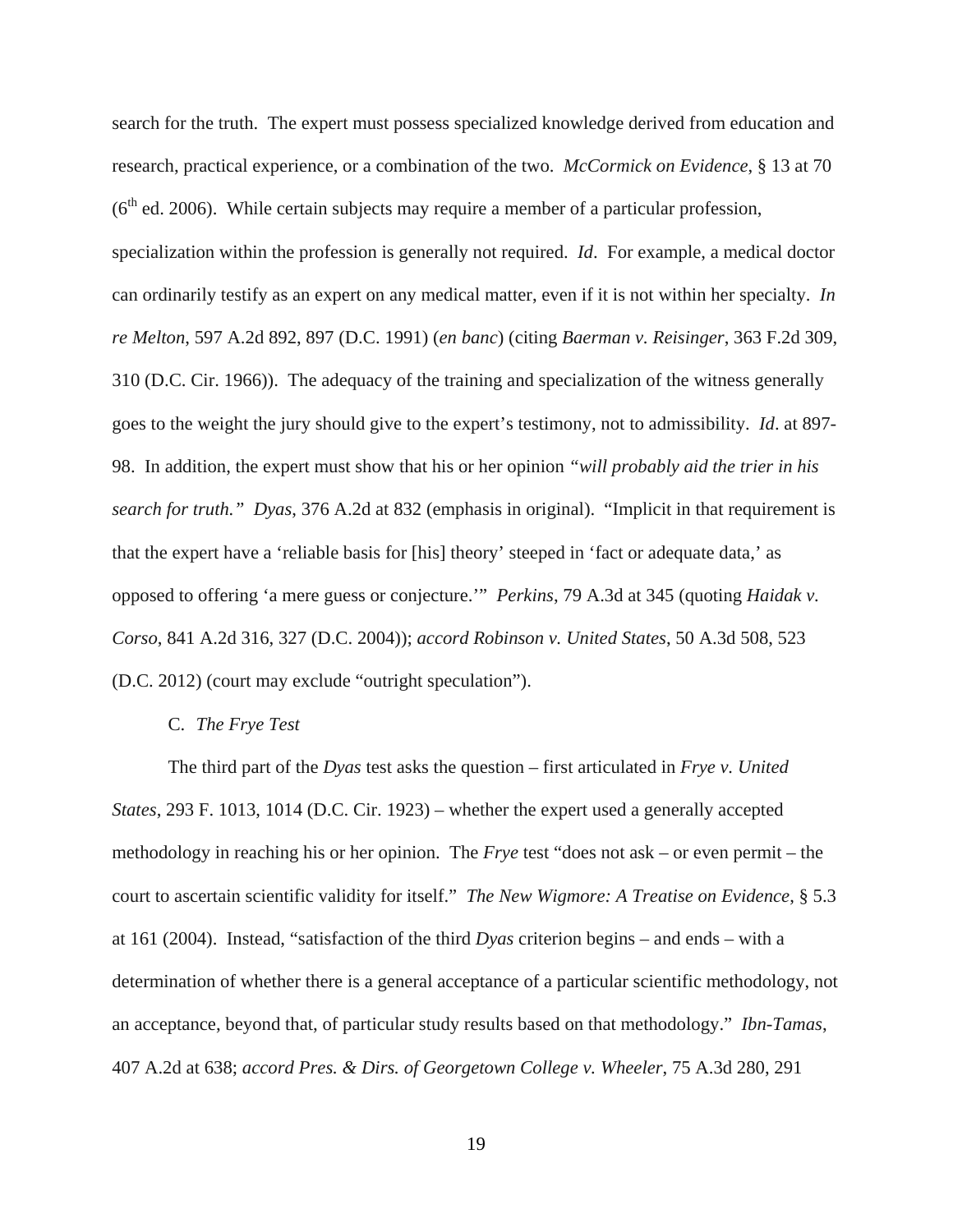search for the truth. The expert must possess specialized knowledge derived from education and research, practical experience, or a combination of the two. *McCormick on Evidence*, § 13 at 70 (6th ed. 2006). While certain subjects may require a member of a particular profession, specialization within the profession is generally not required. *Id*. For example, a medical doctor can ordinarily testify as an expert on any medical matter, even if it is not within her specialty. *In re Melton*, 597 A.2d 892, 897 (D.C. 1991) (*en banc*) (citing *Baerman v. Reisinger*, 363 F.2d 309, 310 (D.C. Cir. 1966)). The adequacy of the training and specialization of the witness generally goes to the weight the jury should give to the expert's testimony, not to admissibility. *Id*. at 897-98. In addition, the expert must show that his or her opinion *"will probably aid the trier in his search for truth."* *Dyas*, 376 A.2d at 832 (emphasis in original). "Implicit in that requirement is that the expert have a 'reliable basis for [his] theory' steeped in 'fact or adequate data,' as opposed to offering 'a mere guess or conjecture.'" *Perkins*, 79 A.3d at 345 (quoting *Haidak v. Corso*, 841 A.2d 316, 327 (D.C. 2004)); *accord Robinson v. United States*, 50 A.3d 508, 523 (D.C. 2012) (court may exclude "outright speculation").

C. *The Frye Test*

The third part of the *Dyas* test asks the question – first articulated in *Frye v. United States*, 293 F. 1013, 1014 (D.C. Cir. 1923) – whether the expert used a generally accepted methodology in reaching his or her opinion. The *Frye* test "does not ask – or even permit – the court to ascertain scientific validity for itself." *The New Wigmore: A Treatise on Evidence*, § 5.3 at 161 (2004). Instead, "satisfaction of the third *Dyas* criterion begins – and ends – with a determination of whether there is a general acceptance of a particular scientific methodology, not an acceptance, beyond that, of particular study results based on that methodology." *Ibn-Tamas*, 407 A.2d at 638; *accord Pres. & Dirs. of Georgetown College v. Wheeler*, 75 A.3d 280, 291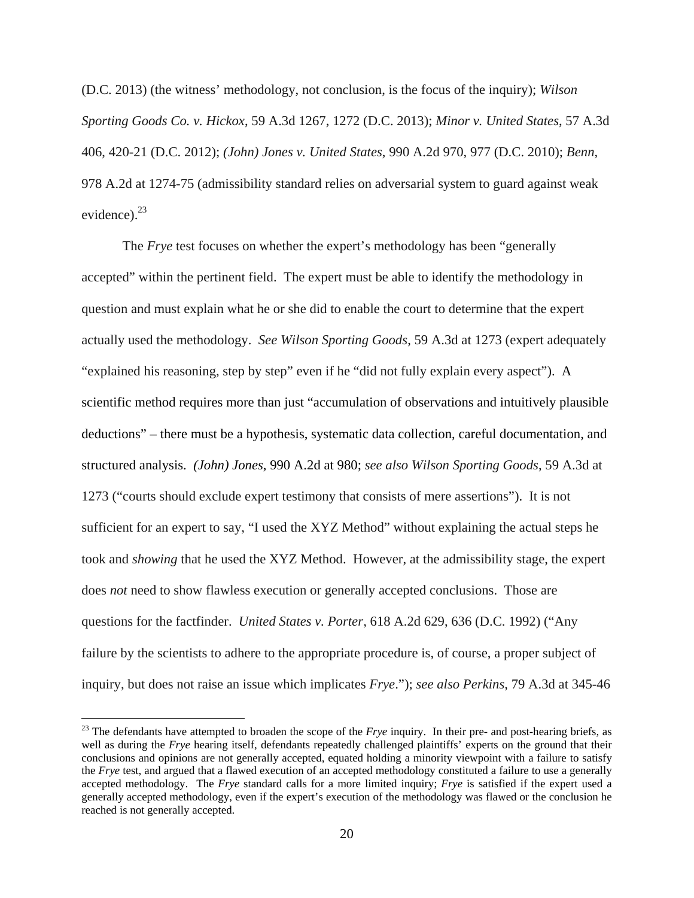(D.C. 2013) (the witness' methodology, not conclusion, is the focus of the inquiry); *Wilson Sporting Goods Co. v. Hickox*, 59 A.3d 1267, 1272 (D.C. 2013); *Minor v. United States*, 57 A.3d 406, 420-21 (D.C. 2012); *(John) Jones v. United States*, 990 A.2d 970, 977 (D.C. 2010); *Benn*, 978 A.2d at 1274-75 (admissibility standard relies on adversarial system to guard against weak evidence).[23]

The *Frye* test focuses on whether the expert's methodology has been "generally accepted" within the pertinent field. The expert must be able to identify the methodology in question and must explain what he or she did to enable the court to determine that the expert actually used the methodology. *See Wilson Sporting Goods*, 59 A.3d at 1273 (expert adequately "explained his reasoning, step by step" even if he "did not fully explain every aspect"). A scientific method requires more than just "accumulation of observations and intuitively plausible deductions" – there must be a hypothesis, systematic data collection, careful documentation, and structured analysis. *(John) Jones*, 990 A.2d at 980; *see also Wilson Sporting Goods*, 59 A.3d at 1273 ("courts should exclude expert testimony that consists of mere assertions"). It is not sufficient for an expert to say, "I used the XYZ Method" without explaining the actual steps he took and *showing* that he used the XYZ Method. However, at the admissibility stage, the expert does *not* need to show flawless execution or generally accepted conclusions. Those are questions for the factfinder. *United States v. Porter*, 618 A.2d 629, 636 (D.C. 1992) ("Any failure by the scientists to adhere to the appropriate procedure is, of course, a proper subject of inquiry, but does not raise an issue which implicates *Frye*."); *see also Perkins*, 79 A.3d at 345-46

---

[23] The defendants have attempted to broaden the scope of the *Frye* inquiry. In their pre- and post-hearing briefs, as well as during the *Frye* hearing itself, defendants repeatedly challenged plaintiffs' experts on the ground that their conclusions and opinions are not generally accepted, equated holding a minority viewpoint with a failure to satisfy the *Frye* test, and argued that a flawed execution of an accepted methodology constituted a failure to use a generally accepted methodology. The *Frye* standard calls for a more limited inquiry; *Frye* is satisfied if the expert used a generally accepted methodology, even if the expert's execution of the methodology was flawed or the conclusion he reached is not generally accepted.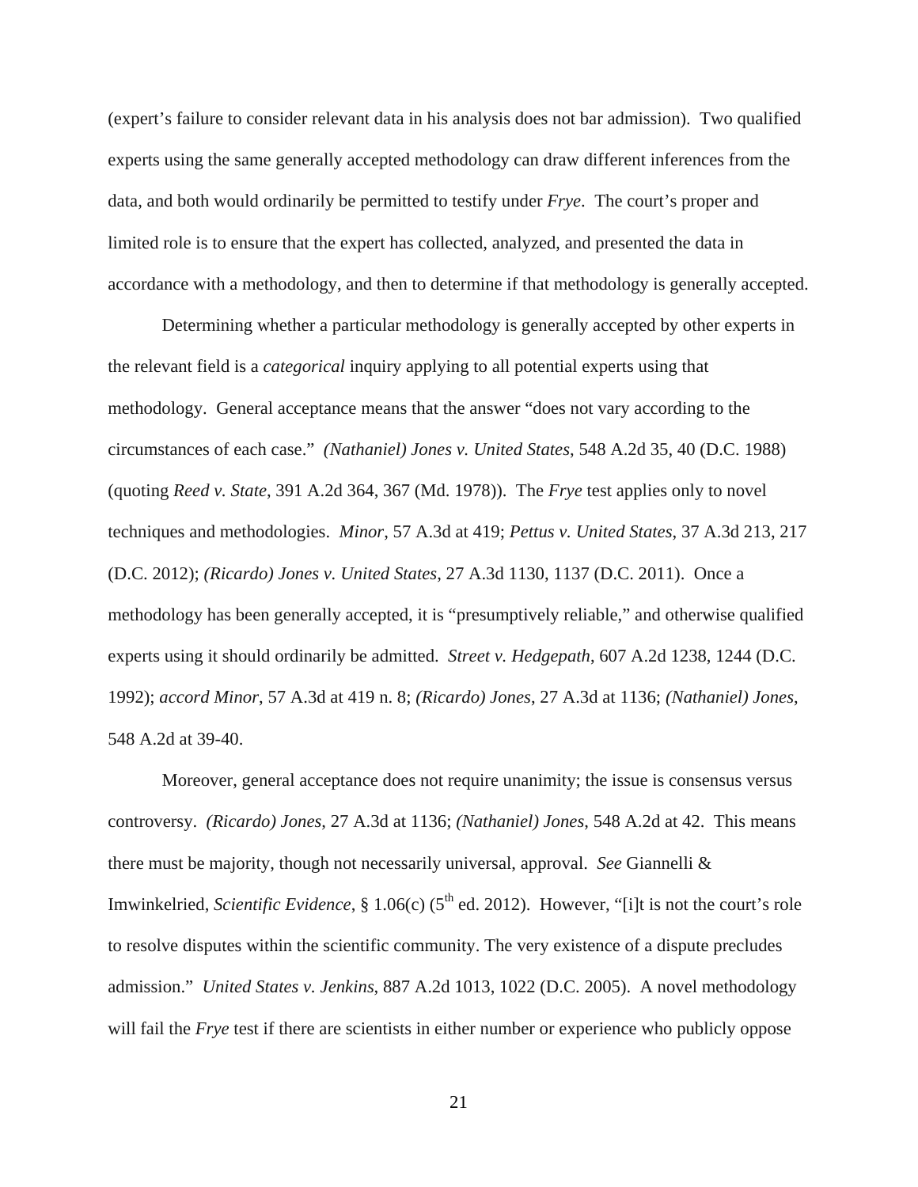(expert's failure to consider relevant data in his analysis does not bar admission). Two qualified experts using the same generally accepted methodology can draw different inferences from the data, and both would ordinarily be permitted to testify under *Frye*. The court's proper and limited role is to ensure that the expert has collected, analyzed, and presented the data in accordance with a methodology, and then to determine if that methodology is generally accepted.

Determining whether a particular methodology is generally accepted by other experts in the relevant field is a *categorical* inquiry applying to all potential experts using that methodology. General acceptance means that the answer "does not vary according to the circumstances of each case." *(Nathaniel) Jones v. United States*, 548 A.2d 35, 40 (D.C. 1988) (quoting *Reed v. State*, 391 A.2d 364, 367 (Md. 1978)). The *Frye* test applies only to novel techniques and methodologies. *Minor*, 57 A.3d at 419; *Pettus v. United States*, 37 A.3d 213, 217 (D.C. 2012); *(Ricardo) Jones v. United States*, 27 A.3d 1130, 1137 (D.C. 2011). Once a methodology has been generally accepted, it is "presumptively reliable," and otherwise qualified experts using it should ordinarily be admitted. *Street v. Hedgepath*, 607 A.2d 1238, 1244 (D.C. 1992); *accord Minor*, 57 A.3d at 419 n. 8; *(Ricardo) Jones*, 27 A.3d at 1136; *(Nathaniel) Jones*, 548 A.2d at 39-40.

Moreover, general acceptance does not require unanimity; the issue is consensus versus controversy. *(Ricardo) Jones*, 27 A.3d at 1136; *(Nathaniel) Jones*, 548 A.2d at 42. This means there must be majority, though not necessarily universal, approval. *See* Giannelli & Imwinkelried, *Scientific Evidence*, § 1.06(c) (5th ed. 2012). However, "[i]t is not the court's role to resolve disputes within the scientific community. The very existence of a dispute precludes admission." *United States v. Jenkins*, 887 A.2d 1013, 1022 (D.C. 2005). A novel methodology will fail the *Frye* test if there are scientists in either number or experience who publicly oppose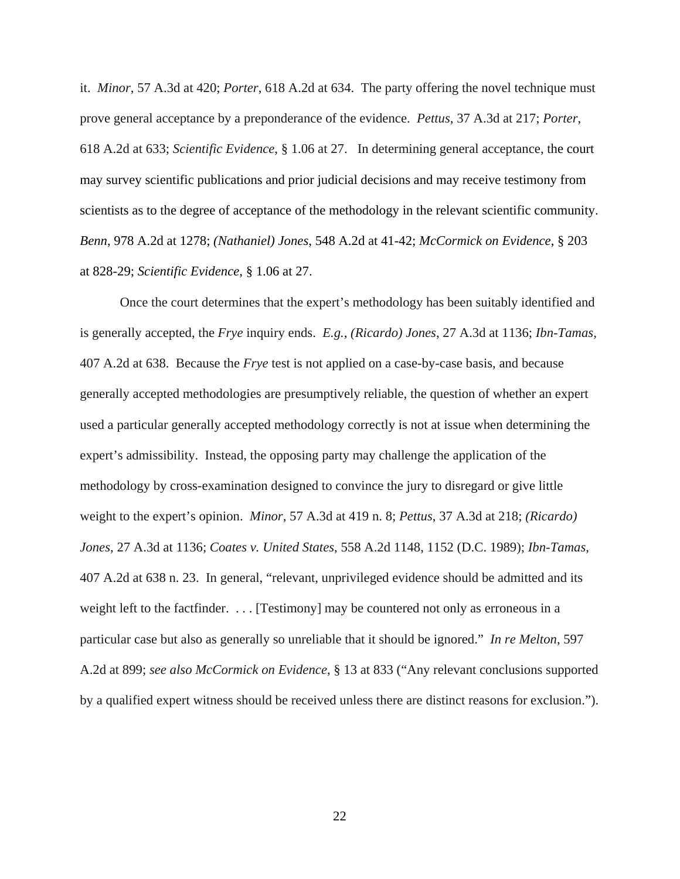it. *Minor*, 57 A.3d at 420; *Porter*, 618 A.2d at 634. The party offering the novel technique must prove general acceptance by a preponderance of the evidence. *Pettus*, 37 A.3d at 217; *Porter*, 618 A.2d at 633; *Scientific Evidence*, § 1.06 at 27. In determining general acceptance, the court may survey scientific publications and prior judicial decisions and may receive testimony from scientists as to the degree of acceptance of the methodology in the relevant scientific community. *Benn*, 978 A.2d at 1278; *(Nathaniel) Jones*, 548 A.2d at 41-42; *McCormick on Evidence*, § 203 at 828-29; *Scientific Evidence*, § 1.06 at 27.

Once the court determines that the expert's methodology has been suitably identified and is generally accepted, the *Frye* inquiry ends. *E.g.*, *(Ricardo) Jones*, 27 A.3d at 1136; *Ibn-Tamas*, 407 A.2d at 638. Because the *Frye* test is not applied on a case-by-case basis, and because generally accepted methodologies are presumptively reliable, the question of whether an expert used a particular generally accepted methodology correctly is not at issue when determining the expert's admissibility. Instead, the opposing party may challenge the application of the methodology by cross-examination designed to convince the jury to disregard or give little weight to the expert's opinion. *Minor*, 57 A.3d at 419 n. 8; *Pettus*, 37 A.3d at 218; *(Ricardo) Jones*, 27 A.3d at 1136; *Coates v. United States*, 558 A.2d 1148, 1152 (D.C. 1989); *Ibn-Tamas*, 407 A.2d at 638 n. 23. In general, "relevant, unprivileged evidence should be admitted and its weight left to the factfinder. . . . [Testimony] may be countered not only as erroneous in a particular case but also as generally so unreliable that it should be ignored." *In re Melton*, 597 A.2d at 899; *see also McCormick on Evidence*, § 13 at 833 ("Any relevant conclusions supported by a qualified expert witness should be received unless there are distinct reasons for exclusion.").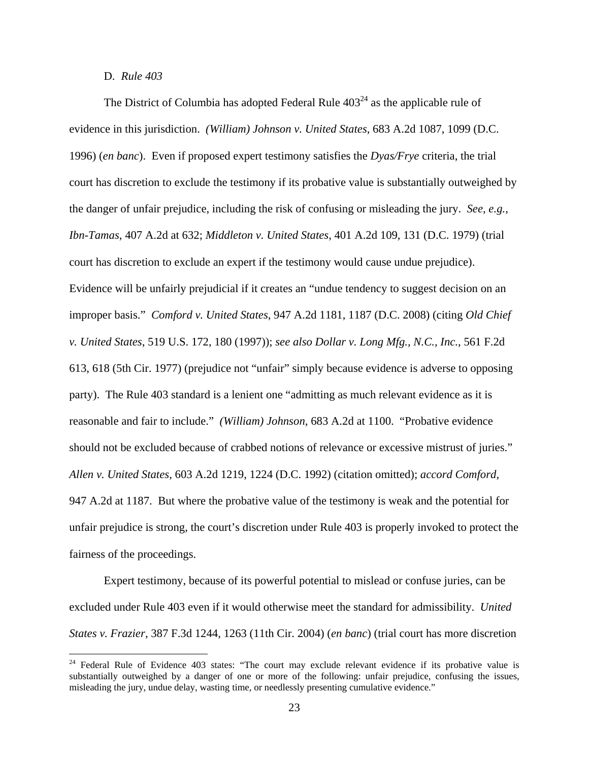### D. *Rule 403*

The District of Columbia has adopted Federal Rule 403[24] as the applicable rule of evidence in this jurisdiction. *(William) Johnson v. United States*, 683 A.2d 1087, 1099 (D.C. 1996) (*en banc*). Even if proposed expert testimony satisfies the *Dyas/Frye* criteria, the trial court has discretion to exclude the testimony if its probative value is substantially outweighed by the danger of unfair prejudice, including the risk of confusing or misleading the jury. *See, e.g.*, *Ibn-Tamas*, 407 A.2d at 632; *Middleton v. United States*, 401 A.2d 109, 131 (D.C. 1979) (trial court has discretion to exclude an expert if the testimony would cause undue prejudice). Evidence will be unfairly prejudicial if it creates an "undue tendency to suggest decision on an improper basis." *Comford v. United States*, 947 A.2d 1181, 1187 (D.C. 2008) (citing *Old Chief v. United States*, 519 U.S. 172, 180 (1997)); *see also Dollar v. Long Mfg., N.C., Inc.*, 561 F.2d 613, 618 (5th Cir. 1977) (prejudice not "unfair" simply because evidence is adverse to opposing party). The Rule 403 standard is a lenient one "admitting as much relevant evidence as it is reasonable and fair to include." *(William) Johnson*, 683 A.2d at 1100. "Probative evidence should not be excluded because of crabbed notions of relevance or excessive mistrust of juries." *Allen v. United States*, 603 A.2d 1219, 1224 (D.C. 1992) (citation omitted); *accord Comford*, 947 A.2d at 1187. But where the probative value of the testimony is weak and the potential for unfair prejudice is strong, the court's discretion under Rule 403 is properly invoked to protect the fairness of the proceedings.

Expert testimony, because of its powerful potential to mislead or confuse juries, can be excluded under Rule 403 even if it would otherwise meet the standard for admissibility. *United States v. Frazier*, 387 F.3d 1244, 1263 (11th Cir. 2004) (*en banc*) (trial court has more discretion

---

[24] Federal Rule of Evidence 403 states: "The court may exclude relevant evidence if its probative value is substantially outweighed by a danger of one or more of the following: unfair prejudice, confusing the issues, misleading the jury, undue delay, wasting time, or needlessly presenting cumulative evidence."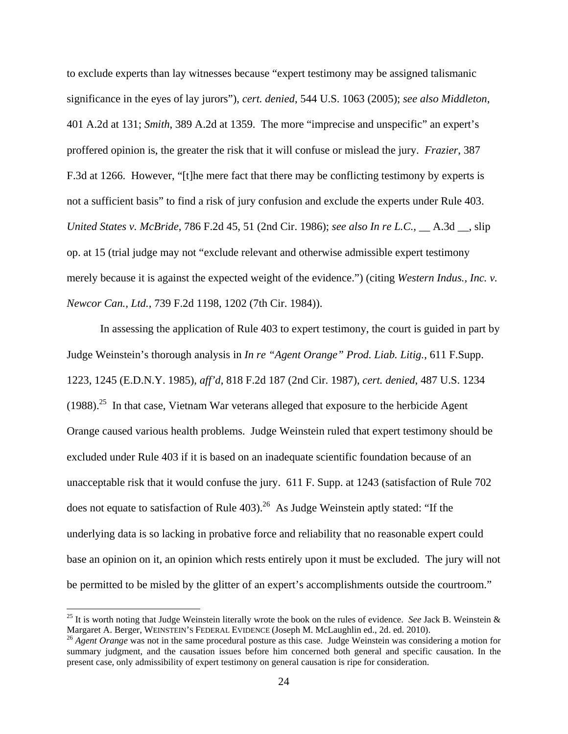to exclude experts than lay witnesses because "expert testimony may be assigned talismanic significance in the eyes of lay jurors"), *cert. denied*, 544 U.S. 1063 (2005); *see also Middleton*, 401 A.2d at 131; *Smith*, 389 A.2d at 1359. The more "imprecise and unspecific" an expert's proffered opinion is, the greater the risk that it will confuse or mislead the jury. *Frazier*, 387 F.3d at 1266. However, "[t]he mere fact that there may be conflicting testimony by experts is not a sufficient basis" to find a risk of jury confusion and exclude the experts under Rule 403. *United States v. McBride*, 786 F.2d 45, 51 (2nd Cir. 1986); *see also In re L.C.*, __ A.3d __, slip op. at 15 (trial judge may not "exclude relevant and otherwise admissible expert testimony merely because it is against the expected weight of the evidence.") (citing *Western Indus., Inc. v. Newcor Can., Ltd.*, 739 F.2d 1198, 1202 (7th Cir. 1984)).

In assessing the application of Rule 403 to expert testimony, the court is guided in part by Judge Weinstein's thorough analysis in *In re "Agent Orange" Prod. Liab. Litig.*, 611 F.Supp. 1223, 1245 (E.D.N.Y. 1985), *aff'd*, 818 F.2d 187 (2nd Cir. 1987), *cert. denied*, 487 U.S. 1234 (1988).[25] In that case, Vietnam War veterans alleged that exposure to the herbicide Agent Orange caused various health problems. Judge Weinstein ruled that expert testimony should be excluded under Rule 403 if it is based on an inadequate scientific foundation because of an unacceptable risk that it would confuse the jury. 611 F. Supp. at 1243 (satisfaction of Rule 702 does not equate to satisfaction of Rule 403).[26] As Judge Weinstein aptly stated: "If the underlying data is so lacking in probative force and reliability that no reasonable expert could base an opinion on it, an opinion which rests entirely upon it must be excluded. The jury will not be permitted to be misled by the glitter of an expert's accomplishments outside the courtroom."

---

[25] It is worth noting that Judge Weinstein literally wrote the book on the rules of evidence. *See* Jack B. Weinstein & Margaret A. Berger, WEINSTEIN'S FEDERAL EVIDENCE (Joseph M. McLaughlin ed., 2d. ed. 2010).

[26] *Agent Orange* was not in the same procedural posture as this case. Judge Weinstein was considering a motion for summary judgment, and the causation issues before him concerned both general and specific causation. In the present case, only admissibility of expert testimony on general causation is ripe for consideration.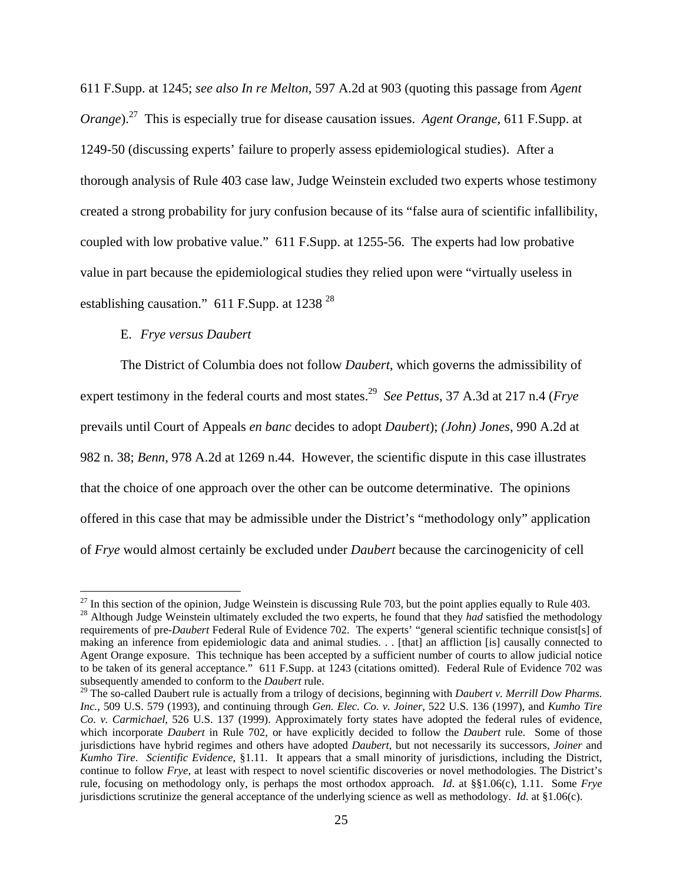611 F.Supp. at 1245; *see also In re Melton*, 597 A.2d at 903 (quoting this passage from *Agent Orange*).[27] This is especially true for disease causation issues. *Agent Orange*, 611 F.Supp. at 1249-50 (discussing experts' failure to properly assess epidemiological studies). After a thorough analysis of Rule 403 case law, Judge Weinstein excluded two experts whose testimony created a strong probability for jury confusion because of its "false aura of scientific infallibility, coupled with low probative value." 611 F.Supp. at 1255-56. The experts had low probative value in part because the epidemiological studies they relied upon were "virtually useless in establishing causation." 611 F.Supp. at 1238 [28]

E. *Frye versus Daubert*

The District of Columbia does not follow *Daubert*, which governs the admissibility of expert testimony in the federal courts and most states.[29] *See Pettus*, 37 A.3d at 217 n.4 (*Frye* prevails until Court of Appeals *en banc* decides to adopt *Daubert*); *(John) Jones*, 990 A.2d at 982 n. 38; *Benn*, 978 A.2d at 1269 n.44. However, the scientific dispute in this case illustrates that the choice of one approach over the other can be outcome determinative. The opinions offered in this case that may be admissible under the District's "methodology only" application of *Frye* would almost certainly be excluded under *Daubert* because the carcinogenicity of cell

---

[27] In this section of the opinion, Judge Weinstein is discussing Rule 703, but the point applies equally to Rule 403.

[28] Although Judge Weinstein ultimately excluded the two experts, he found that they *had* satisfied the methodology requirements of pre-*Daubert* Federal Rule of Evidence 702. The experts' "general scientific technique consist[s] of making an inference from epidemiologic data and animal studies. . . [that] an affliction [is] causally connected to Agent Orange exposure. This technique has been accepted by a sufficient number of courts to allow judicial notice to be taken of its general acceptance." 611 F.Supp. at 1243 (citations omitted). Federal Rule of Evidence 702 was subsequently amended to conform to the *Daubert* rule.

[29] The so-called Daubert rule is actually from a trilogy of decisions, beginning with *Daubert v. Merrill Dow Pharms. Inc.*, 509 U.S. 579 (1993), and continuing through *Gen. Elec. Co. v. Joiner*, 522 U.S. 136 (1997), and *Kumho Tire Co. v. Carmichael*, 526 U.S. 137 (1999). Approximately forty states have adopted the federal rules of evidence, which incorporate *Daubert* in Rule 702, or have explicitly decided to follow the *Daubert* rule. Some of those jurisdictions have hybrid regimes and others have adopted *Daubert*, but not necessarily its successors, *Joiner* and *Kumho Tire*. *Scientific Evidence*, §1.11. It appears that a small minority of jurisdictions, including the District, continue to follow *Frye*, at least with respect to novel scientific discoveries or novel methodologies. The District's rule, focusing on methodology only, is perhaps the most orthodox approach. *Id*. at §§1.06(c), 1.11. Some *Frye* jurisdictions scrutinize the general acceptance of the underlying science as well as methodology. *Id*. at §1.06(c).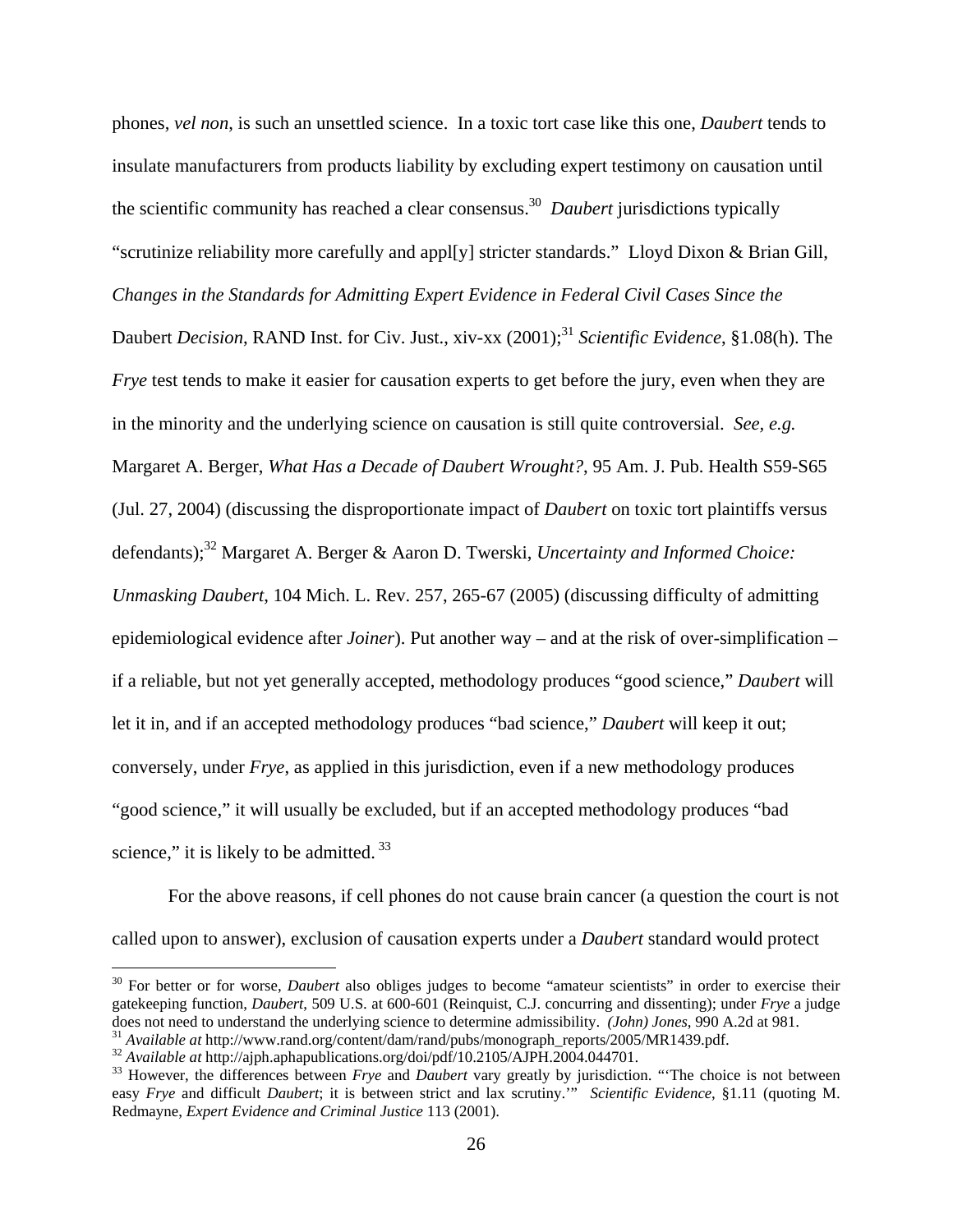phones, *vel non*, is such an unsettled science. In a toxic tort case like this one, *Daubert* tends to insulate manufacturers from products liability by excluding expert testimony on causation until the scientific community has reached a clear consensus.[30] *Daubert* jurisdictions typically "scrutinize reliability more carefully and appl[y] stricter standards." Lloyd Dixon & Brian Gill, *Changes in the Standards for Admitting Expert Evidence in Federal Civil Cases Since the* Daubert *Decision*, RAND Inst. for Civ. Just., xiv-xx (2001);[31] *Scientific Evidence*, §1.08(h). The *Frye* test tends to make it easier for causation experts to get before the jury, even when they are in the minority and the underlying science on causation is still quite controversial. *See, e.g.* Margaret A. Berger, *What Has a Decade of Daubert Wrought?*, 95 Am. J. Pub. Health S59-S65 (Jul. 27, 2004) (discussing the disproportionate impact of *Daubert* on toxic tort plaintiffs versus defendants);[32] Margaret A. Berger & Aaron D. Twerski, *Uncertainty and Informed Choice: Unmasking Daubert*, 104 Mich. L. Rev. 257, 265-67 (2005) (discussing difficulty of admitting epidemiological evidence after *Joiner*). Put another way – and at the risk of over-simplification – if a reliable, but not yet generally accepted, methodology produces "good science," *Daubert* will let it in, and if an accepted methodology produces "bad science," *Daubert* will keep it out; conversely, under *Frye*, as applied in this jurisdiction, even if a new methodology produces "good science," it will usually be excluded, but if an accepted methodology produces "bad science," it is likely to be admitted.[33]

For the above reasons, if cell phones do not cause brain cancer (a question the court is not called upon to answer), exclusion of causation experts under a *Daubert* standard would protect

[30] For better or for worse, *Daubert* also obliges judges to become "amateur scientists" in order to exercise their gatekeeping function, *Daubert*, 509 U.S. at 600-601 (Reinquist, C.J. concurring and dissenting); under *Frye* a judge does not need to understand the underlying science to determine admissibility. *(John) Jones*, 990 A.2d at 981.

[31] *Available at* http://www.rand.org/content/dam/rand/pubs/monograph_reports/2005/MR1439.pdf.

[32] *Available at* http://ajph.aphapublications.org/doi/pdf/10.2105/AJPH.2004.044701.

[33] However, the differences between *Frye* and *Daubert* vary greatly by jurisdiction. "'The choice is not between easy *Frye* and difficult *Daubert*; it is between strict and lax scrutiny.'" *Scientific Evidence*, §1.11 (quoting M. Redmayne, *Expert Evidence and Criminal Justice* 113 (2001).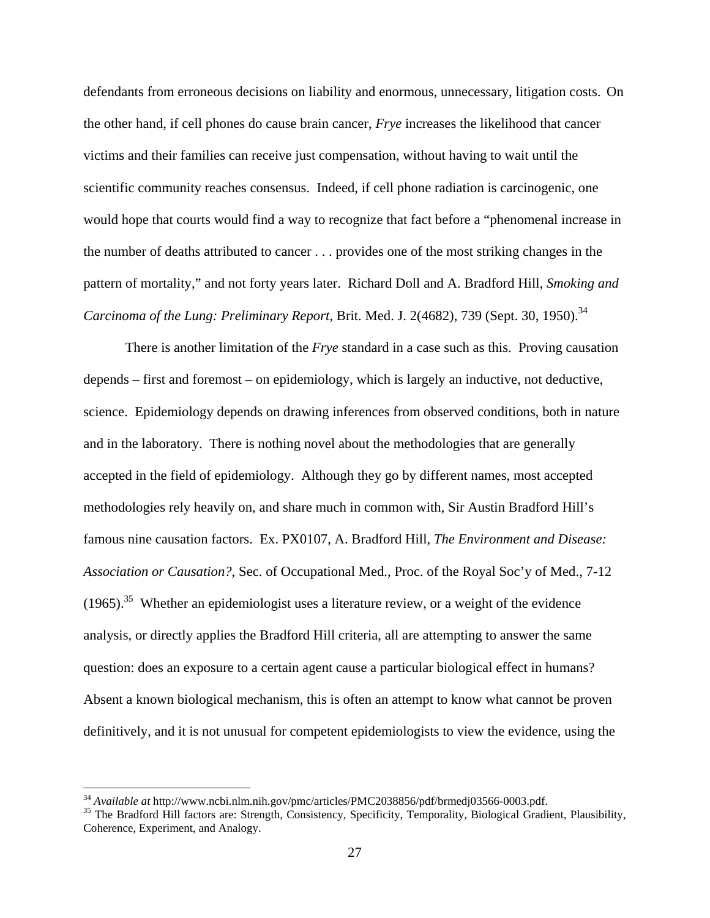defendants from erroneous decisions on liability and enormous, unnecessary, litigation costs. On the other hand, if cell phones do cause brain cancer, *Frye* increases the likelihood that cancer victims and their families can receive just compensation, without having to wait until the scientific community reaches consensus. Indeed, if cell phone radiation is carcinogenic, one would hope that courts would find a way to recognize that fact before a "phenomenal increase in the number of deaths attributed to cancer . . . provides one of the most striking changes in the pattern of mortality," and not forty years later. Richard Doll and A. Bradford Hill, *Smoking and Carcinoma of the Lung: Preliminary Report*, Brit. Med. J. 2(4682), 739 (Sept. 30, 1950).[34]

There is another limitation of the *Frye* standard in a case such as this. Proving causation depends – first and foremost – on epidemiology, which is largely an inductive, not deductive, science. Epidemiology depends on drawing inferences from observed conditions, both in nature and in the laboratory. There is nothing novel about the methodologies that are generally accepted in the field of epidemiology. Although they go by different names, most accepted methodologies rely heavily on, and share much in common with, Sir Austin Bradford Hill's famous nine causation factors. Ex. PX0107, A. Bradford Hill, *The Environment and Disease: Association or Causation?*, Sec. of Occupational Med., Proc. of the Royal Soc'y of Med., 7-12 (1965).[35] Whether an epidemiologist uses a literature review, or a weight of the evidence analysis, or directly applies the Bradford Hill criteria, all are attempting to answer the same question: does an exposure to a certain agent cause a particular biological effect in humans? Absent a known biological mechanism, this is often an attempt to know what cannot be proven definitively, and it is not unusual for competent epidemiologists to view the evidence, using the

[34] *Available at* http://www.ncbi.nlm.nih.gov/pmc/articles/PMC2038856/pdf/brmedj03566-0003.pdf.

[35] The Bradford Hill factors are: Strength, Consistency, Specificity, Temporality, Biological Gradient, Plausibility, Coherence, Experiment, and Analogy.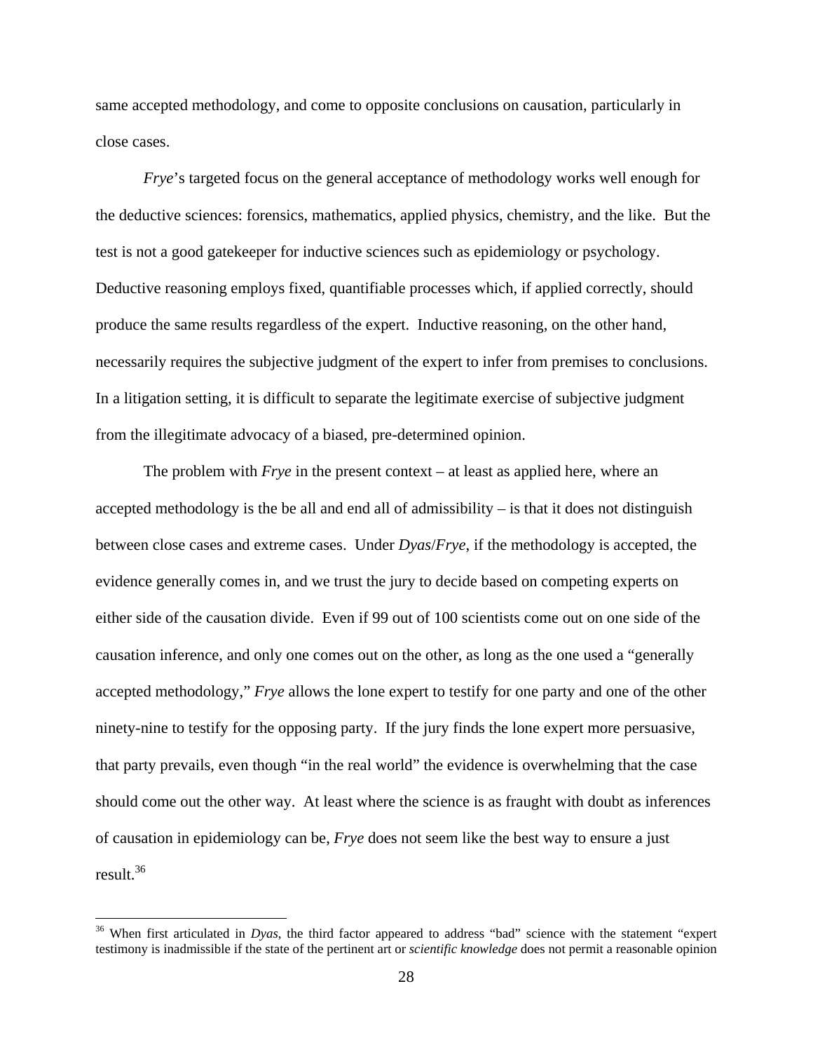same accepted methodology, and come to opposite conclusions on causation, particularly in close cases.

*Frye*'s targeted focus on the general acceptance of methodology works well enough for the deductive sciences: forensics, mathematics, applied physics, chemistry, and the like. But the test is not a good gatekeeper for inductive sciences such as epidemiology or psychology. Deductive reasoning employs fixed, quantifiable processes which, if applied correctly, should produce the same results regardless of the expert. Inductive reasoning, on the other hand, necessarily requires the subjective judgment of the expert to infer from premises to conclusions. In a litigation setting, it is difficult to separate the legitimate exercise of subjective judgment from the illegitimate advocacy of a biased, pre-determined opinion.

The problem with *Frye* in the present context – at least as applied here, where an accepted methodology is the be all and end all of admissibility – is that it does not distinguish between close cases and extreme cases. Under *Dyas*/*Frye*, if the methodology is accepted, the evidence generally comes in, and we trust the jury to decide based on competing experts on either side of the causation divide. Even if 99 out of 100 scientists come out on one side of the causation inference, and only one comes out on the other, as long as the one used a "generally accepted methodology," *Frye* allows the lone expert to testify for one party and one of the other ninety-nine to testify for the opposing party. If the jury finds the lone expert more persuasive, that party prevails, even though "in the real world" the evidence is overwhelming that the case should come out the other way. At least where the science is as fraught with doubt as inferences of causation in epidemiology can be, *Frye* does not seem like the best way to ensure a just result.[36]

---

[36] When first articulated in *Dyas*, the third factor appeared to address "bad" science with the statement "expert testimony is inadmissible if the state of the pertinent art or *scientific knowledge* does not permit a reasonable opinion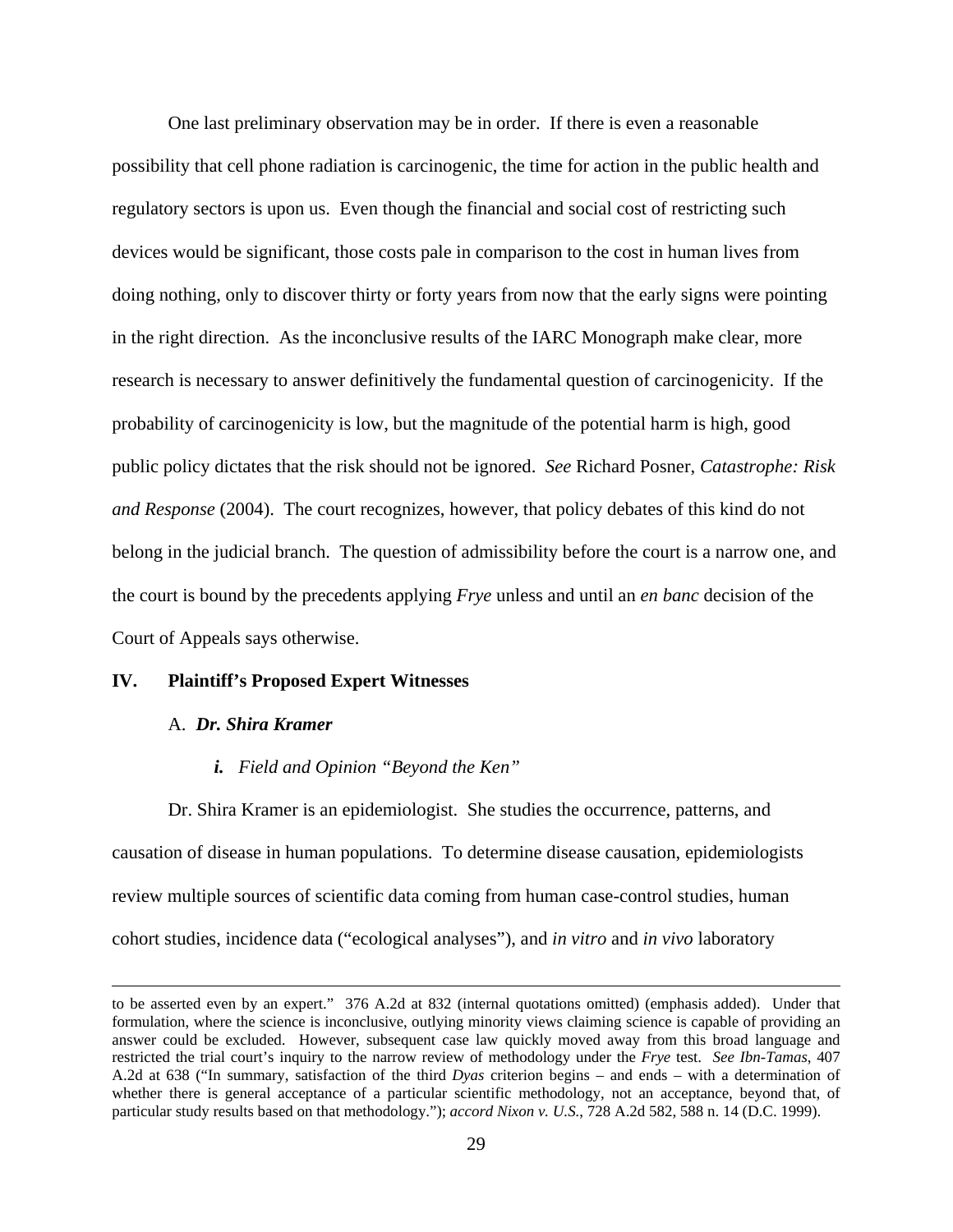One last preliminary observation may be in order. If there is even a reasonable possibility that cell phone radiation is carcinogenic, the time for action in the public health and regulatory sectors is upon us. Even though the financial and social cost of restricting such devices would be significant, those costs pale in comparison to the cost in human lives from doing nothing, only to discover thirty or forty years from now that the early signs were pointing in the right direction. As the inconclusive results of the IARC Monograph make clear, more research is necessary to answer definitively the fundamental question of carcinogenicity. If the probability of carcinogenicity is low, but the magnitude of the potential harm is high, good public policy dictates that the risk should not be ignored. *See* Richard Posner, *Catastrophe: Risk and Response* (2004). The court recognizes, however, that policy debates of this kind do not belong in the judicial branch. The question of admissibility before the court is a narrow one, and the court is bound by the precedents applying *Frye* unless and until an *en banc* decision of the Court of Appeals says otherwise.

## IV. Plaintiff's Proposed Expert Witnesses

### A. *Dr. Shira Kramer*

#### *i. Field and Opinion "Beyond the Ken"*

Dr. Shira Kramer is an epidemiologist. She studies the occurrence, patterns, and causation of disease in human populations. To determine disease causation, epidemiologists review multiple sources of scientific data coming from human case-control studies, human cohort studies, incidence data ("ecological analyses"), and *in vitro* and *in vivo* laboratory

---

to be asserted even by an expert." 376 A.2d at 832 (internal quotations omitted) (emphasis added). Under that formulation, where the science is inconclusive, outlying minority views claiming science is capable of providing an answer could be excluded. However, subsequent case law quickly moved away from this broad language and restricted the trial court's inquiry to the narrow review of methodology under the *Frye* test. *See Ibn-Tamas*, 407 A.2d at 638 ("In summary, satisfaction of the third *Dyas* criterion begins – and ends – with a determination of whether there is general acceptance of a particular scientific methodology, not an acceptance, beyond that, of particular study results based on that methodology."); *accord Nixon v. U.S.*, 728 A.2d 582, 588 n. 14 (D.C. 1999).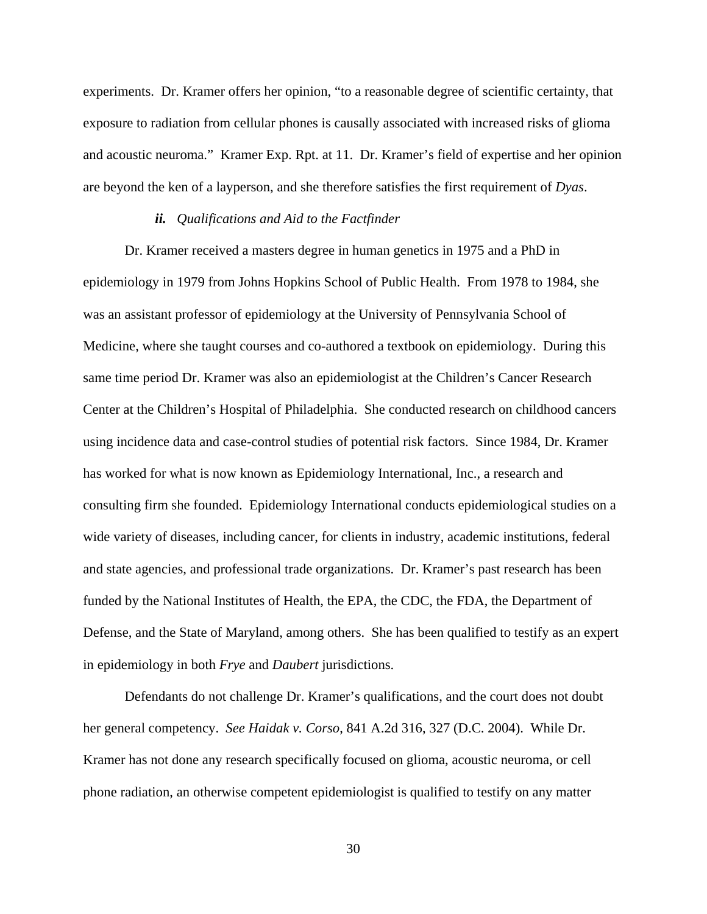experiments. Dr. Kramer offers her opinion, "to a reasonable degree of scientific certainty, that exposure to radiation from cellular phones is causally associated with increased risks of glioma and acoustic neuroma." Kramer Exp. Rpt. at 11. Dr. Kramer's field of expertise and her opinion are beyond the ken of a layperson, and she therefore satisfies the first requirement of *Dyas*.

***ii.*** *Qualifications and Aid to the Factfinder*

Dr. Kramer received a masters degree in human genetics in 1975 and a PhD in epidemiology in 1979 from Johns Hopkins School of Public Health. From 1978 to 1984, she was an assistant professor of epidemiology at the University of Pennsylvania School of Medicine, where she taught courses and co-authored a textbook on epidemiology. During this same time period Dr. Kramer was also an epidemiologist at the Children's Cancer Research Center at the Children's Hospital of Philadelphia. She conducted research on childhood cancers using incidence data and case-control studies of potential risk factors. Since 1984, Dr. Kramer has worked for what is now known as Epidemiology International, Inc., a research and consulting firm she founded. Epidemiology International conducts epidemiological studies on a wide variety of diseases, including cancer, for clients in industry, academic institutions, federal and state agencies, and professional trade organizations. Dr. Kramer's past research has been funded by the National Institutes of Health, the EPA, the CDC, the FDA, the Department of Defense, and the State of Maryland, among others. She has been qualified to testify as an expert in epidemiology in both *Frye* and *Daubert* jurisdictions.

Defendants do not challenge Dr. Kramer's qualifications, and the court does not doubt her general competency. *See Haidak v. Corso*, 841 A.2d 316, 327 (D.C. 2004). While Dr. Kramer has not done any research specifically focused on glioma, acoustic neuroma, or cell phone radiation, an otherwise competent epidemiologist is qualified to testify on any matter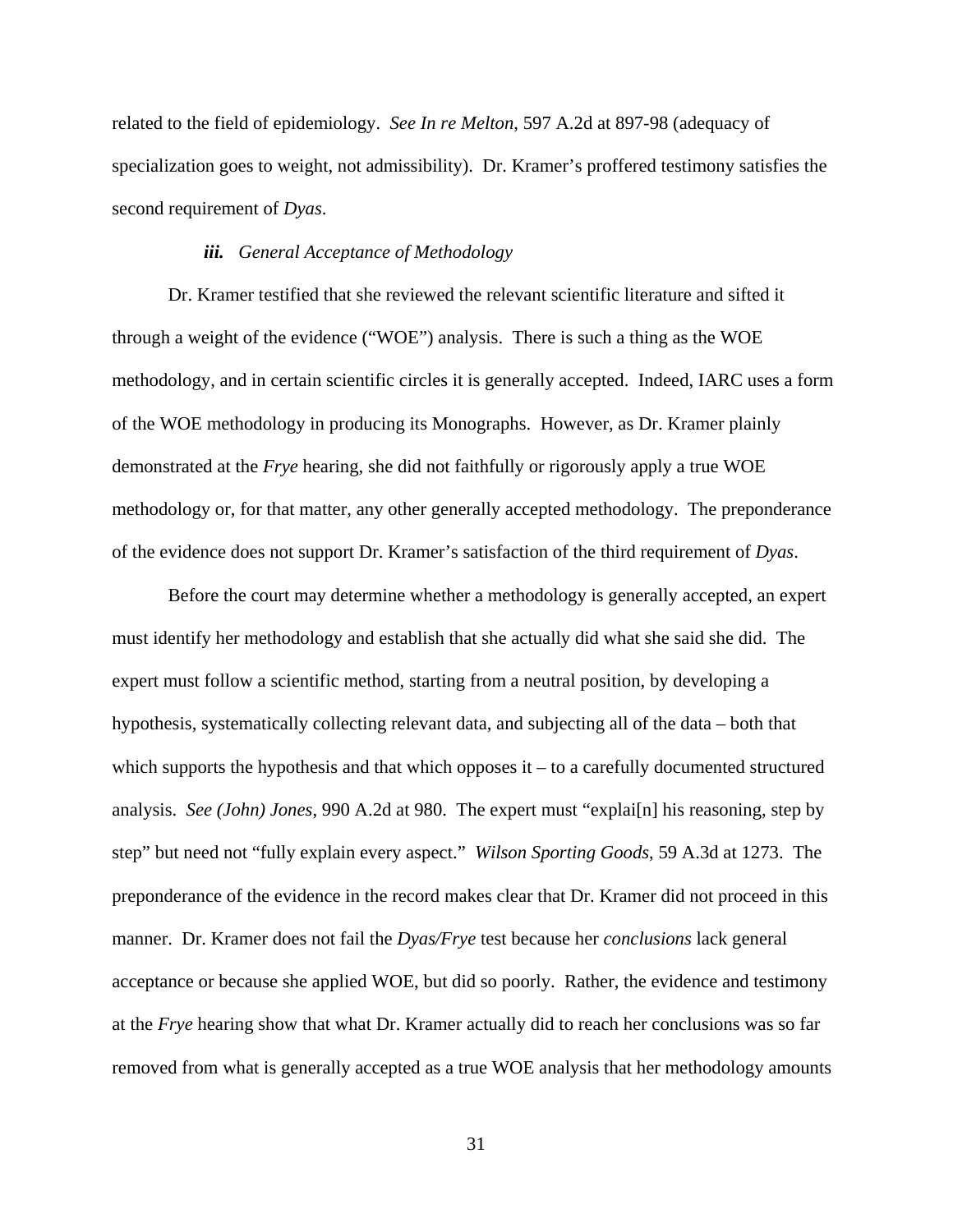related to the field of epidemiology. *See In re Melton*, 597 A.2d at 897-98 (adequacy of specialization goes to weight, not admissibility). Dr. Kramer's proffered testimony satisfies the second requirement of *Dyas*.

#### ***iii.*** *General Acceptance of Methodology*

Dr. Kramer testified that she reviewed the relevant scientific literature and sifted it through a weight of the evidence ("WOE") analysis. There is such a thing as the WOE methodology, and in certain scientific circles it is generally accepted. Indeed, IARC uses a form of the WOE methodology in producing its Monographs. However, as Dr. Kramer plainly demonstrated at the *Frye* hearing, she did not faithfully or rigorously apply a true WOE methodology or, for that matter, any other generally accepted methodology. The preponderance of the evidence does not support Dr. Kramer's satisfaction of the third requirement of *Dyas*.

Before the court may determine whether a methodology is generally accepted, an expert must identify her methodology and establish that she actually did what she said she did. The expert must follow a scientific method, starting from a neutral position, by developing a hypothesis, systematically collecting relevant data, and subjecting all of the data – both that which supports the hypothesis and that which opposes it – to a carefully documented structured analysis. *See (John) Jones*, 990 A.2d at 980. The expert must "explai[n] his reasoning, step by step" but need not "fully explain every aspect." *Wilson Sporting Goods*, 59 A.3d at 1273. The preponderance of the evidence in the record makes clear that Dr. Kramer did not proceed in this manner. Dr. Kramer does not fail the *Dyas/Frye* test because her *conclusions* lack general acceptance or because she applied WOE, but did so poorly. Rather, the evidence and testimony at the *Frye* hearing show that what Dr. Kramer actually did to reach her conclusions was so far removed from what is generally accepted as a true WOE analysis that her methodology amounts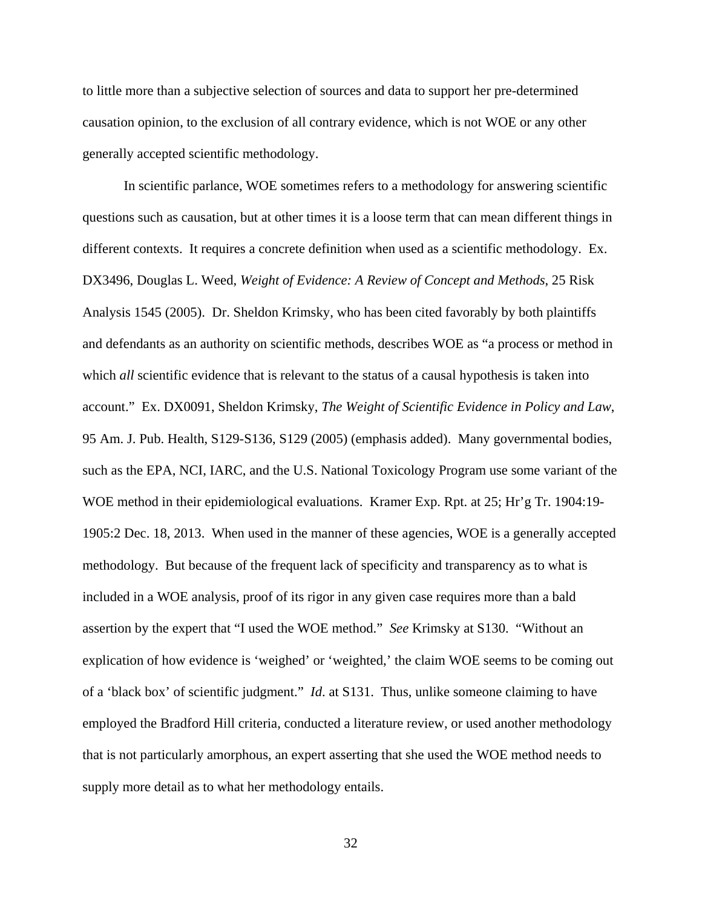to little more than a subjective selection of sources and data to support her pre-determined causation opinion, to the exclusion of all contrary evidence, which is not WOE or any other generally accepted scientific methodology.

In scientific parlance, WOE sometimes refers to a methodology for answering scientific questions such as causation, but at other times it is a loose term that can mean different things in different contexts. It requires a concrete definition when used as a scientific methodology. Ex. DX3496, Douglas L. Weed, *Weight of Evidence: A Review of Concept and Methods*, 25 Risk Analysis 1545 (2005). Dr. Sheldon Krimsky, who has been cited favorably by both plaintiffs and defendants as an authority on scientific methods, describes WOE as "a process or method in which *all* scientific evidence that is relevant to the status of a causal hypothesis is taken into account." Ex. DX0091, Sheldon Krimsky, *The Weight of Scientific Evidence in Policy and Law*, 95 Am. J. Pub. Health, S129-S136, S129 (2005) (emphasis added). Many governmental bodies, such as the EPA, NCI, IARC, and the U.S. National Toxicology Program use some variant of the WOE method in their epidemiological evaluations. Kramer Exp. Rpt. at 25; Hr'g Tr. 1904:19-1905:2 Dec. 18, 2013. When used in the manner of these agencies, WOE is a generally accepted methodology. But because of the frequent lack of specificity and transparency as to what is included in a WOE analysis, proof of its rigor in any given case requires more than a bald assertion by the expert that "I used the WOE method." *See* Krimsky at S130. "Without an explication of how evidence is 'weighed' or 'weighted,' the claim WOE seems to be coming out of a 'black box' of scientific judgment." *Id.* at S131. Thus, unlike someone claiming to have employed the Bradford Hill criteria, conducted a literature review, or used another methodology that is not particularly amorphous, an expert asserting that she used the WOE method needs to supply more detail as to what her methodology entails.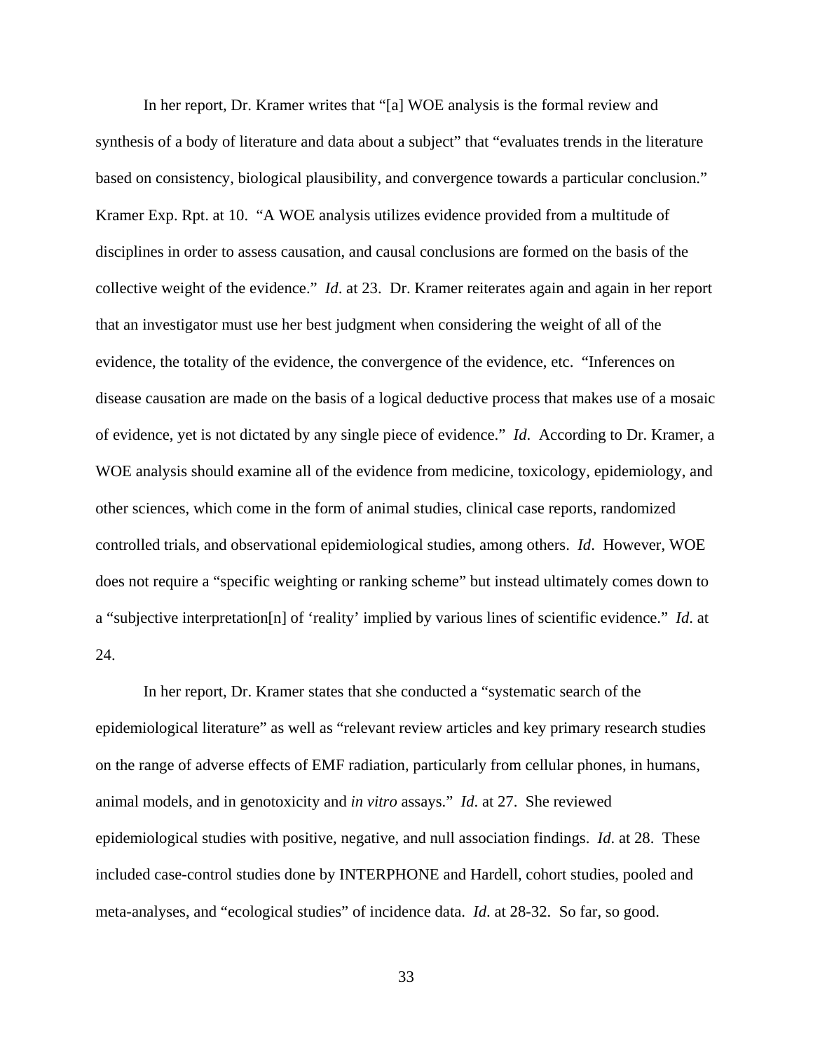In her report, Dr. Kramer writes that "[a] WOE analysis is the formal review and synthesis of a body of literature and data about a subject" that "evaluates trends in the literature based on consistency, biological plausibility, and convergence towards a particular conclusion." Kramer Exp. Rpt. at 10. "A WOE analysis utilizes evidence provided from a multitude of disciplines in order to assess causation, and causal conclusions are formed on the basis of the collective weight of the evidence." *Id*. at 23. Dr. Kramer reiterates again and again in her report that an investigator must use her best judgment when considering the weight of all of the evidence, the totality of the evidence, the convergence of the evidence, etc. "Inferences on disease causation are made on the basis of a logical deductive process that makes use of a mosaic of evidence, yet is not dictated by any single piece of evidence." *Id*. According to Dr. Kramer, a WOE analysis should examine all of the evidence from medicine, toxicology, epidemiology, and other sciences, which come in the form of animal studies, clinical case reports, randomized controlled trials, and observational epidemiological studies, among others. *Id*. However, WOE does not require a "specific weighting or ranking scheme" but instead ultimately comes down to a "subjective interpretation[n] of 'reality' implied by various lines of scientific evidence." *Id*. at 24.

In her report, Dr. Kramer states that she conducted a "systematic search of the epidemiological literature" as well as "relevant review articles and key primary research studies on the range of adverse effects of EMF radiation, particularly from cellular phones, in humans, animal models, and in genotoxicity and *in vitro* assays." *Id*. at 27. She reviewed epidemiological studies with positive, negative, and null association findings. *Id*. at 28. These included case-control studies done by INTERPHONE and Hardell, cohort studies, pooled and meta-analyses, and "ecological studies" of incidence data. *Id*. at 28-32. So far, so good.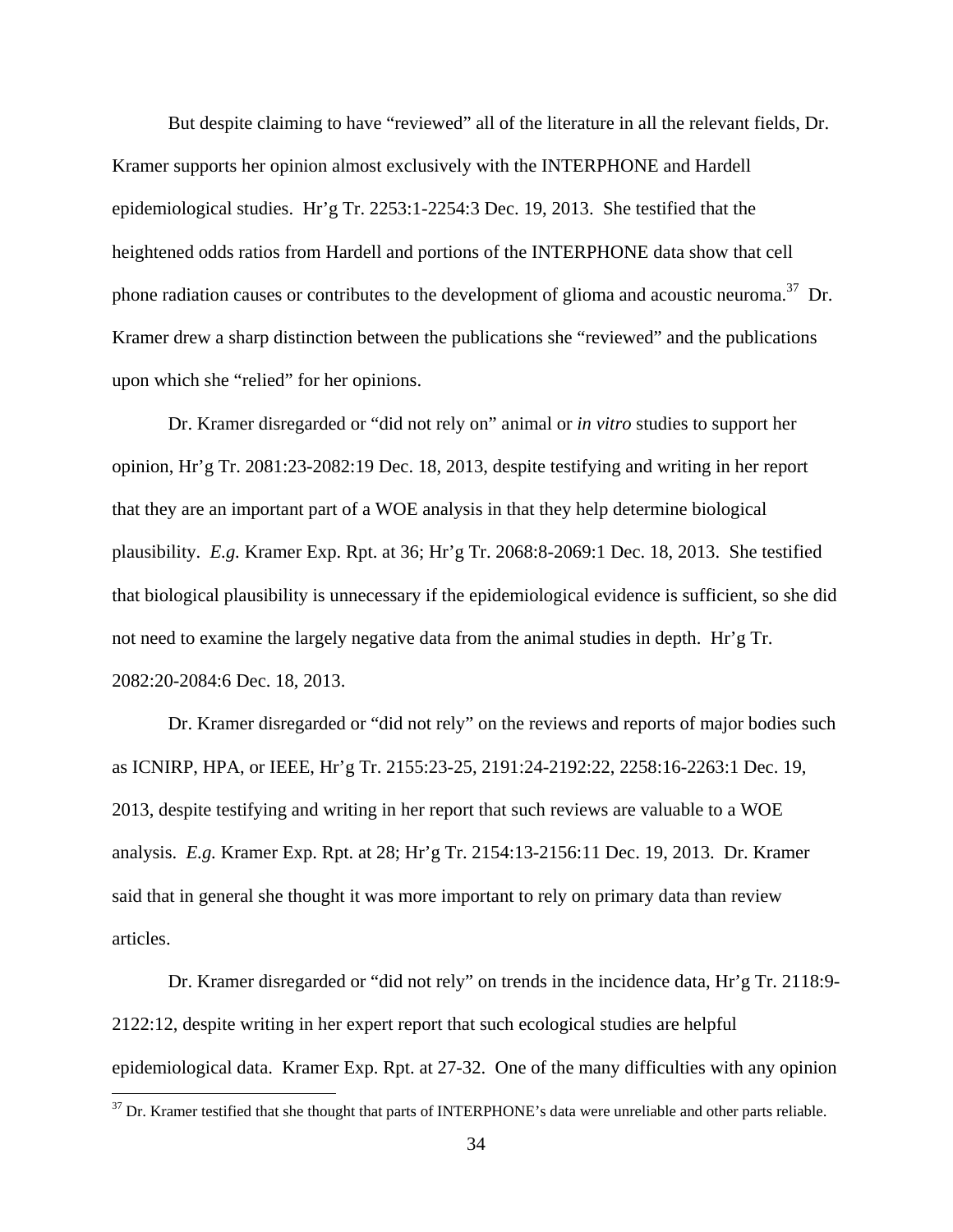But despite claiming to have "reviewed" all of the literature in all the relevant fields, Dr. Kramer supports her opinion almost exclusively with the INTERPHONE and Hardell epidemiological studies. Hr'g Tr. 2253:1-2254:3 Dec. 19, 2013. She testified that the heightened odds ratios from Hardell and portions of the INTERPHONE data show that cell phone radiation causes or contributes to the development of glioma and acoustic neuroma.[37] Dr. Kramer drew a sharp distinction between the publications she "reviewed" and the publications upon which she "relied" for her opinions.

Dr. Kramer disregarded or "did not rely on" animal or *in vitro* studies to support her opinion, Hr'g Tr. 2081:23-2082:19 Dec. 18, 2013, despite testifying and writing in her report that they are an important part of a WOE analysis in that they help determine biological plausibility. *E.g.* Kramer Exp. Rpt. at 36; Hr'g Tr. 2068:8-2069:1 Dec. 18, 2013. She testified that biological plausibility is unnecessary if the epidemiological evidence is sufficient, so she did not need to examine the largely negative data from the animal studies in depth. Hr'g Tr. 2082:20-2084:6 Dec. 18, 2013.

Dr. Kramer disregarded or "did not rely" on the reviews and reports of major bodies such as ICNIRP, HPA, or IEEE, Hr'g Tr. 2155:23-25, 2191:24-2192:22, 2258:16-2263:1 Dec. 19, 2013, despite testifying and writing in her report that such reviews are valuable to a WOE analysis. *E.g.* Kramer Exp. Rpt. at 28; Hr'g Tr. 2154:13-2156:11 Dec. 19, 2013. Dr. Kramer said that in general she thought it was more important to rely on primary data than review articles.

Dr. Kramer disregarded or "did not rely" on trends in the incidence data, Hr'g Tr. 2118:9-2122:12, despite writing in her expert report that such ecological studies are helpful epidemiological data. Kramer Exp. Rpt. at 27-32. One of the many difficulties with any opinion

[37] Dr. Kramer testified that she thought that parts of INTERPHONE's data were unreliable and other parts reliable.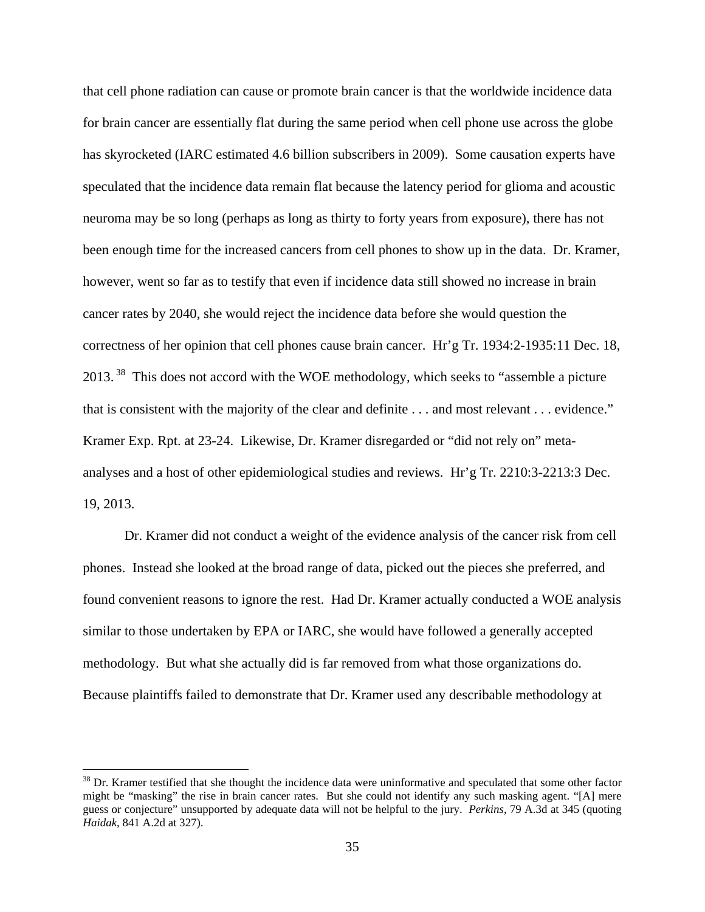that cell phone radiation can cause or promote brain cancer is that the worldwide incidence data for brain cancer are essentially flat during the same period when cell phone use across the globe has skyrocketed (IARC estimated 4.6 billion subscribers in 2009). Some causation experts have speculated that the incidence data remain flat because the latency period for glioma and acoustic neuroma may be so long (perhaps as long as thirty to forty years from exposure), there has not been enough time for the increased cancers from cell phones to show up in the data. Dr. Kramer, however, went so far as to testify that even if incidence data still showed no increase in brain cancer rates by 2040, she would reject the incidence data before she would question the correctness of her opinion that cell phones cause brain cancer. Hr'g Tr. 1934:2-1935:11 Dec. 18, 2013.[38] This does not accord with the WOE methodology, which seeks to "assemble a picture that is consistent with the majority of the clear and definite . . . and most relevant . . . evidence." Kramer Exp. Rpt. at 23-24. Likewise, Dr. Kramer disregarded or "did not rely on" meta-analyses and a host of other epidemiological studies and reviews. Hr'g Tr. 2210:3-2213:3 Dec. 19, 2013.

Dr. Kramer did not conduct a weight of the evidence analysis of the cancer risk from cell phones. Instead she looked at the broad range of data, picked out the pieces she preferred, and found convenient reasons to ignore the rest. Had Dr. Kramer actually conducted a WOE analysis similar to those undertaken by EPA or IARC, she would have followed a generally accepted methodology. But what she actually did is far removed from what those organizations do. Because plaintiffs failed to demonstrate that Dr. Kramer used any describable methodology at

---

[38] Dr. Kramer testified that she thought the incidence data were uninformative and speculated that some other factor might be "masking" the rise in brain cancer rates. But she could not identify any such masking agent. "[A] mere guess or conjecture" unsupported by adequate data will not be helpful to the jury. *Perkins*, 79 A.3d at 345 (quoting *Haidak*, 841 A.2d at 327).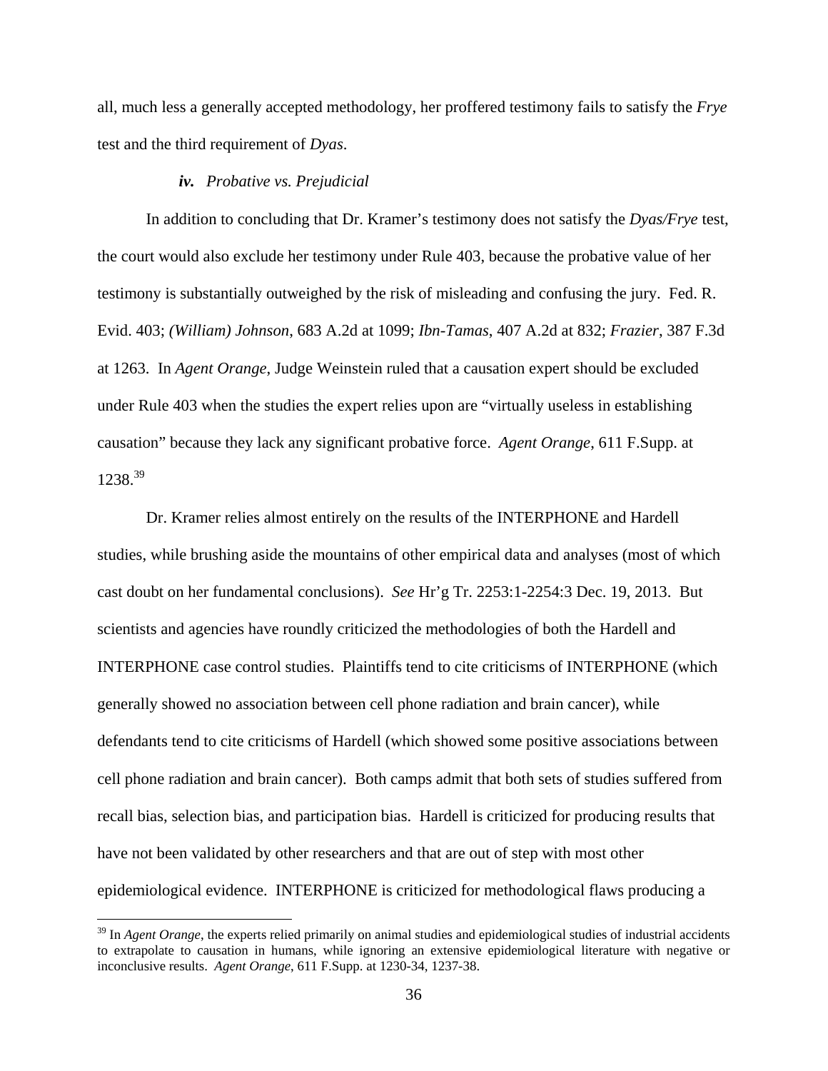all, much less a generally accepted methodology, her proffered testimony fails to satisfy the *Frye* test and the third requirement of *Dyas*.

#### ***iv.*** *Probative vs. Prejudicial*

In addition to concluding that Dr. Kramer's testimony does not satisfy the *Dyas/Frye* test, the court would also exclude her testimony under Rule 403, because the probative value of her testimony is substantially outweighed by the risk of misleading and confusing the jury. Fed. R. Evid. 403; *(William) Johnson*, 683 A.2d at 1099; *Ibn-Tamas*, 407 A.2d at 832; *Frazier*, 387 F.3d at 1263. In *Agent Orange*, Judge Weinstein ruled that a causation expert should be excluded under Rule 403 when the studies the expert relies upon are "virtually useless in establishing causation" because they lack any significant probative force. *Agent Orange*, 611 F.Supp. at 1238.[39]

Dr. Kramer relies almost entirely on the results of the INTERPHONE and Hardell studies, while brushing aside the mountains of other empirical data and analyses (most of which cast doubt on her fundamental conclusions). *See* Hr'g Tr. 2253:1-2254:3 Dec. 19, 2013. But scientists and agencies have roundly criticized the methodologies of both the Hardell and INTERPHONE case control studies. Plaintiffs tend to cite criticisms of INTERPHONE (which generally showed no association between cell phone radiation and brain cancer), while defendants tend to cite criticisms of Hardell (which showed some positive associations between cell phone radiation and brain cancer). Both camps admit that both sets of studies suffered from recall bias, selection bias, and participation bias. Hardell is criticized for producing results that have not been validated by other researchers and that are out of step with most other epidemiological evidence. INTERPHONE is criticized for methodological flaws producing a

---

[39] In *Agent Orange*, the experts relied primarily on animal studies and epidemiological studies of industrial accidents to extrapolate to causation in humans, while ignoring an extensive epidemiological literature with negative or inconclusive results. *Agent Orange*, 611 F.Supp. at 1230-34, 1237-38.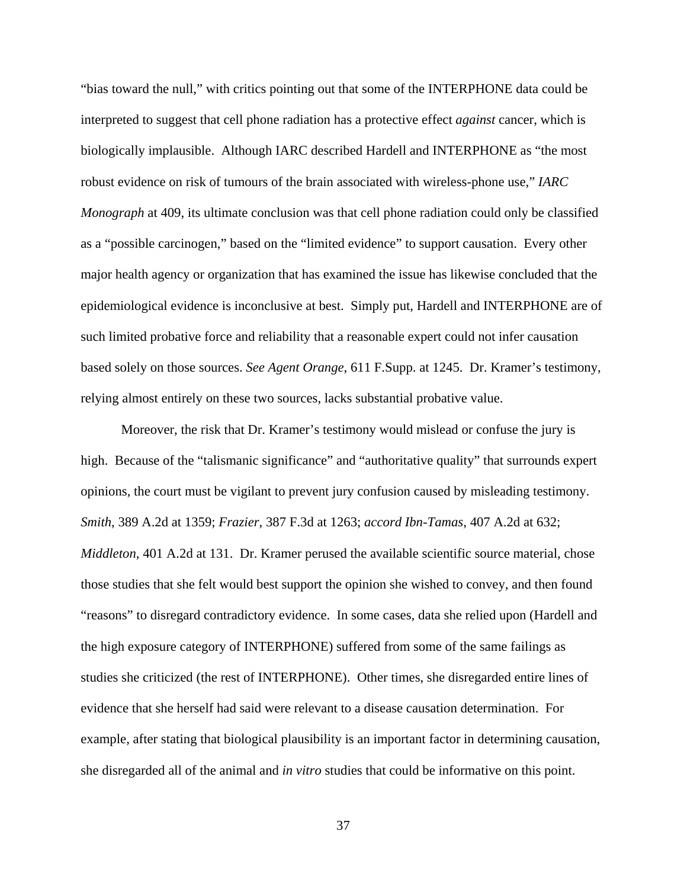"bias toward the null," with critics pointing out that some of the INTERPHONE data could be interpreted to suggest that cell phone radiation has a protective effect *against* cancer, which is biologically implausible. Although IARC described Hardell and INTERPHONE as "the most robust evidence on risk of tumours of the brain associated with wireless-phone use," *IARC Monograph* at 409, its ultimate conclusion was that cell phone radiation could only be classified as a "possible carcinogen," based on the "limited evidence" to support causation. Every other major health agency or organization that has examined the issue has likewise concluded that the epidemiological evidence is inconclusive at best. Simply put, Hardell and INTERPHONE are of such limited probative force and reliability that a reasonable expert could not infer causation based solely on those sources. *See Agent Orange*, 611 F.Supp. at 1245. Dr. Kramer's testimony, relying almost entirely on these two sources, lacks substantial probative value.

Moreover, the risk that Dr. Kramer's testimony would mislead or confuse the jury is high. Because of the "talismanic significance" and "authoritative quality" that surrounds expert opinions, the court must be vigilant to prevent jury confusion caused by misleading testimony. *Smith*, 389 A.2d at 1359; *Frazier*, 387 F.3d at 1263; *accord Ibn-Tamas*, 407 A.2d at 632; *Middleton*, 401 A.2d at 131. Dr. Kramer perused the available scientific source material, chose those studies that she felt would best support the opinion she wished to convey, and then found "reasons" to disregard contradictory evidence. In some cases, data she relied upon (Hardell and the high exposure category of INTERPHONE) suffered from some of the same failings as studies she criticized (the rest of INTERPHONE). Other times, she disregarded entire lines of evidence that she herself had said were relevant to a disease causation determination. For example, after stating that biological plausibility is an important factor in determining causation, she disregarded all of the animal and *in vitro* studies that could be informative on this point.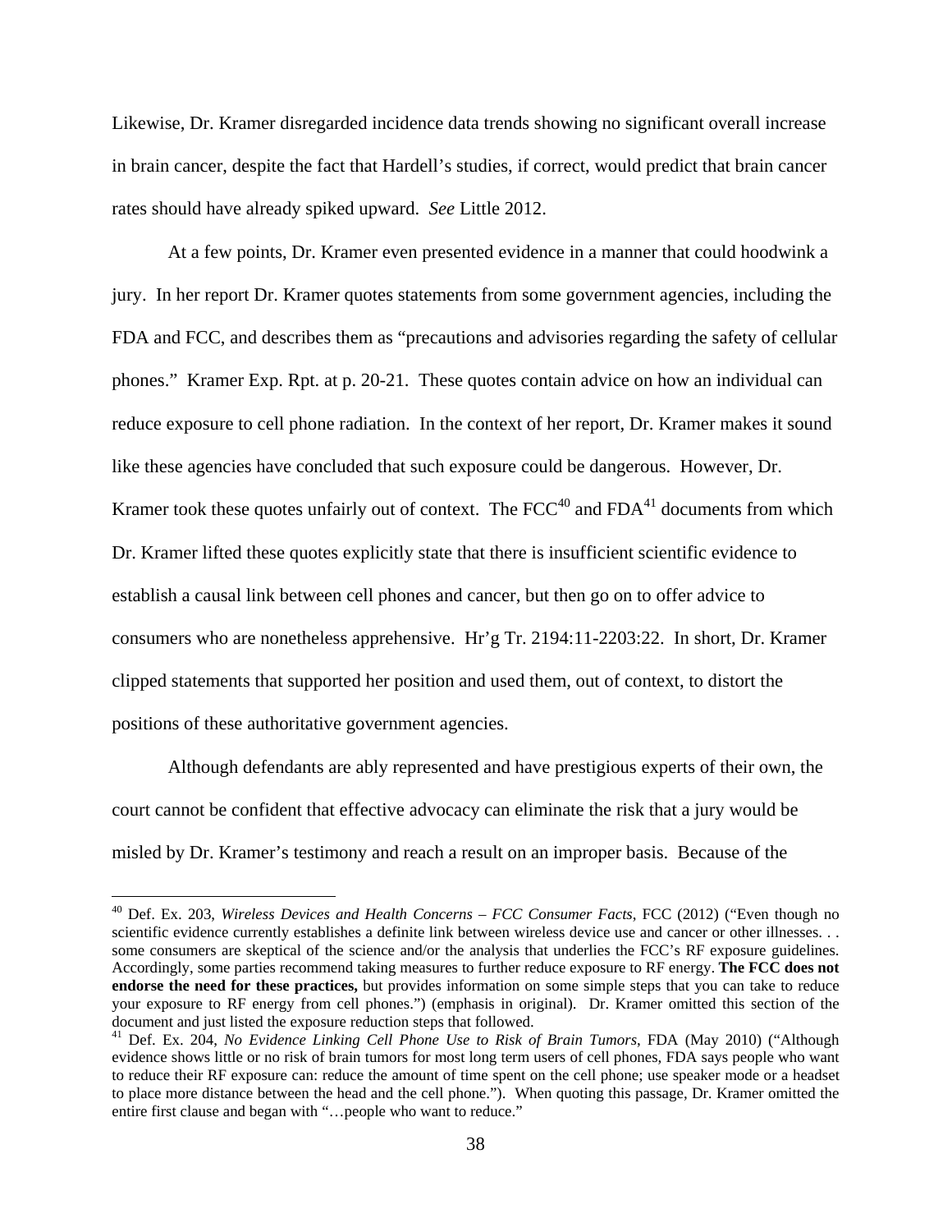Likewise, Dr. Kramer disregarded incidence data trends showing no significant overall increase in brain cancer, despite the fact that Hardell's studies, if correct, would predict that brain cancer rates should have already spiked upward. *See* Little 2012.

At a few points, Dr. Kramer even presented evidence in a manner that could hoodwink a jury. In her report Dr. Kramer quotes statements from some government agencies, including the FDA and FCC, and describes them as "precautions and advisories regarding the safety of cellular phones." Kramer Exp. Rpt. at p. 20-21. These quotes contain advice on how an individual can reduce exposure to cell phone radiation. In the context of her report, Dr. Kramer makes it sound like these agencies have concluded that such exposure could be dangerous. However, Dr. Kramer took these quotes unfairly out of context. The FCC[40] and FDA[41] documents from which Dr. Kramer lifted these quotes explicitly state that there is insufficient scientific evidence to establish a causal link between cell phones and cancer, but then go on to offer advice to consumers who are nonetheless apprehensive. Hr'g Tr. 2194:11-2203:22. In short, Dr. Kramer clipped statements that supported her position and used them, out of context, to distort the positions of these authoritative government agencies.

Although defendants are ably represented and have prestigious experts of their own, the court cannot be confident that effective advocacy can eliminate the risk that a jury would be misled by Dr. Kramer's testimony and reach a result on an improper basis. Because of the

---

[40] Def. Ex. 203, *Wireless Devices and Health Concerns – FCC Consumer Facts*, FCC (2012) ("Even though no scientific evidence currently establishes a definite link between wireless device use and cancer or other illnesses. . . some consumers are skeptical of the science and/or the analysis that underlies the FCC's RF exposure guidelines. Accordingly, some parties recommend taking measures to further reduce exposure to RF energy. **The FCC does not endorse the need for these practices,** but provides information on some simple steps that you can take to reduce your exposure to RF energy from cell phones.") (emphasis in original). Dr. Kramer omitted this section of the document and just listed the exposure reduction steps that followed.

[41] Def. Ex. 204, *No Evidence Linking Cell Phone Use to Risk of Brain Tumors*, FDA (May 2010) ("Although evidence shows little or no risk of brain tumors for most long term users of cell phones, FDA says people who want to reduce their RF exposure can: reduce the amount of time spent on the cell phone; use speaker mode or a headset to place more distance between the head and the cell phone."). When quoting this passage, Dr. Kramer omitted the entire first clause and began with "…people who want to reduce."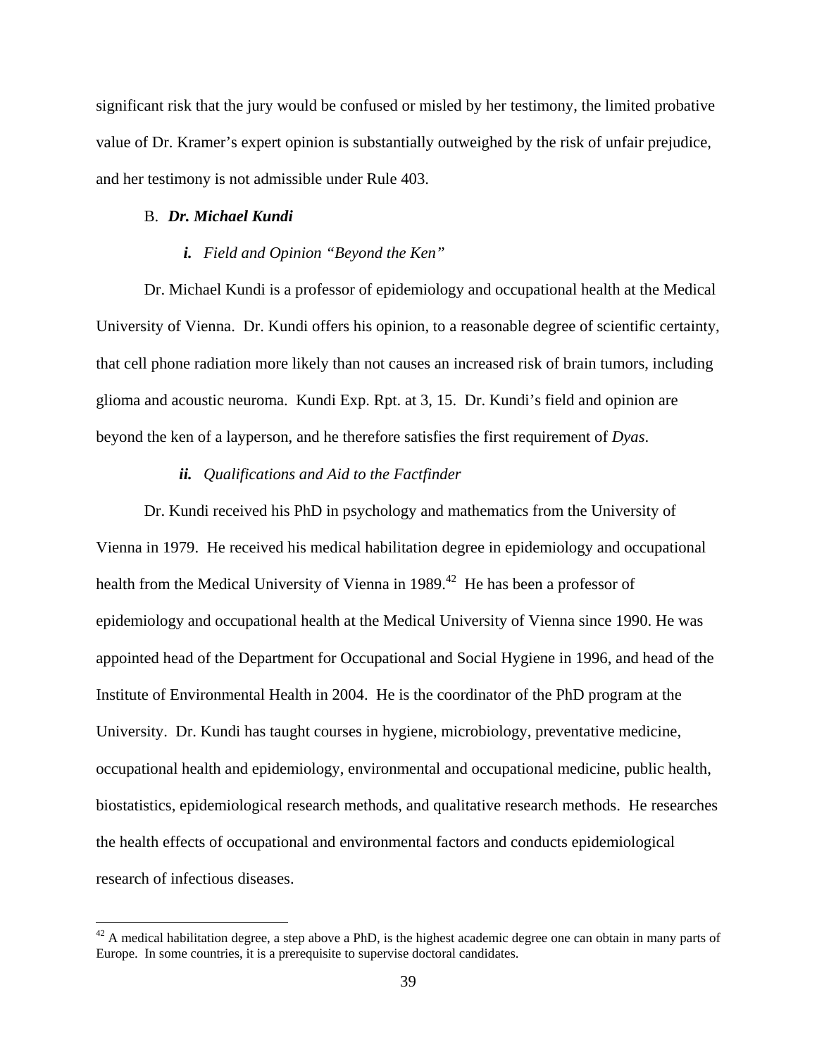significant risk that the jury would be confused or misled by her testimony, the limited probative value of Dr. Kramer's expert opinion is substantially outweighed by the risk of unfair prejudice, and her testimony is not admissible under Rule 403.

### B. ***Dr. Michael Kundi***

#### ***i.*** *Field and Opinion "Beyond the Ken"*

Dr. Michael Kundi is a professor of epidemiology and occupational health at the Medical University of Vienna. Dr. Kundi offers his opinion, to a reasonable degree of scientific certainty, that cell phone radiation more likely than not causes an increased risk of brain tumors, including glioma and acoustic neuroma. Kundi Exp. Rpt. at 3, 15. Dr. Kundi's field and opinion are beyond the ken of a layperson, and he therefore satisfies the first requirement of *Dyas*.

#### ***ii.*** *Qualifications and Aid to the Factfinder*

Dr. Kundi received his PhD in psychology and mathematics from the University of Vienna in 1979. He received his medical habilitation degree in epidemiology and occupational health from the Medical University of Vienna in 1989.[42] He has been a professor of epidemiology and occupational health at the Medical University of Vienna since 1990. He was appointed head of the Department for Occupational and Social Hygiene in 1996, and head of the Institute of Environmental Health in 2004. He is the coordinator of the PhD program at the University. Dr. Kundi has taught courses in hygiene, microbiology, preventative medicine, occupational health and epidemiology, environmental and occupational medicine, public health, biostatistics, epidemiological research methods, and qualitative research methods. He researches the health effects of occupational and environmental factors and conducts epidemiological research of infectious diseases.

---

[42] A medical habilitation degree, a step above a PhD, is the highest academic degree one can obtain in many parts of Europe. In some countries, it is a prerequisite to supervise doctoral candidates.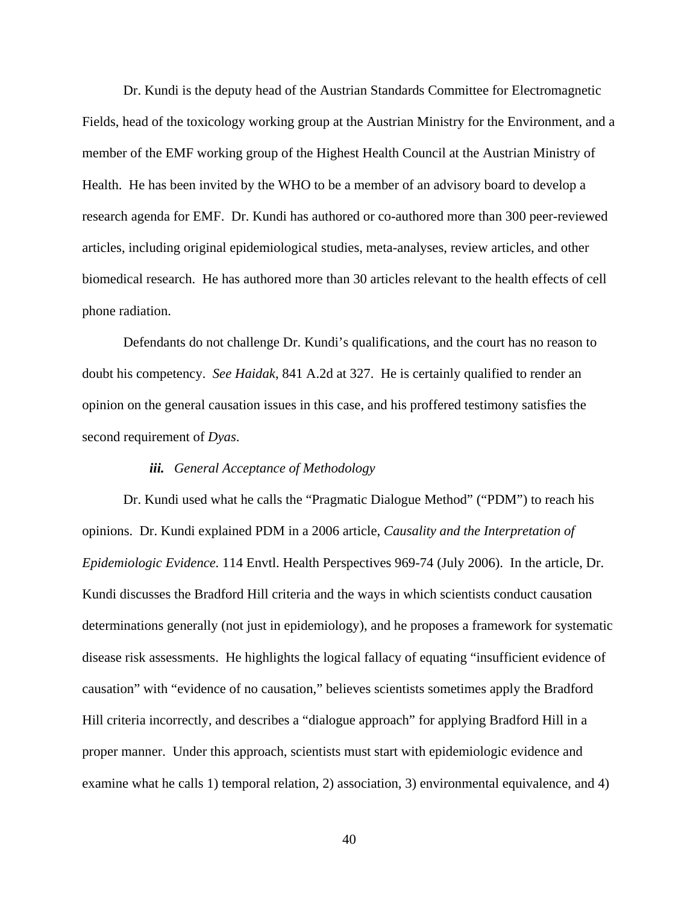Dr. Kundi is the deputy head of the Austrian Standards Committee for Electromagnetic Fields, head of the toxicology working group at the Austrian Ministry for the Environment, and a member of the EMF working group of the Highest Health Council at the Austrian Ministry of Health. He has been invited by the WHO to be a member of an advisory board to develop a research agenda for EMF. Dr. Kundi has authored or co-authored more than 300 peer-reviewed articles, including original epidemiological studies, meta-analyses, review articles, and other biomedical research. He has authored more than 30 articles relevant to the health effects of cell phone radiation.

Defendants do not challenge Dr. Kundi's qualifications, and the court has no reason to doubt his competency. *See Haidak*, 841 A.2d at 327. He is certainly qualified to render an opinion on the general causation issues in this case, and his proffered testimony satisfies the second requirement of *Dyas*.

***iii.*** *General Acceptance of Methodology*

Dr. Kundi used what he calls the "Pragmatic Dialogue Method" ("PDM") to reach his opinions. Dr. Kundi explained PDM in a 2006 article, *Causality and the Interpretation of Epidemiologic Evidence.* 114 Envtl. Health Perspectives 969-74 (July 2006). In the article, Dr. Kundi discusses the Bradford Hill criteria and the ways in which scientists conduct causation determinations generally (not just in epidemiology), and he proposes a framework for systematic disease risk assessments. He highlights the logical fallacy of equating "insufficient evidence of causation" with "evidence of no causation," believes scientists sometimes apply the Bradford Hill criteria incorrectly, and describes a "dialogue approach" for applying Bradford Hill in a proper manner. Under this approach, scientists must start with epidemiologic evidence and examine what he calls 1) temporal relation, 2) association, 3) environmental equivalence, and 4)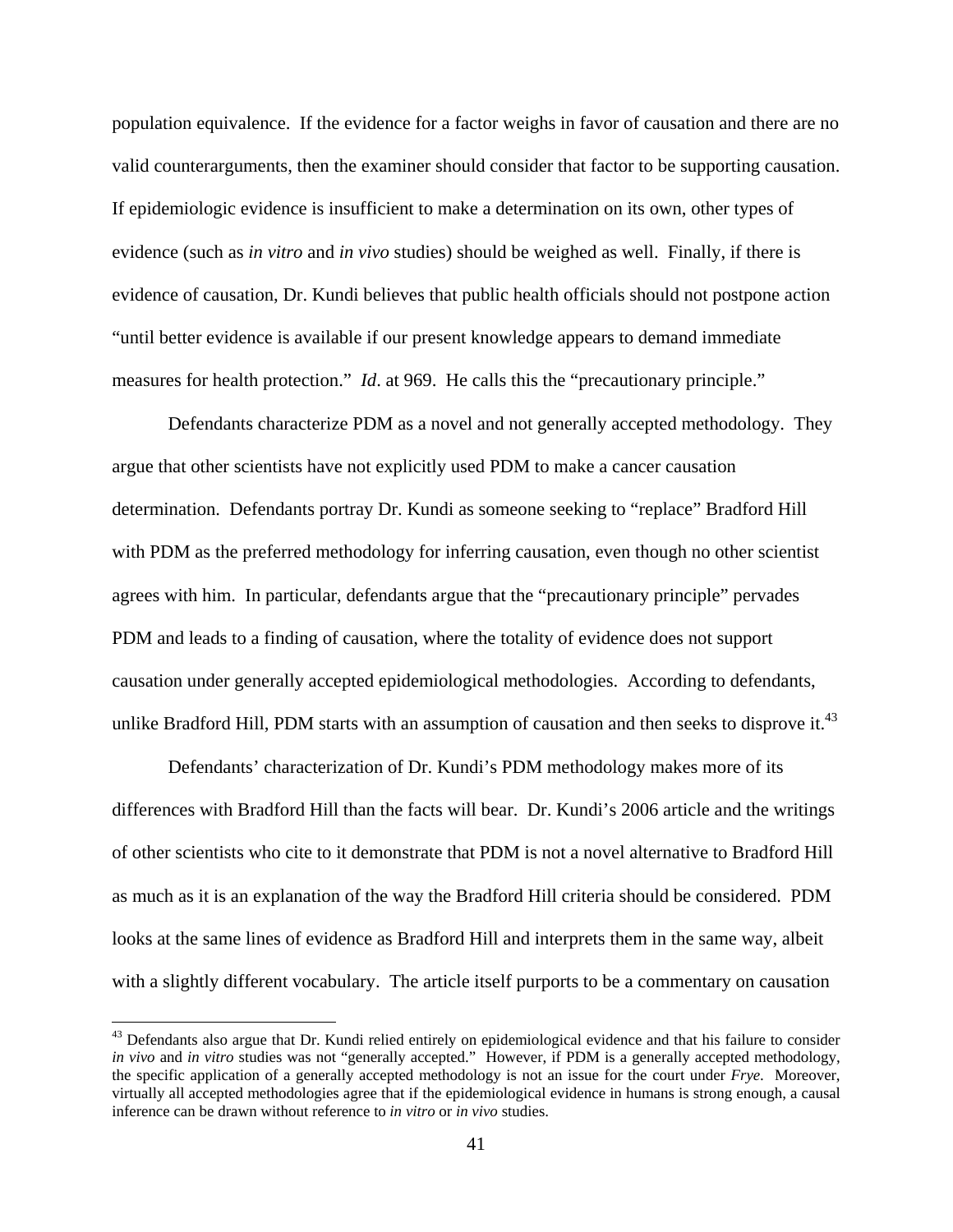population equivalence. If the evidence for a factor weighs in favor of causation and there are no valid counterarguments, then the examiner should consider that factor to be supporting causation. If epidemiologic evidence is insufficient to make a determination on its own, other types of evidence (such as *in vitro* and *in vivo* studies) should be weighed as well. Finally, if there is evidence of causation, Dr. Kundi believes that public health officials should not postpone action "until better evidence is available if our present knowledge appears to demand immediate measures for health protection." *Id*. at 969. He calls this the "precautionary principle."

Defendants characterize PDM as a novel and not generally accepted methodology. They argue that other scientists have not explicitly used PDM to make a cancer causation determination. Defendants portray Dr. Kundi as someone seeking to "replace" Bradford Hill with PDM as the preferred methodology for inferring causation, even though no other scientist agrees with him. In particular, defendants argue that the "precautionary principle" pervades PDM and leads to a finding of causation, where the totality of evidence does not support causation under generally accepted epidemiological methodologies. According to defendants, unlike Bradford Hill, PDM starts with an assumption of causation and then seeks to disprove it.[43]

Defendants' characterization of Dr. Kundi's PDM methodology makes more of its differences with Bradford Hill than the facts will bear. Dr. Kundi's 2006 article and the writings of other scientists who cite to it demonstrate that PDM is not a novel alternative to Bradford Hill as much as it is an explanation of the way the Bradford Hill criteria should be considered. PDM looks at the same lines of evidence as Bradford Hill and interprets them in the same way, albeit with a slightly different vocabulary. The article itself purports to be a commentary on causation

[43] Defendants also argue that Dr. Kundi relied entirely on epidemiological evidence and that his failure to consider *in vivo* and *in vitro* studies was not "generally accepted." However, if PDM is a generally accepted methodology, the specific application of a generally accepted methodology is not an issue for the court under *Frye*. Moreover, virtually all accepted methodologies agree that if the epidemiological evidence in humans is strong enough, a causal inference can be drawn without reference to *in vitro* or *in vivo* studies.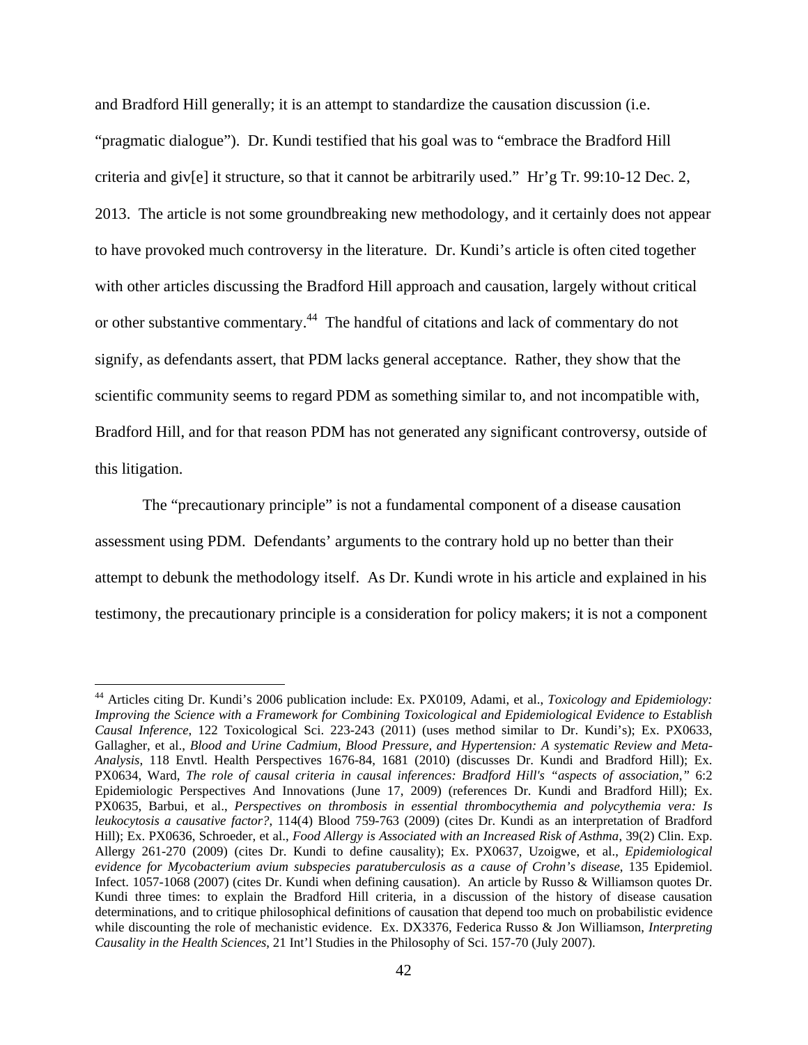and Bradford Hill generally; it is an attempt to standardize the causation discussion (i.e. "pragmatic dialogue"). Dr. Kundi testified that his goal was to "embrace the Bradford Hill criteria and giv[e] it structure, so that it cannot be arbitrarily used." Hr'g Tr. 99:10-12 Dec. 2, 2013. The article is not some groundbreaking new methodology, and it certainly does not appear to have provoked much controversy in the literature. Dr. Kundi's article is often cited together with other articles discussing the Bradford Hill approach and causation, largely without critical or other substantive commentary.[44] The handful of citations and lack of commentary do not signify, as defendants assert, that PDM lacks general acceptance. Rather, they show that the scientific community seems to regard PDM as something similar to, and not incompatible with, Bradford Hill, and for that reason PDM has not generated any significant controversy, outside of this litigation.

The "precautionary principle" is not a fundamental component of a disease causation assessment using PDM. Defendants' arguments to the contrary hold up no better than their attempt to debunk the methodology itself. As Dr. Kundi wrote in his article and explained in his testimony, the precautionary principle is a consideration for policy makers; it is not a component

---

[44] Articles citing Dr. Kundi's 2006 publication include: Ex. PX0109, Adami, et al., *Toxicology and Epidemiology: Improving the Science with a Framework for Combining Toxicological and Epidemiological Evidence to Establish Causal Inference*, 122 Toxicological Sci. 223-243 (2011) (uses method similar to Dr. Kundi's); Ex. PX0633, Gallagher, et al., *Blood and Urine Cadmium, Blood Pressure, and Hypertension: A systematic Review and Meta-Analysis*, 118 Envtl. Health Perspectives 1676-84, 1681 (2010) (discusses Dr. Kundi and Bradford Hill); Ex. PX0634, Ward, *The role of causal criteria in causal inferences: Bradford Hill's "aspects of association,"* 6:2 Epidemiologic Perspectives And Innovations (June 17, 2009) (references Dr. Kundi and Bradford Hill); Ex. PX0635, Barbui, et al., *Perspectives on thrombosis in essential thrombocythemia and polycythemia vera: Is leukocytosis a causative factor?*, 114(4) Blood 759-763 (2009) (cites Dr. Kundi as an interpretation of Bradford Hill); Ex. PX0636, Schroeder, et al., *Food Allergy is Associated with an Increased Risk of Asthma*, 39(2) Clin. Exp. Allergy 261-270 (2009) (cites Dr. Kundi to define causality); Ex. PX0637, Uzoigwe, et al., *Epidemiological evidence for Mycobacterium avium subspecies paratuberculosis as a cause of Crohn's disease*, 135 Epidemiol. Infect. 1057-1068 (2007) (cites Dr. Kundi when defining causation). An article by Russo & Williamson quotes Dr. Kundi three times: to explain the Bradford Hill criteria, in a discussion of the history of disease causation determinations, and to critique philosophical definitions of causation that depend too much on probabilistic evidence while discounting the role of mechanistic evidence. Ex. DX3376, Federica Russo & Jon Williamson, *Interpreting Causality in the Health Sciences*, 21 Int'l Studies in the Philosophy of Sci. 157-70 (July 2007).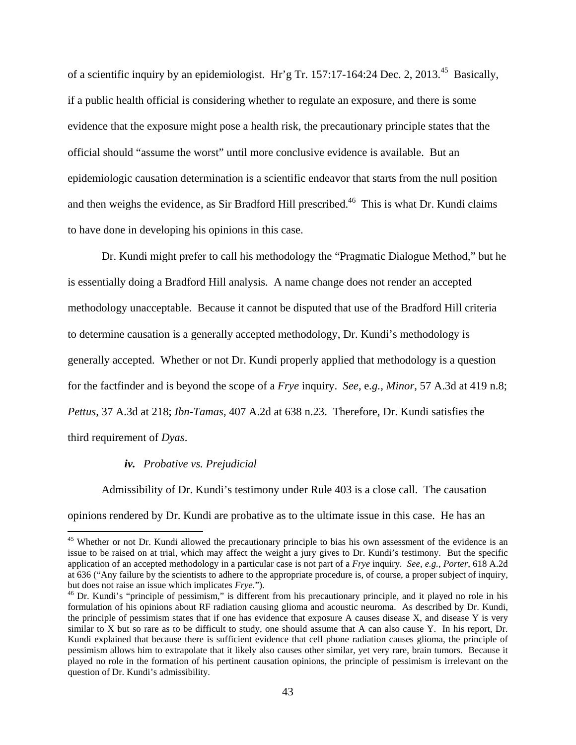of a scientific inquiry by an epidemiologist. Hr'g Tr. 157:17-164:24 Dec. 2, 2013.[45] Basically, if a public health official is considering whether to regulate an exposure, and there is some evidence that the exposure might pose a health risk, the precautionary principle states that the official should "assume the worst" until more conclusive evidence is available. But an epidemiologic causation determination is a scientific endeavor that starts from the null position and then weighs the evidence, as Sir Bradford Hill prescribed.[46] This is what Dr. Kundi claims to have done in developing his opinions in this case.

Dr. Kundi might prefer to call his methodology the "Pragmatic Dialogue Method," but he is essentially doing a Bradford Hill analysis. A name change does not render an accepted methodology unacceptable. Because it cannot be disputed that use of the Bradford Hill criteria to determine causation is a generally accepted methodology, Dr. Kundi's methodology is generally accepted. Whether or not Dr. Kundi properly applied that methodology is a question for the factfinder and is beyond the scope of a *Frye* inquiry. *See, e.g.*, *Minor*, 57 A.3d at 419 n.8; *Pettus*, 37 A.3d at 218; *Ibn-Tamas*, 407 A.2d at 638 n.23. Therefore, Dr. Kundi satisfies the third requirement of *Dyas*.

***iv.*** *Probative vs. Prejudicial*

Admissibility of Dr. Kundi's testimony under Rule 403 is a close call. The causation opinions rendered by Dr. Kundi are probative as to the ultimate issue in this case. He has an

---

[45] Whether or not Dr. Kundi allowed the precautionary principle to bias his own assessment of the evidence is an issue to be raised on at trial, which may affect the weight a jury gives to Dr. Kundi's testimony. But the specific application of an accepted methodology in a particular case is not part of a *Frye* inquiry. *See, e.g.*, *Porter*, 618 A.2d at 636 ("Any failure by the scientists to adhere to the appropriate procedure is, of course, a proper subject of inquiry, but does not raise an issue which implicates *Frye*.").

[46] Dr. Kundi's "principle of pessimism," is different from his precautionary principle, and it played no role in his formulation of his opinions about RF radiation causing glioma and acoustic neuroma. As described by Dr. Kundi, the principle of pessimism states that if one has evidence that exposure A causes disease X, and disease Y is very similar to X but so rare as to be difficult to study, one should assume that A can also cause Y. In his report, Dr. Kundi explained that because there is sufficient evidence that cell phone radiation causes glioma, the principle of pessimism allows him to extrapolate that it likely also causes other similar, yet very rare, brain tumors. Because it played no role in the formation of his pertinent causation opinions, the principle of pessimism is irrelevant on the question of Dr. Kundi's admissibility.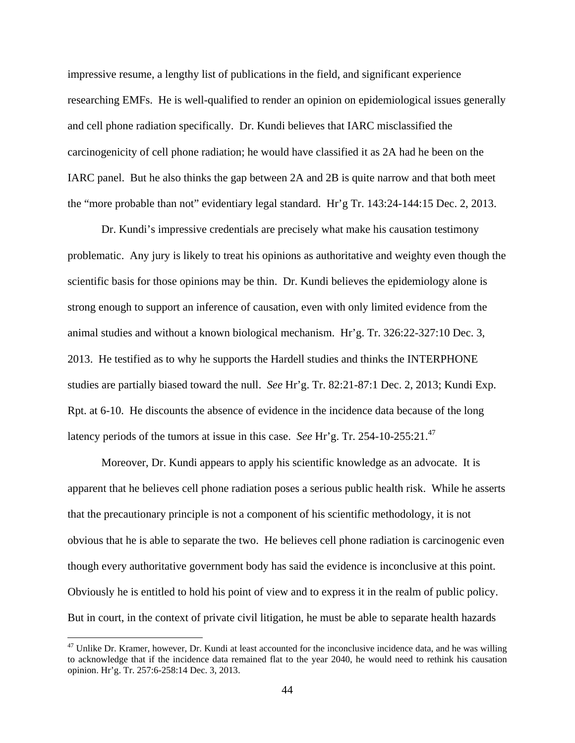impressive resume, a lengthy list of publications in the field, and significant experience researching EMFs. He is well-qualified to render an opinion on epidemiological issues generally and cell phone radiation specifically. Dr. Kundi believes that IARC misclassified the carcinogenicity of cell phone radiation; he would have classified it as 2A had he been on the IARC panel. But he also thinks the gap between 2A and 2B is quite narrow and that both meet the "more probable than not" evidentiary legal standard. Hr'g Tr. 143:24-144:15 Dec. 2, 2013.

Dr. Kundi's impressive credentials are precisely what make his causation testimony problematic. Any jury is likely to treat his opinions as authoritative and weighty even though the scientific basis for those opinions may be thin. Dr. Kundi believes the epidemiology alone is strong enough to support an inference of causation, even with only limited evidence from the animal studies and without a known biological mechanism. Hr'g. Tr. 326:22-327:10 Dec. 3, 2013. He testified as to why he supports the Hardell studies and thinks the INTERPHONE studies are partially biased toward the null. *See* Hr'g. Tr. 82:21-87:1 Dec. 2, 2013; Kundi Exp. Rpt. at 6-10. He discounts the absence of evidence in the incidence data because of the long latency periods of the tumors at issue in this case. *See* Hr'g. Tr. 254-10-255:21.[47]

Moreover, Dr. Kundi appears to apply his scientific knowledge as an advocate. It is apparent that he believes cell phone radiation poses a serious public health risk. While he asserts that the precautionary principle is not a component of his scientific methodology, it is not obvious that he is able to separate the two. He believes cell phone radiation is carcinogenic even though every authoritative government body has said the evidence is inconclusive at this point. Obviously he is entitled to hold his point of view and to express it in the realm of public policy. But in court, in the context of private civil litigation, he must be able to separate health hazards

[47] Unlike Dr. Kramer, however, Dr. Kundi at least accounted for the inconclusive incidence data, and he was willing to acknowledge that if the incidence data remained flat to the year 2040, he would need to rethink his causation opinion. Hr'g. Tr. 257:6-258:14 Dec. 3, 2013.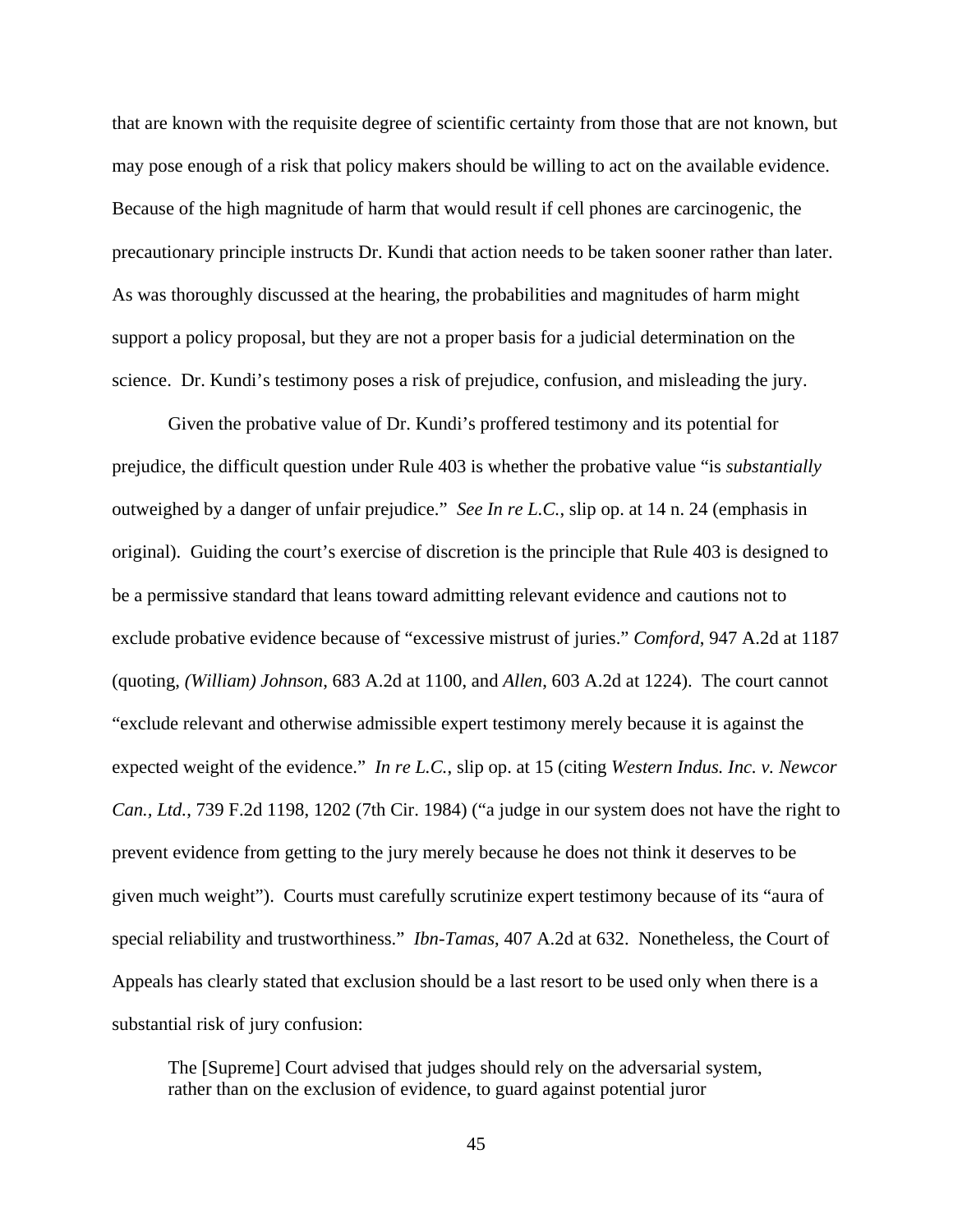that are known with the requisite degree of scientific certainty from those that are not known, but may pose enough of a risk that policy makers should be willing to act on the available evidence. Because of the high magnitude of harm that would result if cell phones are carcinogenic, the precautionary principle instructs Dr. Kundi that action needs to be taken sooner rather than later. As was thoroughly discussed at the hearing, the probabilities and magnitudes of harm might support a policy proposal, but they are not a proper basis for a judicial determination on the science. Dr. Kundi's testimony poses a risk of prejudice, confusion, and misleading the jury.

Given the probative value of Dr. Kundi's proffered testimony and its potential for prejudice, the difficult question under Rule 403 is whether the probative value "is *substantially* outweighed by a danger of unfair prejudice." *See In re L.C.*, slip op. at 14 n. 24 (emphasis in original). Guiding the court's exercise of discretion is the principle that Rule 403 is designed to be a permissive standard that leans toward admitting relevant evidence and cautions not to exclude probative evidence because of "excessive mistrust of juries." *Comford*, 947 A.2d at 1187 (quoting, *(William) Johnson*, 683 A.2d at 1100, and *Allen*, 603 A.2d at 1224). The court cannot "exclude relevant and otherwise admissible expert testimony merely because it is against the expected weight of the evidence." *In re L.C.*, slip op. at 15 (citing *Western Indus. Inc. v. Newcor Can., Ltd.*, 739 F.2d 1198, 1202 (7th Cir. 1984) ("a judge in our system does not have the right to prevent evidence from getting to the jury merely because he does not think it deserves to be given much weight"). Courts must carefully scrutinize expert testimony because of its "aura of special reliability and trustworthiness." *Ibn-Tamas*, 407 A.2d at 632. Nonetheless, the Court of Appeals has clearly stated that exclusion should be a last resort to be used only when there is a substantial risk of jury confusion:

> The [Supreme] Court advised that judges should rely on the adversarial system, rather than on the exclusion of evidence, to guard against potential juror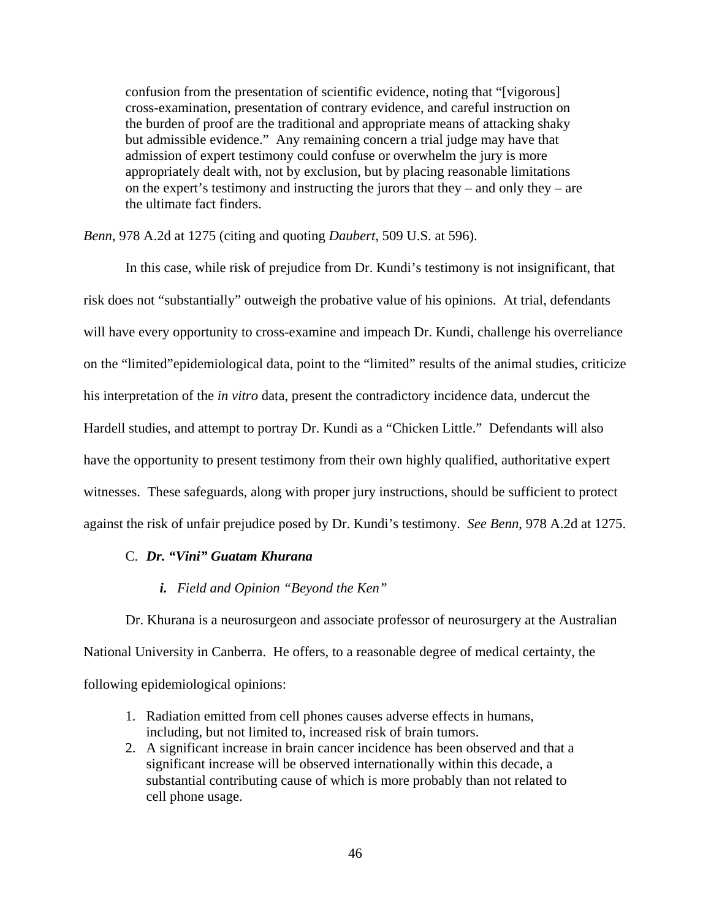> confusion from the presentation of scientific evidence, noting that "[vigorous] cross-examination, presentation of contrary evidence, and careful instruction on the burden of proof are the traditional and appropriate means of attacking shaky but admissible evidence." Any remaining concern a trial judge may have that admission of expert testimony could confuse or overwhelm the jury is more appropriately dealt with, not by exclusion, but by placing reasonable limitations on the expert's testimony and instructing the jurors that they – and only they – are the ultimate fact finders.

*Benn*, 978 A.2d at 1275 (citing and quoting *Daubert*, 509 U.S. at 596).

In this case, while risk of prejudice from Dr. Kundi's testimony is not insignificant, that risk does not "substantially" outweigh the probative value of his opinions. At trial, defendants will have every opportunity to cross-examine and impeach Dr. Kundi, challenge his overreliance on the "limited"epidemiological data, point to the "limited" results of the animal studies, criticize his interpretation of the *in vitro* data, present the contradictory incidence data, undercut the Hardell studies, and attempt to portray Dr. Kundi as a "Chicken Little." Defendants will also have the opportunity to present testimony from their own highly qualified, authoritative expert witnesses. These safeguards, along with proper jury instructions, should be sufficient to protect against the risk of unfair prejudice posed by Dr. Kundi's testimony. *See Benn*, 978 A.2d at 1275.

### C. *Dr. "Vini" Guatam Khurana*

#### ***i.*** *Field and Opinion "Beyond the Ken"*

Dr. Khurana is a neurosurgeon and associate professor of neurosurgery at the Australian National University in Canberra. He offers, to a reasonable degree of medical certainty, the following epidemiological opinions:

1. Radiation emitted from cell phones causes adverse effects in humans, including, but not limited to, increased risk of brain tumors.
2. A significant increase in brain cancer incidence has been observed and that a significant increase will be observed internationally within this decade, a substantial contributing cause of which is more probably than not related to cell phone usage.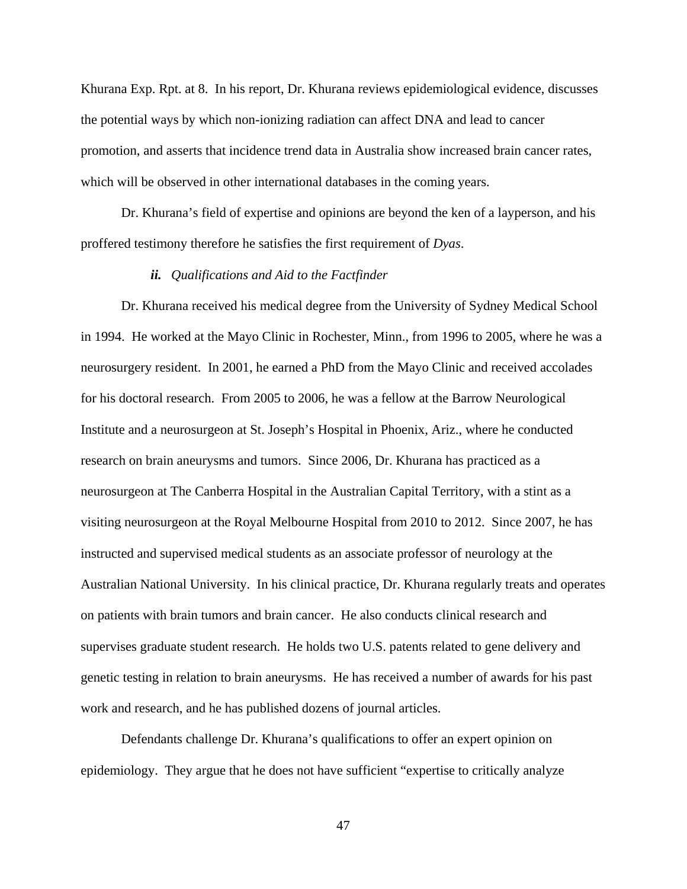Khurana Exp. Rpt. at 8. In his report, Dr. Khurana reviews epidemiological evidence, discusses the potential ways by which non-ionizing radiation can affect DNA and lead to cancer promotion, and asserts that incidence trend data in Australia show increased brain cancer rates, which will be observed in other international databases in the coming years.

Dr. Khurana's field of expertise and opinions are beyond the ken of a layperson, and his proffered testimony therefore he satisfies the first requirement of *Dyas*.

***ii.*** *Qualifications and Aid to the Factfinder*

Dr. Khurana received his medical degree from the University of Sydney Medical School in 1994. He worked at the Mayo Clinic in Rochester, Minn., from 1996 to 2005, where he was a neurosurgery resident. In 2001, he earned a PhD from the Mayo Clinic and received accolades for his doctoral research. From 2005 to 2006, he was a fellow at the Barrow Neurological Institute and a neurosurgeon at St. Joseph's Hospital in Phoenix, Ariz., where he conducted research on brain aneurysms and tumors. Since 2006, Dr. Khurana has practiced as a neurosurgeon at The Canberra Hospital in the Australian Capital Territory, with a stint as a visiting neurosurgeon at the Royal Melbourne Hospital from 2010 to 2012. Since 2007, he has instructed and supervised medical students as an associate professor of neurology at the Australian National University. In his clinical practice, Dr. Khurana regularly treats and operates on patients with brain tumors and brain cancer. He also conducts clinical research and supervises graduate student research. He holds two U.S. patents related to gene delivery and genetic testing in relation to brain aneurysms. He has received a number of awards for his past work and research, and he has published dozens of journal articles.

Defendants challenge Dr. Khurana's qualifications to offer an expert opinion on epidemiology. They argue that he does not have sufficient "expertise to critically analyze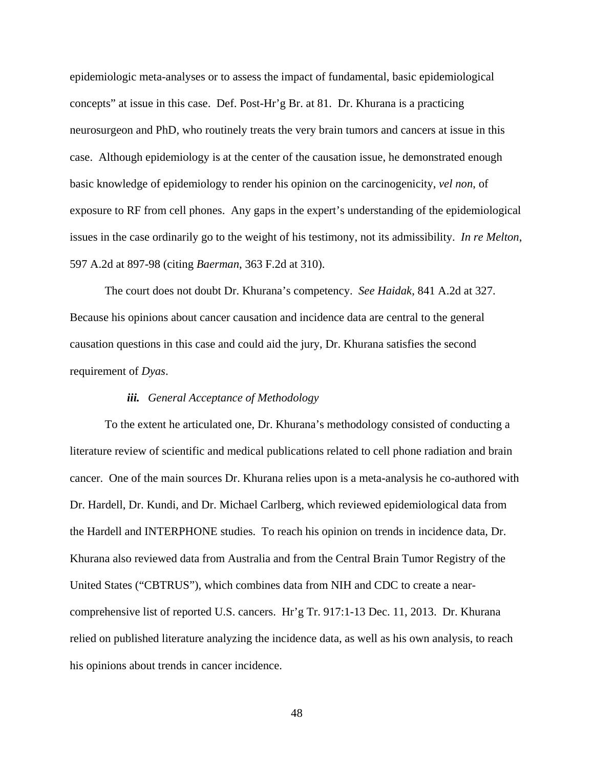epidemiologic meta-analyses or to assess the impact of fundamental, basic epidemiological concepts" at issue in this case. Def. Post-Hr'g Br. at 81. Dr. Khurana is a practicing neurosurgeon and PhD, who routinely treats the very brain tumors and cancers at issue in this case. Although epidemiology is at the center of the causation issue, he demonstrated enough basic knowledge of epidemiology to render his opinion on the carcinogenicity, *vel non*, of exposure to RF from cell phones. Any gaps in the expert's understanding of the epidemiological issues in the case ordinarily go to the weight of his testimony, not its admissibility. *In re Melton*, 597 A.2d at 897-98 (citing *Baerman*, 363 F.2d at 310).

The court does not doubt Dr. Khurana's competency. *See Haidak*, 841 A.2d at 327. Because his opinions about cancer causation and incidence data are central to the general causation questions in this case and could aid the jury, Dr. Khurana satisfies the second requirement of *Dyas*.

***iii. General Acceptance of Methodology***

To the extent he articulated one, Dr. Khurana's methodology consisted of conducting a literature review of scientific and medical publications related to cell phone radiation and brain cancer. One of the main sources Dr. Khurana relies upon is a meta-analysis he co-authored with Dr. Hardell, Dr. Kundi, and Dr. Michael Carlberg, which reviewed epidemiological data from the Hardell and INTERPHONE studies. To reach his opinion on trends in incidence data, Dr. Khurana also reviewed data from Australia and from the Central Brain Tumor Registry of the United States ("CBTRUS"), which combines data from NIH and CDC to create a near-comprehensive list of reported U.S. cancers. Hr'g Tr. 917:1-13 Dec. 11, 2013. Dr. Khurana relied on published literature analyzing the incidence data, as well as his own analysis, to reach his opinions about trends in cancer incidence.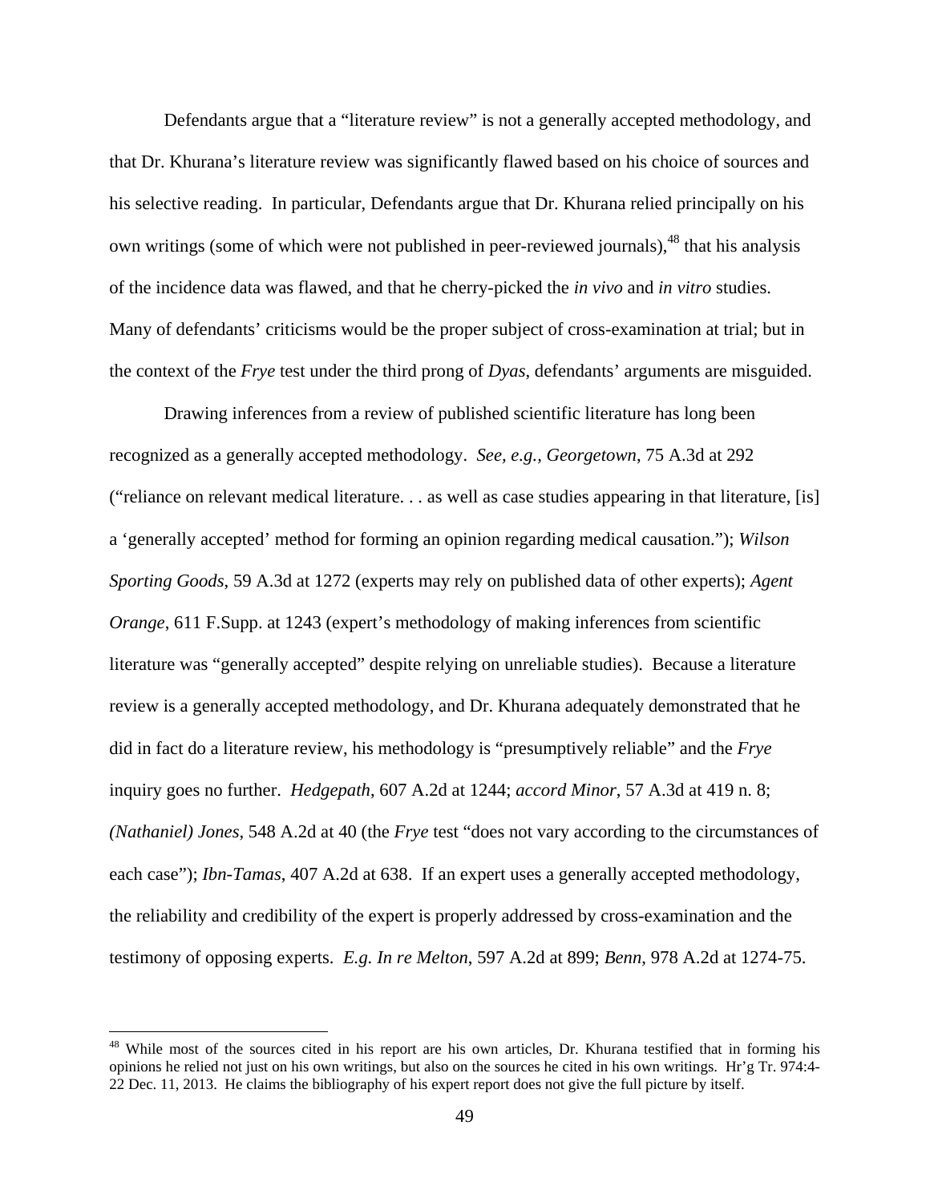Defendants argue that a "literature review" is not a generally accepted methodology, and that Dr. Khurana's literature review was significantly flawed based on his choice of sources and his selective reading. In particular, Defendants argue that Dr. Khurana relied principally on his own writings (some of which were not published in peer-reviewed journals),[48] that his analysis of the incidence data was flawed, and that he cherry-picked the *in vivo* and *in vitro* studies. Many of defendants' criticisms would be the proper subject of cross-examination at trial; but in the context of the *Frye* test under the third prong of *Dyas*, defendants' arguments are misguided.

Drawing inferences from a review of published scientific literature has long been recognized as a generally accepted methodology. *See, e.g., Georgetown*, 75 A.3d at 292 ("reliance on relevant medical literature. . . as well as case studies appearing in that literature, [is] a 'generally accepted' method for forming an opinion regarding medical causation."); *Wilson Sporting Goods*, 59 A.3d at 1272 (experts may rely on published data of other experts); *Agent Orange*, 611 F.Supp. at 1243 (expert's methodology of making inferences from scientific literature was "generally accepted" despite relying on unreliable studies). Because a literature review is a generally accepted methodology, and Dr. Khurana adequately demonstrated that he did in fact do a literature review, his methodology is "presumptively reliable" and the *Frye* inquiry goes no further. *Hedgepath*, 607 A.2d at 1244; *accord Minor*, 57 A.3d at 419 n. 8; *(Nathaniel) Jones*, 548 A.2d at 40 (the *Frye* test "does not vary according to the circumstances of each case"); *Ibn-Tamas*, 407 A.2d at 638. If an expert uses a generally accepted methodology, the reliability and credibility of the expert is properly addressed by cross-examination and the testimony of opposing experts. *E.g. In re Melton*, 597 A.2d at 899; *Benn*, 978 A.2d at 1274-75.

---

[48] While most of the sources cited in his report are his own articles, Dr. Khurana testified that in forming his opinions he relied not just on his own writings, but also on the sources he cited in his own writings. Hr'g Tr. 974:4-22 Dec. 11, 2013. He claims the bibliography of his expert report does not give the full picture by itself.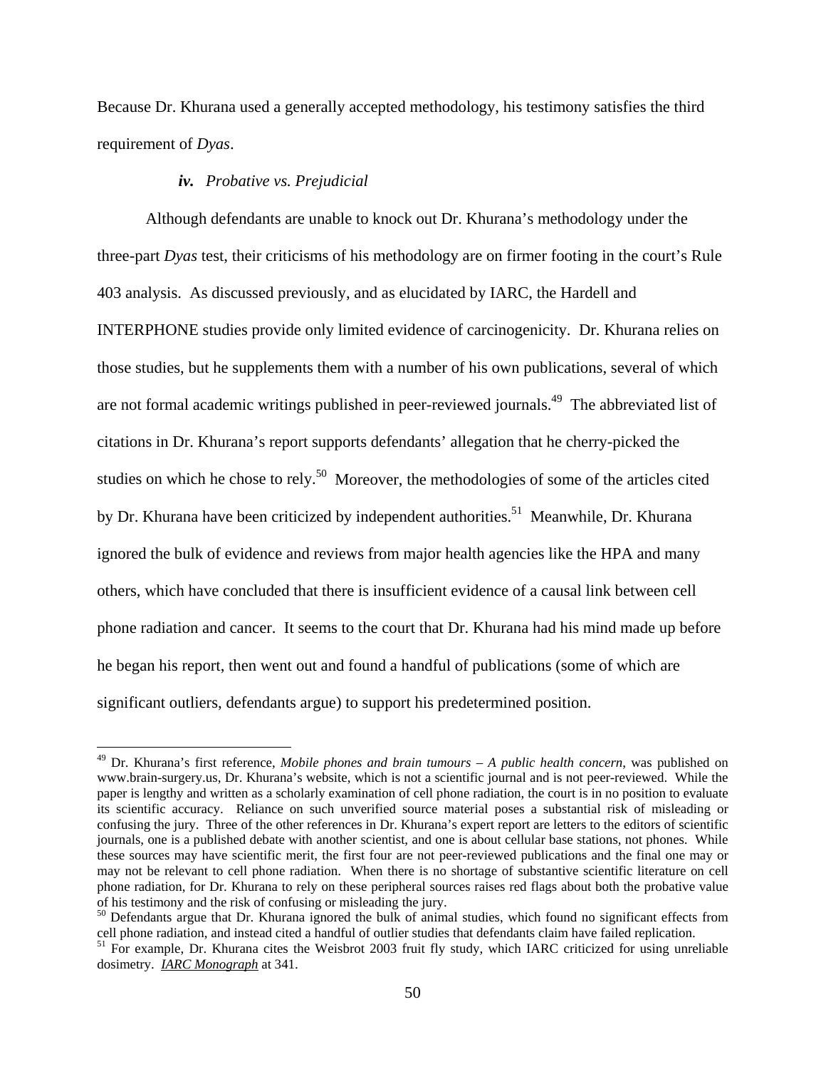Because Dr. Khurana used a generally accepted methodology, his testimony satisfies the third requirement of *Dyas*.

#### ***iv.*** *Probative vs. Prejudicial*

Although defendants are unable to knock out Dr. Khurana's methodology under the three-part *Dyas* test, their criticisms of his methodology are on firmer footing in the court's Rule 403 analysis. As discussed previously, and as elucidated by IARC, the Hardell and INTERPHONE studies provide only limited evidence of carcinogenicity. Dr. Khurana relies on those studies, but he supplements them with a number of his own publications, several of which are not formal academic writings published in peer-reviewed journals.[49] The abbreviated list of citations in Dr. Khurana's report supports defendants' allegation that he cherry-picked the studies on which he chose to rely.[50] Moreover, the methodologies of some of the articles cited by Dr. Khurana have been criticized by independent authorities.[51] Meanwhile, Dr. Khurana ignored the bulk of evidence and reviews from major health agencies like the HPA and many others, which have concluded that there is insufficient evidence of a causal link between cell phone radiation and cancer. It seems to the court that Dr. Khurana had his mind made up before he began his report, then went out and found a handful of publications (some of which are significant outliers, defendants argue) to support his predetermined position.

---

[49] Dr. Khurana's first reference, *Mobile phones and brain tumours – A public health concern*, was published on www.brain-surgery.us, Dr. Khurana's website, which is not a scientific journal and is not peer-reviewed. While the paper is lengthy and written as a scholarly examination of cell phone radiation, the court is in no position to evaluate its scientific accuracy. Reliance on such unverified source material poses a substantial risk of misleading or confusing the jury. Three of the other references in Dr. Khurana's expert report are letters to the editors of scientific journals, one is a published debate with another scientist, and one is about cellular base stations, not phones. While these sources may have scientific merit, the first four are not peer-reviewed publications and the final one may or may not be relevant to cell phone radiation. When there is no shortage of substantive scientific literature on cell phone radiation, for Dr. Khurana to rely on these peripheral sources raises red flags about both the probative value of his testimony and the risk of confusing or misleading the jury.

[50] Defendants argue that Dr. Khurana ignored the bulk of animal studies, which found no significant effects from cell phone radiation, and instead cited a handful of outlier studies that defendants claim have failed replication.

[51] For example, Dr. Khurana cites the Weisbrot 2003 fruit fly study, which IARC criticized for using unreliable dosimetry. *IARC Monograph* at 341.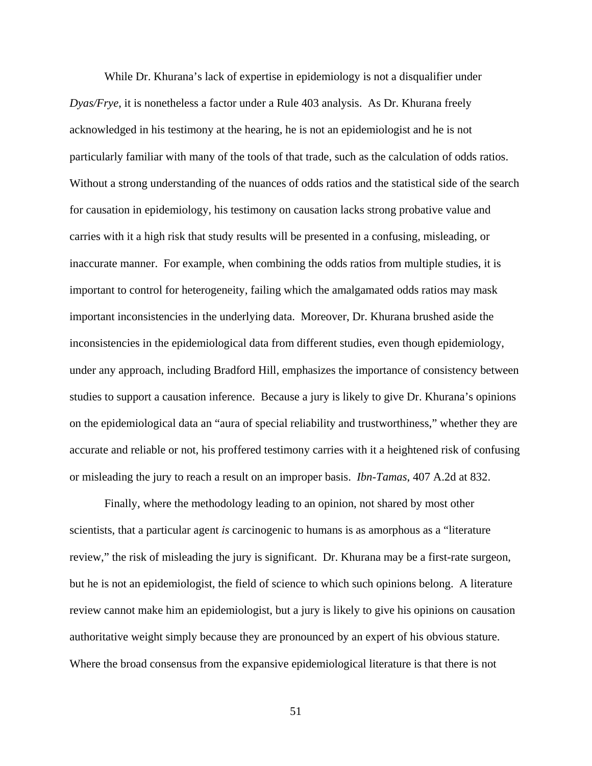While Dr. Khurana's lack of expertise in epidemiology is not a disqualifier under *Dyas/Frye*, it is nonetheless a factor under a Rule 403 analysis. As Dr. Khurana freely acknowledged in his testimony at the hearing, he is not an epidemiologist and he is not particularly familiar with many of the tools of that trade, such as the calculation of odds ratios. Without a strong understanding of the nuances of odds ratios and the statistical side of the search for causation in epidemiology, his testimony on causation lacks strong probative value and carries with it a high risk that study results will be presented in a confusing, misleading, or inaccurate manner. For example, when combining the odds ratios from multiple studies, it is important to control for heterogeneity, failing which the amalgamated odds ratios may mask important inconsistencies in the underlying data. Moreover, Dr. Khurana brushed aside the inconsistencies in the epidemiological data from different studies, even though epidemiology, under any approach, including Bradford Hill, emphasizes the importance of consistency between studies to support a causation inference. Because a jury is likely to give Dr. Khurana's opinions on the epidemiological data an "aura of special reliability and trustworthiness," whether they are accurate and reliable or not, his proffered testimony carries with it a heightened risk of confusing or misleading the jury to reach a result on an improper basis. *Ibn-Tamas*, 407 A.2d at 832.

Finally, where the methodology leading to an opinion, not shared by most other scientists, that a particular agent *is* carcinogenic to humans is as amorphous as a "literature review," the risk of misleading the jury is significant. Dr. Khurana may be a first-rate surgeon, but he is not an epidemiologist, the field of science to which such opinions belong. A literature review cannot make him an epidemiologist, but a jury is likely to give his opinions on causation authoritative weight simply because they are pronounced by an expert of his obvious stature. Where the broad consensus from the expansive epidemiological literature is that there is not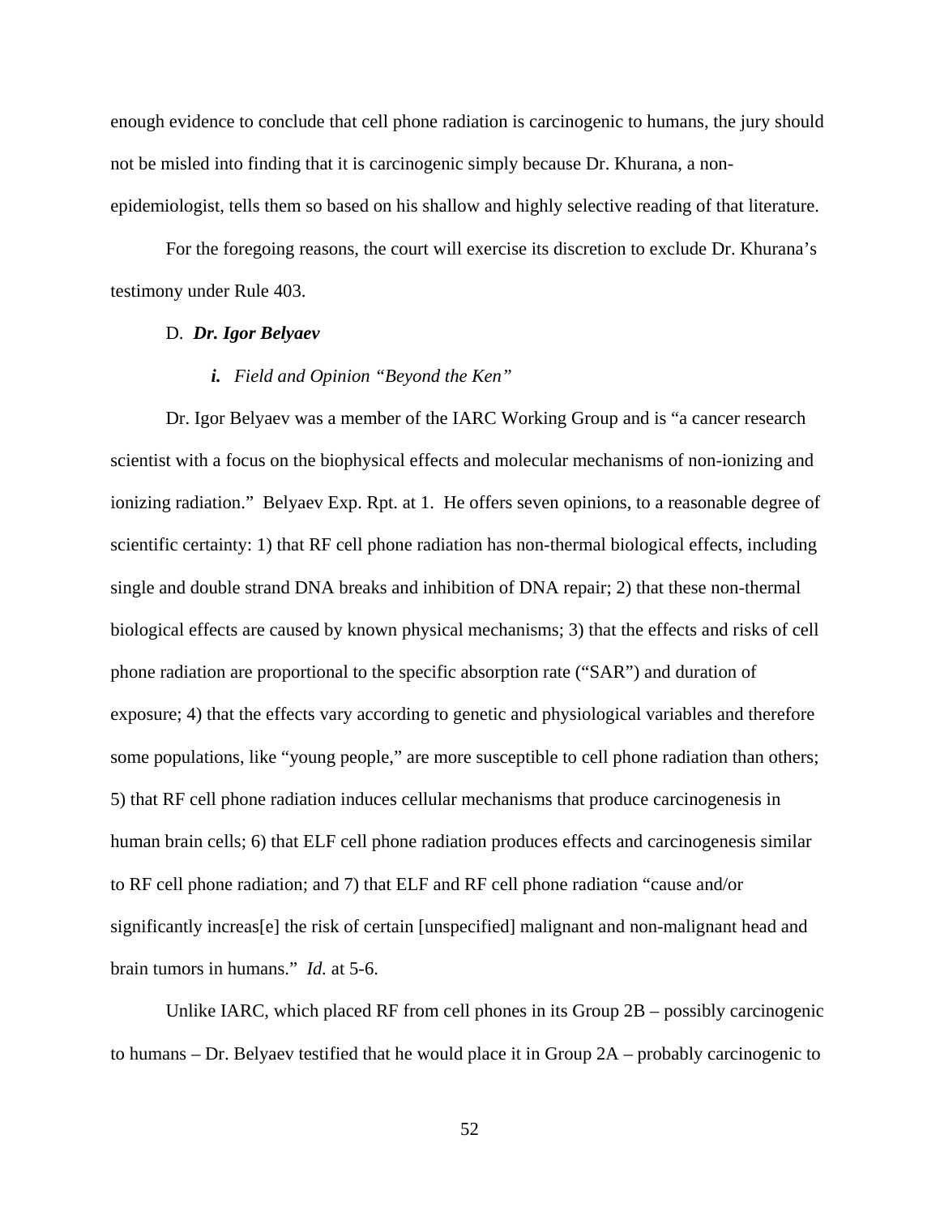enough evidence to conclude that cell phone radiation is carcinogenic to humans, the jury should not be misled into finding that it is carcinogenic simply because Dr. Khurana, a non-epidemiologist, tells them so based on his shallow and highly selective reading of that literature.

For the foregoing reasons, the court will exercise its discretion to exclude Dr. Khurana's testimony under Rule 403.

D. ***Dr. Igor Belyaev***

***i.*** *Field and Opinion "Beyond the Ken"*

Dr. Igor Belyaev was a member of the IARC Working Group and is "a cancer research scientist with a focus on the biophysical effects and molecular mechanisms of non-ionizing and ionizing radiation." Belyaev Exp. Rpt. at 1. He offers seven opinions, to a reasonable degree of scientific certainty: 1) that RF cell phone radiation has non-thermal biological effects, including single and double strand DNA breaks and inhibition of DNA repair; 2) that these non-thermal biological effects are caused by known physical mechanisms; 3) that the effects and risks of cell phone radiation are proportional to the specific absorption rate ("SAR") and duration of exposure; 4) that the effects vary according to genetic and physiological variables and therefore some populations, like "young people," are more susceptible to cell phone radiation than others; 5) that RF cell phone radiation induces cellular mechanisms that produce carcinogenesis in human brain cells; 6) that ELF cell phone radiation produces effects and carcinogenesis similar to RF cell phone radiation; and 7) that ELF and RF cell phone radiation "cause and/or significantly increas[e] the risk of certain [unspecified] malignant and non-malignant head and brain tumors in humans." *Id.* at 5-6.

Unlike IARC, which placed RF from cell phones in its Group 2B – possibly carcinogenic to humans – Dr. Belyaev testified that he would place it in Group 2A – probably carcinogenic to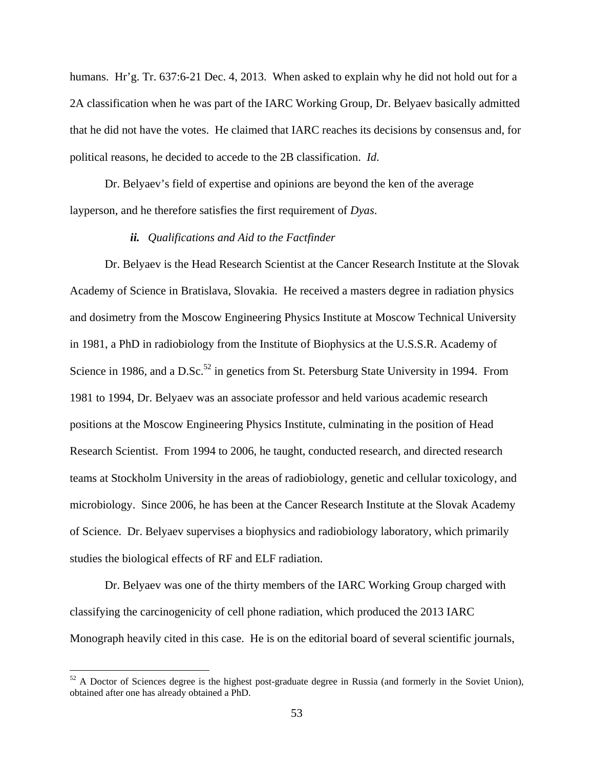humans. Hr'g. Tr. 637:6-21 Dec. 4, 2013. When asked to explain why he did not hold out for a 2A classification when he was part of the IARC Working Group, Dr. Belyaev basically admitted that he did not have the votes. He claimed that IARC reaches its decisions by consensus and, for political reasons, he decided to accede to the 2B classification. *Id*.

Dr. Belyaev's field of expertise and opinions are beyond the ken of the average layperson, and he therefore satisfies the first requirement of *Dyas*.

***ii.*** *Qualifications and Aid to the Factfinder*

Dr. Belyaev is the Head Research Scientist at the Cancer Research Institute at the Slovak Academy of Science in Bratislava, Slovakia. He received a masters degree in radiation physics and dosimetry from the Moscow Engineering Physics Institute at Moscow Technical University in 1981, a PhD in radiobiology from the Institute of Biophysics at the U.S.S.R. Academy of Science in 1986, and a D.Sc.[52] in genetics from St. Petersburg State University in 1994. From 1981 to 1994, Dr. Belyaev was an associate professor and held various academic research positions at the Moscow Engineering Physics Institute, culminating in the position of Head Research Scientist. From 1994 to 2006, he taught, conducted research, and directed research teams at Stockholm University in the areas of radiobiology, genetic and cellular toxicology, and microbiology. Since 2006, he has been at the Cancer Research Institute at the Slovak Academy of Science. Dr. Belyaev supervises a biophysics and radiobiology laboratory, which primarily studies the biological effects of RF and ELF radiation.

Dr. Belyaev was one of the thirty members of the IARC Working Group charged with classifying the carcinogenicity of cell phone radiation, which produced the 2013 IARC Monograph heavily cited in this case. He is on the editorial board of several scientific journals,

[52] A Doctor of Sciences degree is the highest post-graduate degree in Russia (and formerly in the Soviet Union), obtained after one has already obtained a PhD.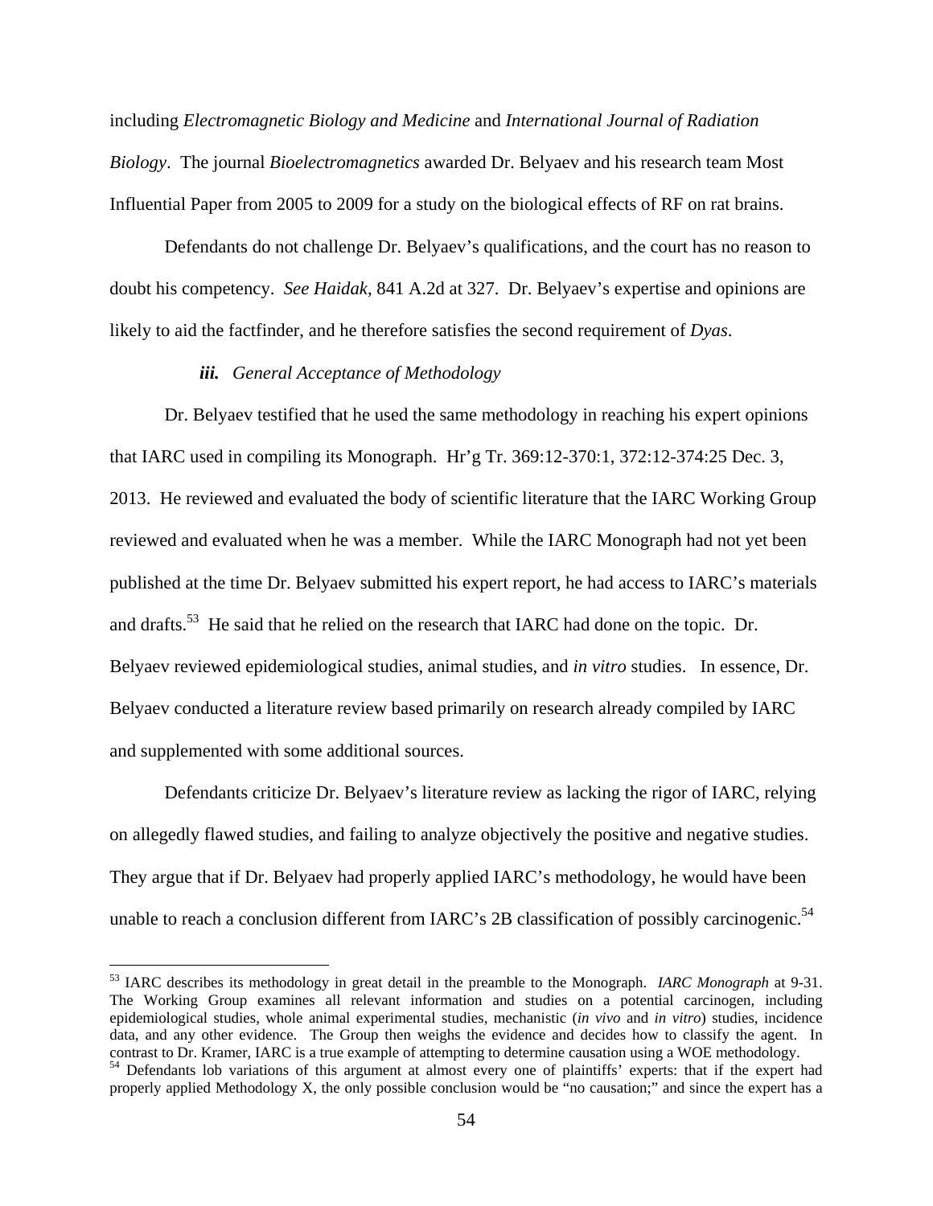including *Electromagnetic Biology and Medicine* and *International Journal of Radiation Biology*. The journal *Bioelectromagnetics* awarded Dr. Belyaev and his research team Most Influential Paper from 2005 to 2009 for a study on the biological effects of RF on rat brains.

Defendants do not challenge Dr. Belyaev's qualifications, and the court has no reason to doubt his competency. *See Haidak*, 841 A.2d at 327. Dr. Belyaev's expertise and opinions are likely to aid the factfinder, and he therefore satisfies the second requirement of *Dyas*.

***iii. General Acceptance of Methodology***

Dr. Belyaev testified that he used the same methodology in reaching his expert opinions that IARC used in compiling its Monograph. Hr'g Tr. 369:12-370:1, 372:12-374:25 Dec. 3, 2013. He reviewed and evaluated the body of scientific literature that the IARC Working Group reviewed and evaluated when he was a member. While the IARC Monograph had not yet been published at the time Dr. Belyaev submitted his expert report, he had access to IARC's materials and drafts.[53] He said that he relied on the research that IARC had done on the topic. Dr. Belyaev reviewed epidemiological studies, animal studies, and *in vitro* studies. In essence, Dr. Belyaev conducted a literature review based primarily on research already compiled by IARC and supplemented with some additional sources.

Defendants criticize Dr. Belyaev's literature review as lacking the rigor of IARC, relying on allegedly flawed studies, and failing to analyze objectively the positive and negative studies. They argue that if Dr. Belyaev had properly applied IARC's methodology, he would have been unable to reach a conclusion different from IARC's 2B classification of possibly carcinogenic.[54]

---

[53] IARC describes its methodology in great detail in the preamble to the Monograph. *IARC Monograph* at 9-31. The Working Group examines all relevant information and studies on a potential carcinogen, including epidemiological studies, whole animal experimental studies, mechanistic (*in vivo* and *in vitro*) studies, incidence data, and any other evidence. The Group then weighs the evidence and decides how to classify the agent. In contrast to Dr. Kramer, IARC is a true example of attempting to determine causation using a WOE methodology.

[54] Defendants lob variations of this argument at almost every one of plaintiffs' experts: that if the expert had properly applied Methodology X, the only possible conclusion would be "no causation;" and since the expert has a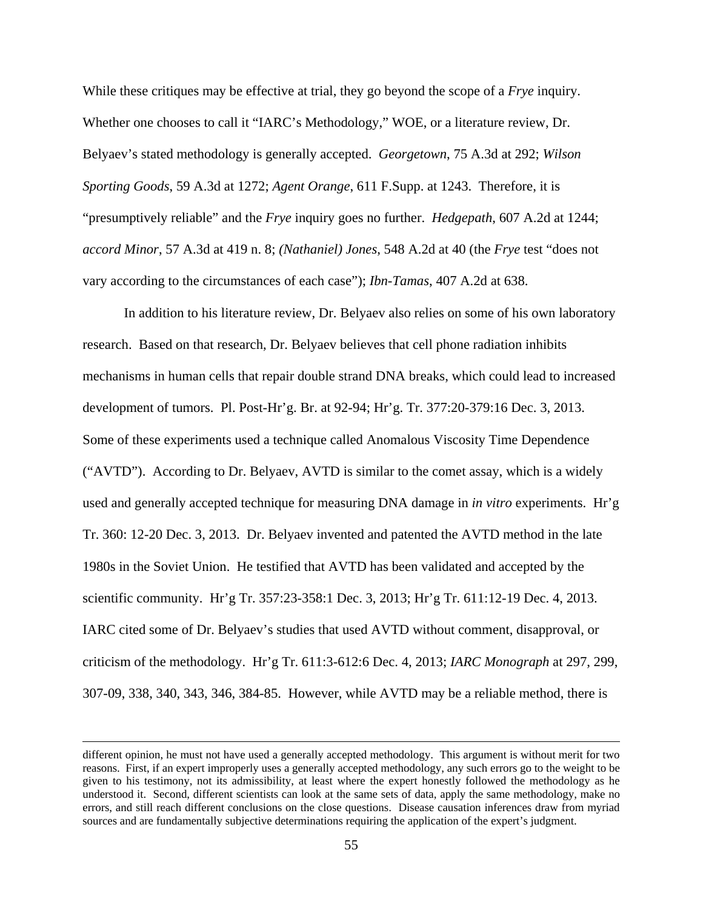While these critiques may be effective at trial, they go beyond the scope of a *Frye* inquiry. Whether one chooses to call it "IARC's Methodology," WOE, or a literature review, Dr. Belyaev's stated methodology is generally accepted. *Georgetown*, 75 A.3d at 292; *Wilson Sporting Goods*, 59 A.3d at 1272; *Agent Orange*, 611 F.Supp. at 1243. Therefore, it is "presumptively reliable" and the *Frye* inquiry goes no further. *Hedgepath*, 607 A.2d at 1244; *accord Minor*, 57 A.3d at 419 n. 8; *(Nathaniel) Jones*, 548 A.2d at 40 (the *Frye* test "does not vary according to the circumstances of each case"); *Ibn-Tamas*, 407 A.2d at 638.

In addition to his literature review, Dr. Belyaev also relies on some of his own laboratory research. Based on that research, Dr. Belyaev believes that cell phone radiation inhibits mechanisms in human cells that repair double strand DNA breaks, which could lead to increased development of tumors. Pl. Post-Hr'g. Br. at 92-94; Hr'g. Tr. 377:20-379:16 Dec. 3, 2013. Some of these experiments used a technique called Anomalous Viscosity Time Dependence ("AVTD"). According to Dr. Belyaev, AVTD is similar to the comet assay, which is a widely used and generally accepted technique for measuring DNA damage in *in vitro* experiments. Hr'g Tr. 360: 12-20 Dec. 3, 2013. Dr. Belyaev invented and patented the AVTD method in the late 1980s in the Soviet Union. He testified that AVTD has been validated and accepted by the scientific community. Hr'g Tr. 357:23-358:1 Dec. 3, 2013; Hr'g Tr. 611:12-19 Dec. 4, 2013. IARC cited some of Dr. Belyaev's studies that used AVTD without comment, disapproval, or criticism of the methodology. Hr'g Tr. 611:3-612:6 Dec. 4, 2013; *IARC Monograph* at 297, 299, 307-09, 338, 340, 343, 346, 384-85. However, while AVTD may be a reliable method, there is

different opinion, he must not have used a generally accepted methodology. This argument is without merit for two reasons. First, if an expert improperly uses a generally accepted methodology, any such errors go to the weight to be given to his testimony, not its admissibility, at least where the expert honestly followed the methodology as he understood it. Second, different scientists can look at the same sets of data, apply the same methodology, make no errors, and still reach different conclusions on the close questions. Disease causation inferences draw from myriad sources and are fundamentally subjective determinations requiring the application of the expert's judgment.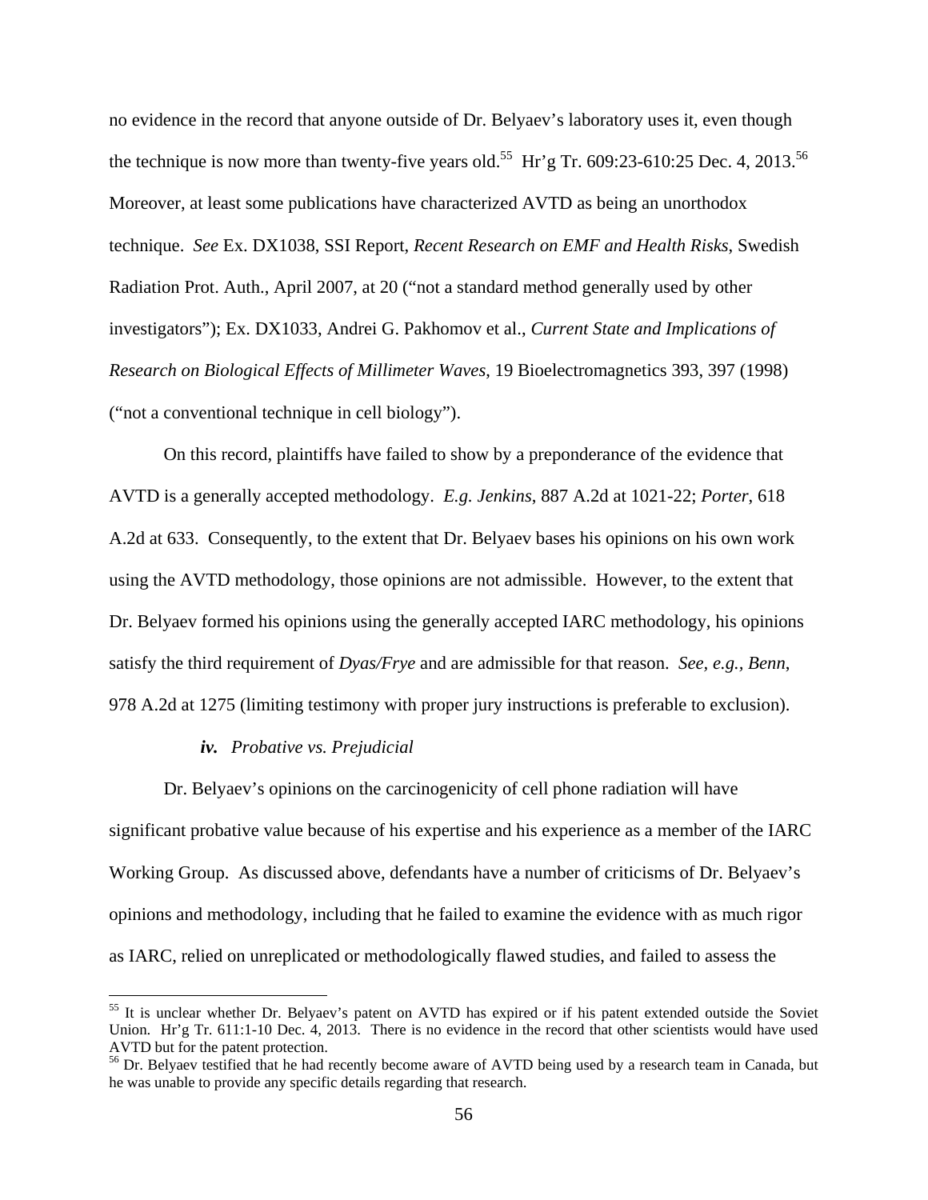no evidence in the record that anyone outside of Dr. Belyaev's laboratory uses it, even though the technique is now more than twenty-five years old.[55] Hr'g Tr. 609:23-610:25 Dec. 4, 2013.[56] Moreover, at least some publications have characterized AVTD as being an unorthodox technique. *See* Ex. DX1038, SSI Report, *Recent Research on EMF and Health Risks*, Swedish Radiation Prot. Auth., April 2007, at 20 ("not a standard method generally used by other investigators"); Ex. DX1033, Andrei G. Pakhomov et al., *Current State and Implications of Research on Biological Effects of Millimeter Waves*, 19 Bioelectromagnetics 393, 397 (1998) ("not a conventional technique in cell biology").

On this record, plaintiffs have failed to show by a preponderance of the evidence that AVTD is a generally accepted methodology. *E.g. Jenkins*, 887 A.2d at 1021-22; *Porter*, 618 A.2d at 633. Consequently, to the extent that Dr. Belyaev bases his opinions on his own work using the AVTD methodology, those opinions are not admissible. However, to the extent that Dr. Belyaev formed his opinions using the generally accepted IARC methodology, his opinions satisfy the third requirement of *Dyas/Frye* and are admissible for that reason. *See, e.g.*, *Benn*, 978 A.2d at 1275 (limiting testimony with proper jury instructions is preferable to exclusion).

***iv.*** *Probative vs. Prejudicial*

Dr. Belyaev's opinions on the carcinogenicity of cell phone radiation will have significant probative value because of his expertise and his experience as a member of the IARC Working Group. As discussed above, defendants have a number of criticisms of Dr. Belyaev's opinions and methodology, including that he failed to examine the evidence with as much rigor as IARC, relied on unreplicated or methodologically flawed studies, and failed to assess the

---

[55] It is unclear whether Dr. Belyaev's patent on AVTD has expired or if his patent extended outside the Soviet Union. Hr'g Tr. 611:1-10 Dec. 4, 2013. There is no evidence in the record that other scientists would have used AVTD but for the patent protection.

[56] Dr. Belyaev testified that he had recently become aware of AVTD being used by a research team in Canada, but he was unable to provide any specific details regarding that research.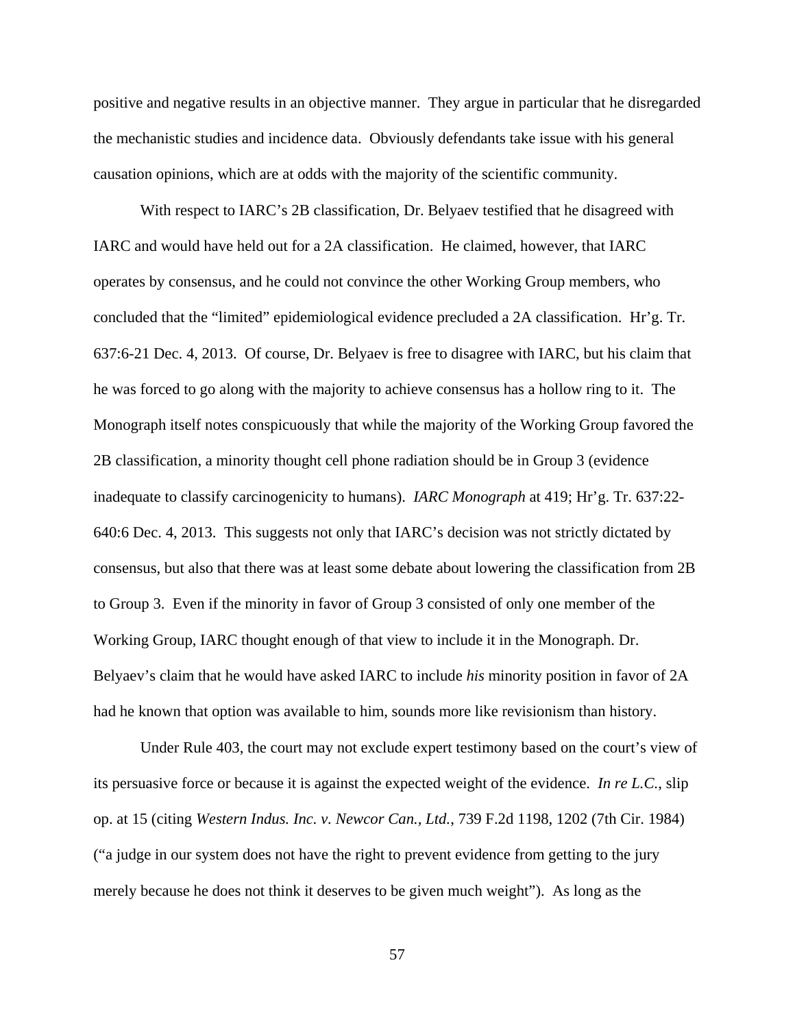positive and negative results in an objective manner. They argue in particular that he disregarded the mechanistic studies and incidence data. Obviously defendants take issue with his general causation opinions, which are at odds with the majority of the scientific community.

With respect to IARC's 2B classification, Dr. Belyaev testified that he disagreed with IARC and would have held out for a 2A classification. He claimed, however, that IARC operates by consensus, and he could not convince the other Working Group members, who concluded that the "limited" epidemiological evidence precluded a 2A classification. Hr'g. Tr. 637:6-21 Dec. 4, 2013. Of course, Dr. Belyaev is free to disagree with IARC, but his claim that he was forced to go along with the majority to achieve consensus has a hollow ring to it. The Monograph itself notes conspicuously that while the majority of the Working Group favored the 2B classification, a minority thought cell phone radiation should be in Group 3 (evidence inadequate to classify carcinogenicity to humans). *IARC Monograph* at 419; Hr'g. Tr. 637:22-640:6 Dec. 4, 2013. This suggests not only that IARC's decision was not strictly dictated by consensus, but also that there was at least some debate about lowering the classification from 2B to Group 3. Even if the minority in favor of Group 3 consisted of only one member of the Working Group, IARC thought enough of that view to include it in the Monograph. Dr. Belyaev's claim that he would have asked IARC to include *his* minority position in favor of 2A had he known that option was available to him, sounds more like revisionism than history.

Under Rule 403, the court may not exclude expert testimony based on the court's view of its persuasive force or because it is against the expected weight of the evidence. *In re L.C.*, slip op. at 15 (citing *Western Indus. Inc. v. Newcor Can., Ltd.*, 739 F.2d 1198, 1202 (7th Cir. 1984) ("a judge in our system does not have the right to prevent evidence from getting to the jury merely because he does not think it deserves to be given much weight"). As long as the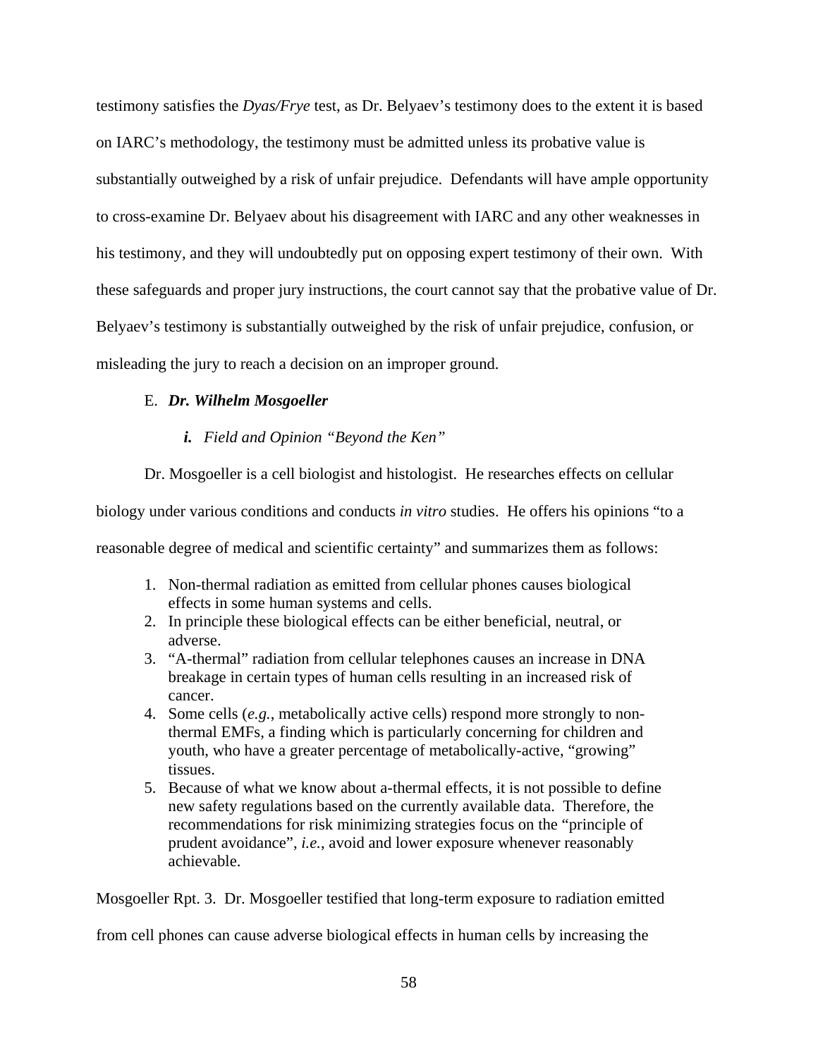testimony satisfies the *Dyas/Frye* test, as Dr. Belyaev's testimony does to the extent it is based on IARC's methodology, the testimony must be admitted unless its probative value is substantially outweighed by a risk of unfair prejudice. Defendants will have ample opportunity to cross-examine Dr. Belyaev about his disagreement with IARC and any other weaknesses in his testimony, and they will undoubtedly put on opposing expert testimony of their own. With these safeguards and proper jury instructions, the court cannot say that the probative value of Dr. Belyaev's testimony is substantially outweighed by the risk of unfair prejudice, confusion, or misleading the jury to reach a decision on an improper ground.

### E. ***Dr. Wilhelm Mosgoeller***

#### ***i.*** *Field and Opinion "Beyond the Ken"*

Dr. Mosgoeller is a cell biologist and histologist. He researches effects on cellular biology under various conditions and conducts *in vitro* studies. He offers his opinions "to a reasonable degree of medical and scientific certainty" and summarizes them as follows:

> 1. Non-thermal radiation as emitted from cellular phones causes biological effects in some human systems and cells.
> 2. In principle these biological effects can be either beneficial, neutral, or adverse.
> 3. "A-thermal" radiation from cellular telephones causes an increase in DNA breakage in certain types of human cells resulting in an increased risk of cancer.
> 4. Some cells (*e.g.*, metabolically active cells) respond more strongly to non-thermal EMFs, a finding which is particularly concerning for children and youth, who have a greater percentage of metabolically-active, "growing" tissues.
> 5. Because of what we know about a-thermal effects, it is not possible to define new safety regulations based on the currently available data. Therefore, the recommendations for risk minimizing strategies focus on the "principle of prudent avoidance", *i.e.*, avoid and lower exposure whenever reasonably achievable.

Mosgoeller Rpt. 3. Dr. Mosgoeller testified that long-term exposure to radiation emitted from cell phones can cause adverse biological effects in human cells by increasing the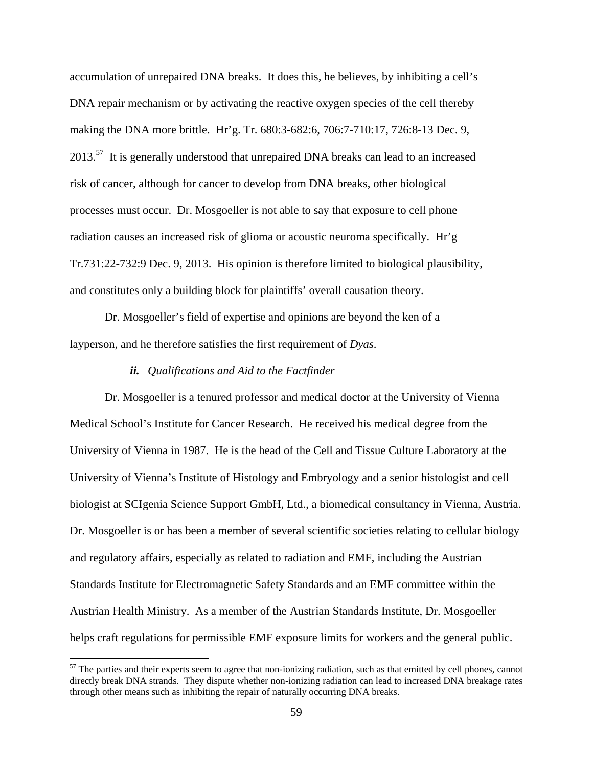accumulation of unrepaired DNA breaks. It does this, he believes, by inhibiting a cell's DNA repair mechanism or by activating the reactive oxygen species of the cell thereby making the DNA more brittle. Hr'g. Tr. 680:3-682:6, 706:7-710:17, 726:8-13 Dec. 9, 2013.[57] It is generally understood that unrepaired DNA breaks can lead to an increased risk of cancer, although for cancer to develop from DNA breaks, other biological processes must occur. Dr. Mosgoeller is not able to say that exposure to cell phone radiation causes an increased risk of glioma or acoustic neuroma specifically. Hr'g Tr.731:22-732:9 Dec. 9, 2013. His opinion is therefore limited to biological plausibility, and constitutes only a building block for plaintiffs' overall causation theory.

Dr. Mosgoeller's field of expertise and opinions are beyond the ken of a layperson, and he therefore satisfies the first requirement of *Dyas*.

***ii.*** *Qualifications and Aid to the Factfinder*

Dr. Mosgoeller is a tenured professor and medical doctor at the University of Vienna Medical School's Institute for Cancer Research. He received his medical degree from the University of Vienna in 1987. He is the head of the Cell and Tissue Culture Laboratory at the University of Vienna's Institute of Histology and Embryology and a senior histologist and cell biologist at SCIgenia Science Support GmbH, Ltd., a biomedical consultancy in Vienna, Austria. Dr. Mosgoeller is or has been a member of several scientific societies relating to cellular biology and regulatory affairs, especially as related to radiation and EMF, including the Austrian Standards Institute for Electromagnetic Safety Standards and an EMF committee within the Austrian Health Ministry. As a member of the Austrian Standards Institute, Dr. Mosgoeller helps craft regulations for permissible EMF exposure limits for workers and the general public.

[57] The parties and their experts seem to agree that non-ionizing radiation, such as that emitted by cell phones, cannot directly break DNA strands. They dispute whether non-ionizing radiation can lead to increased DNA breakage rates through other means such as inhibiting the repair of naturally occurring DNA breaks.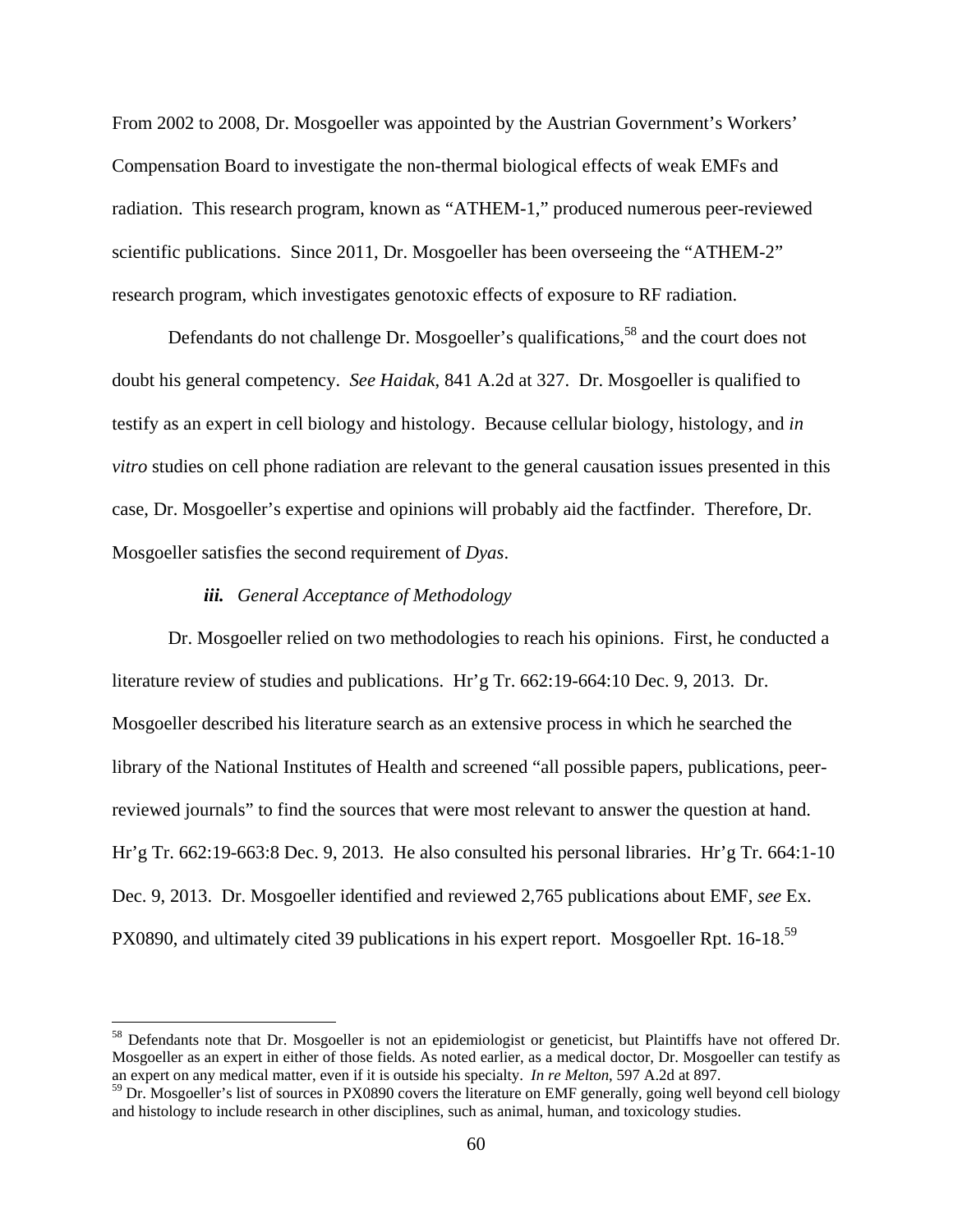From 2002 to 2008, Dr. Mosgoeller was appointed by the Austrian Government's Workers' Compensation Board to investigate the non-thermal biological effects of weak EMFs and radiation. This research program, known as "ATHEM-1," produced numerous peer-reviewed scientific publications. Since 2011, Dr. Mosgoeller has been overseeing the "ATHEM-2" research program, which investigates genotoxic effects of exposure to RF radiation.

Defendants do not challenge Dr. Mosgoeller's qualifications,[58] and the court does not doubt his general competency. *See Haidak*, 841 A.2d at 327. Dr. Mosgoeller is qualified to testify as an expert in cell biology and histology. Because cellular biology, histology, and *in vitro* studies on cell phone radiation are relevant to the general causation issues presented in this case, Dr. Mosgoeller's expertise and opinions will probably aid the factfinder. Therefore, Dr. Mosgoeller satisfies the second requirement of *Dyas*.

***iii.*** ***General Acceptance of Methodology***

Dr. Mosgoeller relied on two methodologies to reach his opinions. First, he conducted a literature review of studies and publications. Hr'g Tr. 662:19-664:10 Dec. 9, 2013. Dr. Mosgoeller described his literature search as an extensive process in which he searched the library of the National Institutes of Health and screened "all possible papers, publications, peer-reviewed journals" to find the sources that were most relevant to answer the question at hand. Hr'g Tr. 662:19-663:8 Dec. 9, 2013. He also consulted his personal libraries. Hr'g Tr. 664:1-10 Dec. 9, 2013. Dr. Mosgoeller identified and reviewed 2,765 publications about EMF, *see* Ex. PX0890, and ultimately cited 39 publications in his expert report. Mosgoeller Rpt. 16-18.[59]

---

[58] Defendants note that Dr. Mosgoeller is not an epidemiologist or geneticist, but Plaintiffs have not offered Dr. Mosgoeller as an expert in either of those fields. As noted earlier, as a medical doctor, Dr. Mosgoeller can testify as an expert on any medical matter, even if it is outside his specialty. *In re Melton*, 597 A.2d at 897.

[59] Dr. Mosgoeller's list of sources in PX0890 covers the literature on EMF generally, going well beyond cell biology and histology to include research in other disciplines, such as animal, human, and toxicology studies.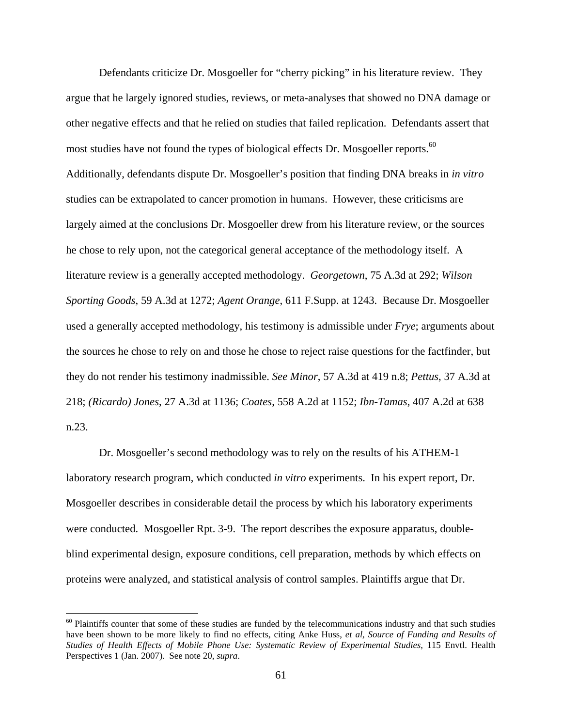Defendants criticize Dr. Mosgoeller for "cherry picking" in his literature review. They argue that he largely ignored studies, reviews, or meta-analyses that showed no DNA damage or other negative effects and that he relied on studies that failed replication. Defendants assert that most studies have not found the types of biological effects Dr. Mosgoeller reports.[60] Additionally, defendants dispute Dr. Mosgoeller's position that finding DNA breaks in *in vitro* studies can be extrapolated to cancer promotion in humans. However, these criticisms are largely aimed at the conclusions Dr. Mosgoeller drew from his literature review, or the sources he chose to rely upon, not the categorical general acceptance of the methodology itself. A literature review is a generally accepted methodology. *Georgetown*, 75 A.3d at 292; *Wilson Sporting Goods*, 59 A.3d at 1272; *Agent Orange*, 611 F.Supp. at 1243. Because Dr. Mosgoeller used a generally accepted methodology, his testimony is admissible under *Frye*; arguments about the sources he chose to rely on and those he chose to reject raise questions for the factfinder, but they do not render his testimony inadmissible. *See Minor*, 57 A.3d at 419 n.8; *Pettus*, 37 A.3d at 218; *(Ricardo) Jones*, 27 A.3d at 1136; *Coates*, 558 A.2d at 1152; *Ibn-Tamas*, 407 A.2d at 638 n.23.

Dr. Mosgoeller's second methodology was to rely on the results of his ATHEM-1 laboratory research program, which conducted *in vitro* experiments. In his expert report, Dr. Mosgoeller describes in considerable detail the process by which his laboratory experiments were conducted. Mosgoeller Rpt. 3-9. The report describes the exposure apparatus, double-blind experimental design, exposure conditions, cell preparation, methods by which effects on proteins were analyzed, and statistical analysis of control samples. Plaintiffs argue that Dr.

---

[60] Plaintiffs counter that some of these studies are funded by the telecommunications industry and that such studies have been shown to be more likely to find no effects, citing Anke Huss, *et al*, *Source of Funding and Results of Studies of Health Effects of Mobile Phone Use: Systematic Review of Experimental Studies*, 115 Envtl. Health Perspectives 1 (Jan. 2007). See note 20, *supra*.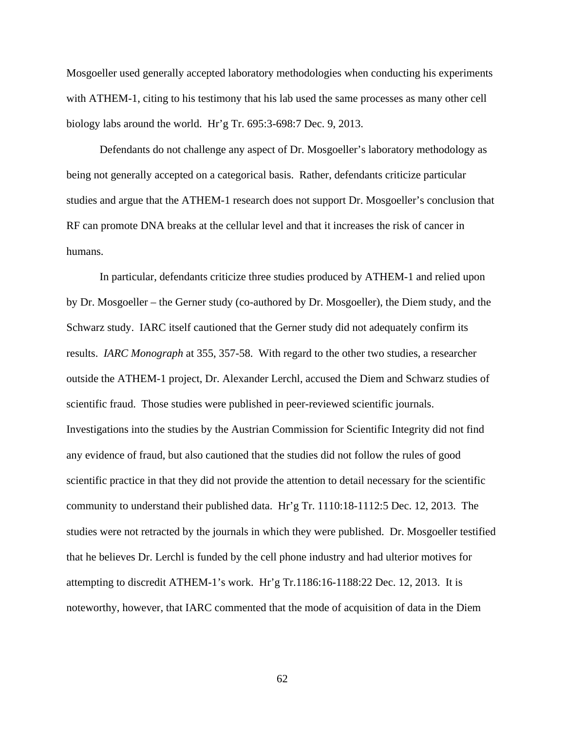Mosgoeller used generally accepted laboratory methodologies when conducting his experiments with ATHEM-1, citing to his testimony that his lab used the same processes as many other cell biology labs around the world. Hr'g Tr. 695:3-698:7 Dec. 9, 2013.

Defendants do not challenge any aspect of Dr. Mosgoeller's laboratory methodology as being not generally accepted on a categorical basis. Rather, defendants criticize particular studies and argue that the ATHEM-1 research does not support Dr. Mosgoeller's conclusion that RF can promote DNA breaks at the cellular level and that it increases the risk of cancer in humans.

In particular, defendants criticize three studies produced by ATHEM-1 and relied upon by Dr. Mosgoeller – the Gerner study (co-authored by Dr. Mosgoeller), the Diem study, and the Schwarz study. IARC itself cautioned that the Gerner study did not adequately confirm its results. *IARC Monograph* at 355, 357-58. With regard to the other two studies, a researcher outside the ATHEM-1 project, Dr. Alexander Lerchl, accused the Diem and Schwarz studies of scientific fraud. Those studies were published in peer-reviewed scientific journals. Investigations into the studies by the Austrian Commission for Scientific Integrity did not find any evidence of fraud, but also cautioned that the studies did not follow the rules of good scientific practice in that they did not provide the attention to detail necessary for the scientific community to understand their published data. Hr'g Tr. 1110:18-1112:5 Dec. 12, 2013. The studies were not retracted by the journals in which they were published. Dr. Mosgoeller testified that he believes Dr. Lerchl is funded by the cell phone industry and had ulterior motives for attempting to discredit ATHEM-1's work. Hr'g Tr.1186:16-1188:22 Dec. 12, 2013. It is noteworthy, however, that IARC commented that the mode of acquisition of data in the Diem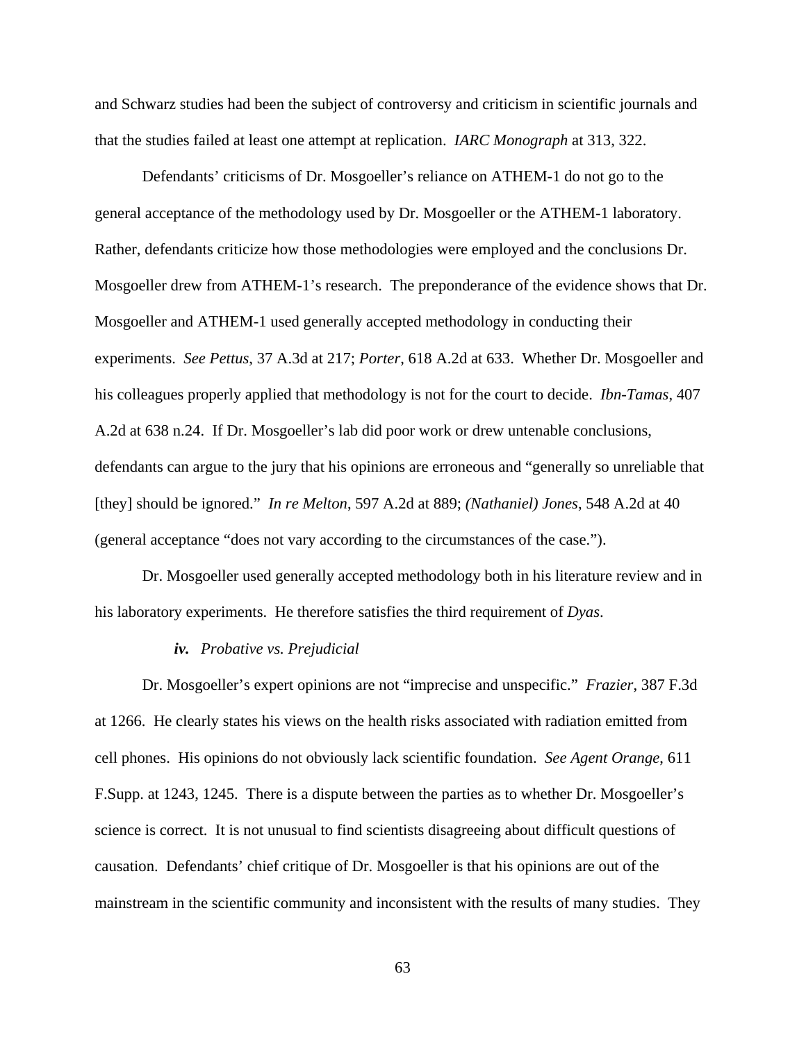and Schwarz studies had been the subject of controversy and criticism in scientific journals and that the studies failed at least one attempt at replication. *IARC Monograph* at 313, 322.

Defendants' criticisms of Dr. Mosgoeller's reliance on ATHEM-1 do not go to the general acceptance of the methodology used by Dr. Mosgoeller or the ATHEM-1 laboratory. Rather, defendants criticize how those methodologies were employed and the conclusions Dr. Mosgoeller drew from ATHEM-1's research. The preponderance of the evidence shows that Dr. Mosgoeller and ATHEM-1 used generally accepted methodology in conducting their experiments. *See Pettus*, 37 A.3d at 217; *Porter*, 618 A.2d at 633. Whether Dr. Mosgoeller and his colleagues properly applied that methodology is not for the court to decide. *Ibn-Tamas*, 407 A.2d at 638 n.24. If Dr. Mosgoeller's lab did poor work or drew untenable conclusions, defendants can argue to the jury that his opinions are erroneous and "generally so unreliable that [they] should be ignored." *In re Melton*, 597 A.2d at 889; *(Nathaniel) Jones*, 548 A.2d at 40 (general acceptance "does not vary according to the circumstances of the case.").

Dr. Mosgoeller used generally accepted methodology both in his literature review and in his laboratory experiments. He therefore satisfies the third requirement of *Dyas*.

***iv.*** *Probative vs. Prejudicial*

Dr. Mosgoeller's expert opinions are not "imprecise and unspecific." *Frazier*, 387 F.3d at 1266. He clearly states his views on the health risks associated with radiation emitted from cell phones. His opinions do not obviously lack scientific foundation. *See Agent Orange*, 611 F.Supp. at 1243, 1245. There is a dispute between the parties as to whether Dr. Mosgoeller's science is correct. It is not unusual to find scientists disagreeing about difficult questions of causation. Defendants' chief critique of Dr. Mosgoeller is that his opinions are out of the mainstream in the scientific community and inconsistent with the results of many studies. They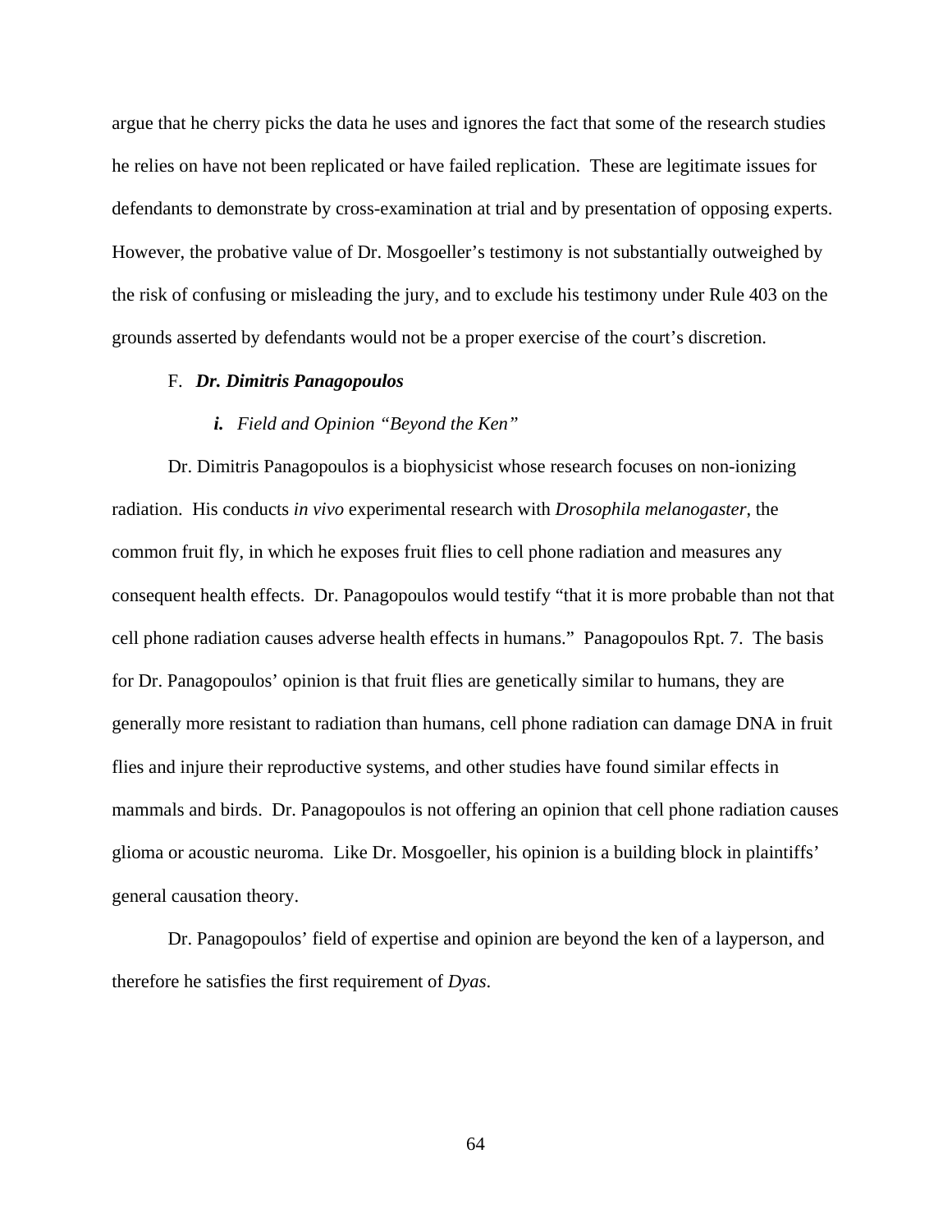argue that he cherry picks the data he uses and ignores the fact that some of the research studies he relies on have not been replicated or have failed replication. These are legitimate issues for defendants to demonstrate by cross-examination at trial and by presentation of opposing experts. However, the probative value of Dr. Mosgoeller's testimony is not substantially outweighed by the risk of confusing or misleading the jury, and to exclude his testimony under Rule 403 on the grounds asserted by defendants would not be a proper exercise of the court's discretion.

### F. ***Dr. Dimitris Panagopoulos***

#### ***i.*** *Field and Opinion "Beyond the Ken"*

Dr. Dimitris Panagopoulos is a biophysicist whose research focuses on non-ionizing radiation. His conducts *in vivo* experimental research with *Drosophila melanogaster*, the common fruit fly, in which he exposes fruit flies to cell phone radiation and measures any consequent health effects. Dr. Panagopoulos would testify "that it is more probable than not that cell phone radiation causes adverse health effects in humans." Panagopoulos Rpt. 7. The basis for Dr. Panagopoulos' opinion is that fruit flies are genetically similar to humans, they are generally more resistant to radiation than humans, cell phone radiation can damage DNA in fruit flies and injure their reproductive systems, and other studies have found similar effects in mammals and birds. Dr. Panagopoulos is not offering an opinion that cell phone radiation causes glioma or acoustic neuroma. Like Dr. Mosgoeller, his opinion is a building block in plaintiffs' general causation theory.

Dr. Panagopoulos' field of expertise and opinion are beyond the ken of a layperson, and therefore he satisfies the first requirement of *Dyas*.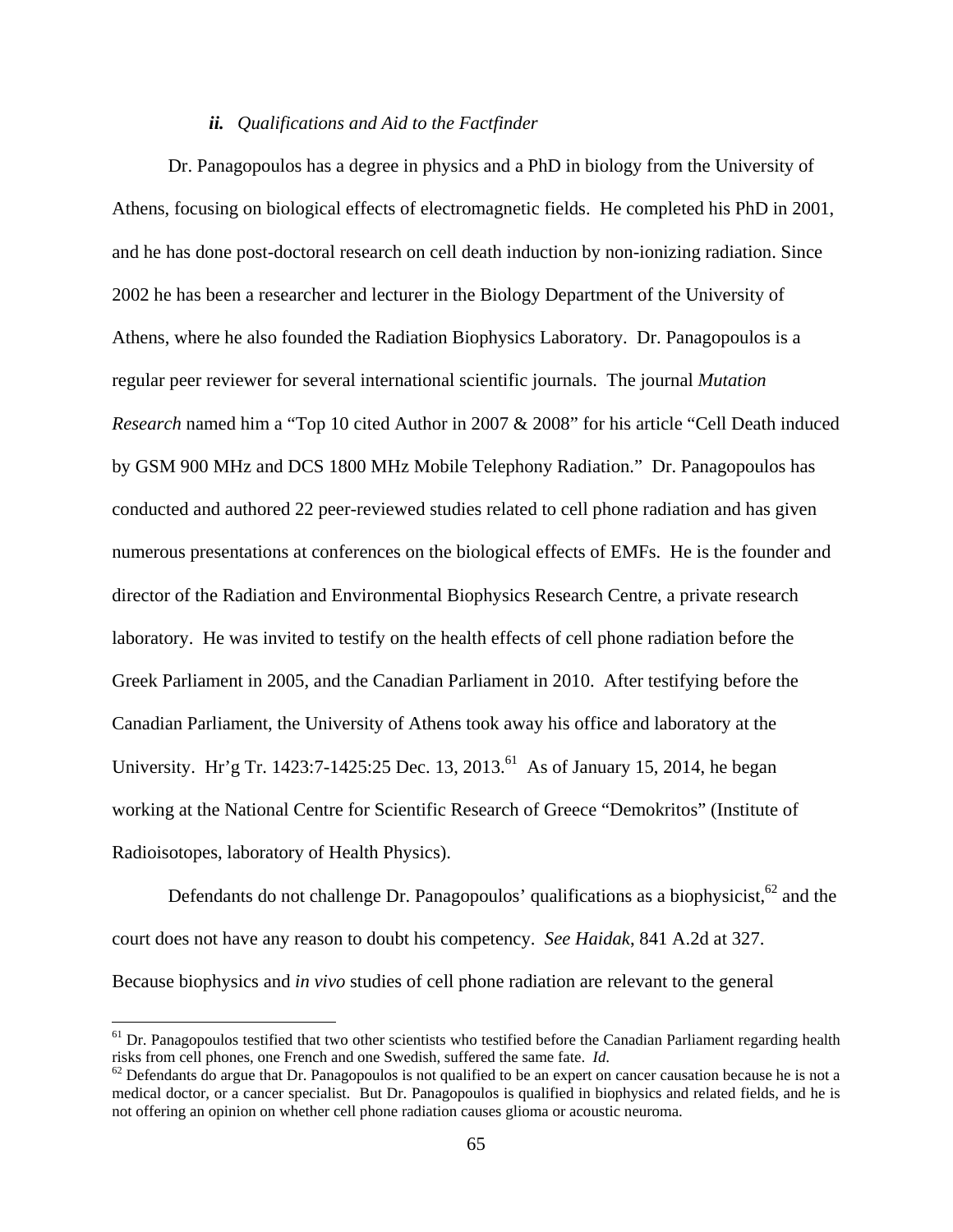#### *ii. Qualifications and Aid to the Factfinder*

Dr. Panagopoulos has a degree in physics and a PhD in biology from the University of Athens, focusing on biological effects of electromagnetic fields. He completed his PhD in 2001, and he has done post-doctoral research on cell death induction by non-ionizing radiation. Since 2002 he has been a researcher and lecturer in the Biology Department of the University of Athens, where he also founded the Radiation Biophysics Laboratory. Dr. Panagopoulos is a regular peer reviewer for several international scientific journals. The journal *Mutation Research* named him a "Top 10 cited Author in 2007 & 2008" for his article "Cell Death induced by GSM 900 MHz and DCS 1800 MHz Mobile Telephony Radiation." Dr. Panagopoulos has conducted and authored 22 peer-reviewed studies related to cell phone radiation and has given numerous presentations at conferences on the biological effects of EMFs. He is the founder and director of the Radiation and Environmental Biophysics Research Centre, a private research laboratory. He was invited to testify on the health effects of cell phone radiation before the Greek Parliament in 2005, and the Canadian Parliament in 2010. After testifying before the Canadian Parliament, the University of Athens took away his office and laboratory at the University. Hr'g Tr. 1423:7-1425:25 Dec. 13, 2013.[61] As of January 15, 2014, he began working at the National Centre for Scientific Research of Greece "Demokritos" (Institute of Radioisotopes, laboratory of Health Physics).

Defendants do not challenge Dr. Panagopoulos' qualifications as a biophysicist,[62] and the court does not have any reason to doubt his competency. *See Haidak*, 841 A.2d at 327. Because biophysics and *in vivo* studies of cell phone radiation are relevant to the general

---

[61] Dr. Panagopoulos testified that two other scientists who testified before the Canadian Parliament regarding health risks from cell phones, one French and one Swedish, suffered the same fate. *Id.*

[62] Defendants do argue that Dr. Panagopoulos is not qualified to be an expert on cancer causation because he is not a medical doctor, or a cancer specialist. But Dr. Panagopoulos is qualified in biophysics and related fields, and he is not offering an opinion on whether cell phone radiation causes glioma or acoustic neuroma.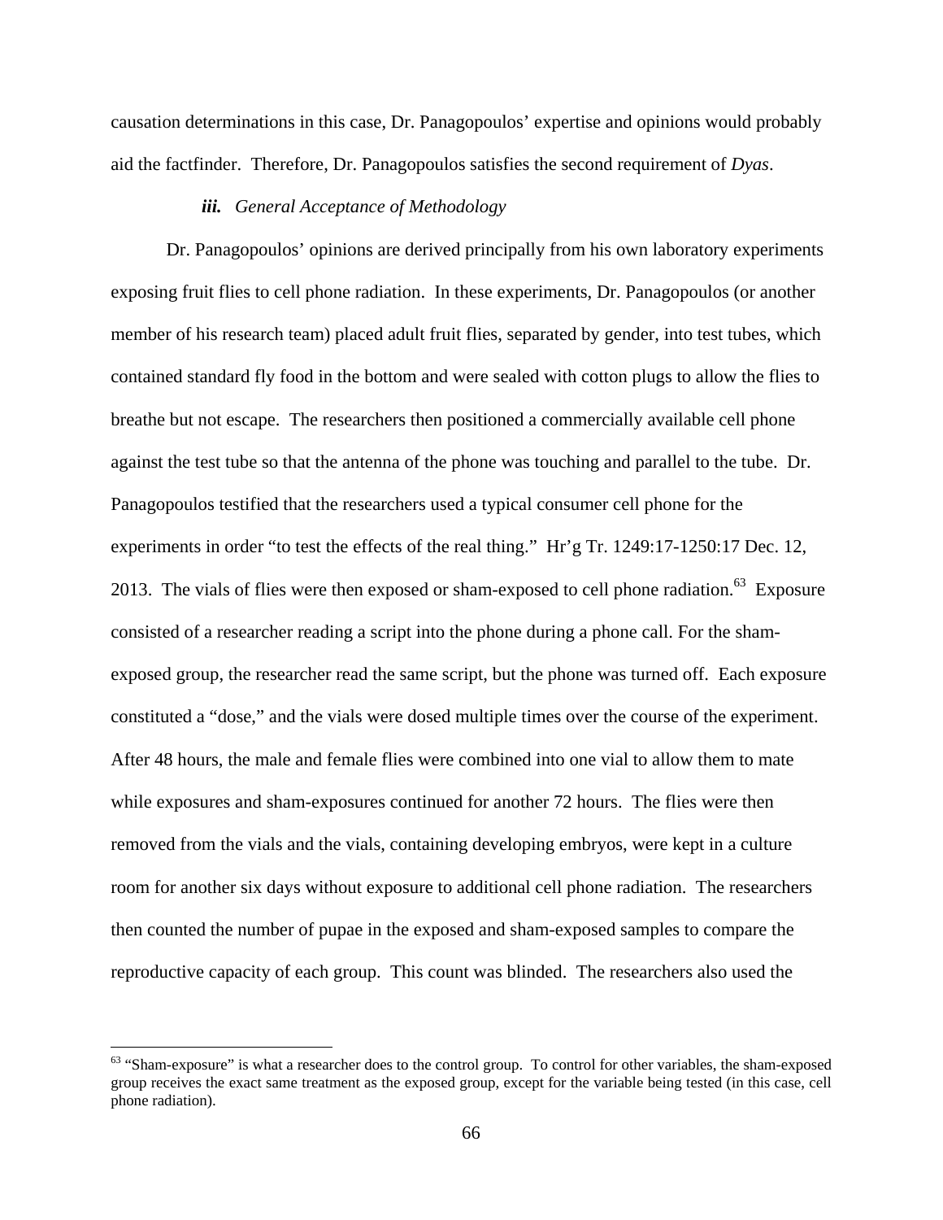causation determinations in this case, Dr. Panagopoulos' expertise and opinions would probably aid the factfinder. Therefore, Dr. Panagopoulos satisfies the second requirement of *Dyas*.

### ***iii.*** *General Acceptance of Methodology*

Dr. Panagopoulos' opinions are derived principally from his own laboratory experiments exposing fruit flies to cell phone radiation. In these experiments, Dr. Panagopoulos (or another member of his research team) placed adult fruit flies, separated by gender, into test tubes, which contained standard fly food in the bottom and were sealed with cotton plugs to allow the flies to breathe but not escape. The researchers then positioned a commercially available cell phone against the test tube so that the antenna of the phone was touching and parallel to the tube. Dr. Panagopoulos testified that the researchers used a typical consumer cell phone for the experiments in order "to test the effects of the real thing." Hr'g Tr. 1249:17-1250:17 Dec. 12, 2013. The vials of flies were then exposed or sham-exposed to cell phone radiation.[63] Exposure consisted of a researcher reading a script into the phone during a phone call. For the sham-exposed group, the researcher read the same script, but the phone was turned off. Each exposure constituted a "dose," and the vials were dosed multiple times over the course of the experiment. After 48 hours, the male and female flies were combined into one vial to allow them to mate while exposures and sham-exposures continued for another 72 hours. The flies were then removed from the vials and the vials, containing developing embryos, were kept in a culture room for another six days without exposure to additional cell phone radiation. The researchers then counted the number of pupae in the exposed and sham-exposed samples to compare the reproductive capacity of each group. This count was blinded. The researchers also used the

---

[63] "Sham-exposure" is what a researcher does to the control group. To control for other variables, the sham-exposed group receives the exact same treatment as the exposed group, except for the variable being tested (in this case, cell phone radiation).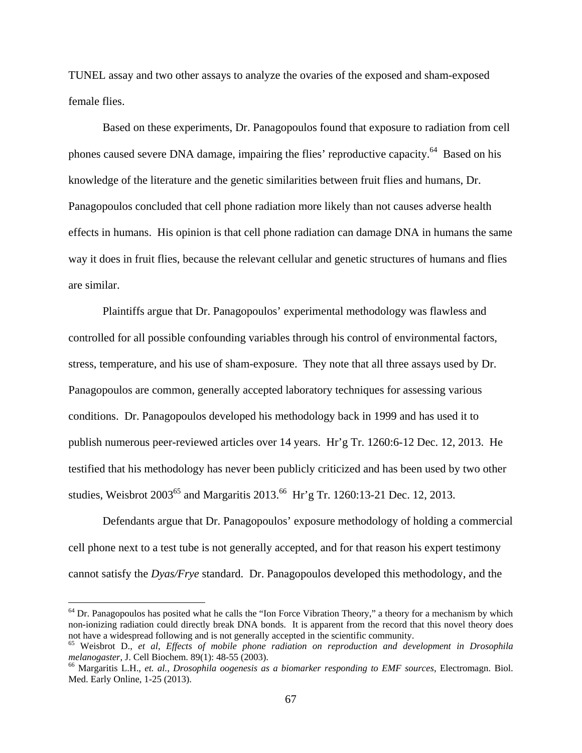TUNEL assay and two other assays to analyze the ovaries of the exposed and sham-exposed female flies.

Based on these experiments, Dr. Panagopoulos found that exposure to radiation from cell phones caused severe DNA damage, impairing the flies' reproductive capacity.[64] Based on his knowledge of the literature and the genetic similarities between fruit flies and humans, Dr. Panagopoulos concluded that cell phone radiation more likely than not causes adverse health effects in humans. His opinion is that cell phone radiation can damage DNA in humans the same way it does in fruit flies, because the relevant cellular and genetic structures of humans and flies are similar.

Plaintiffs argue that Dr. Panagopoulos' experimental methodology was flawless and controlled for all possible confounding variables through his control of environmental factors, stress, temperature, and his use of sham-exposure. They note that all three assays used by Dr. Panagopoulos are common, generally accepted laboratory techniques for assessing various conditions. Dr. Panagopoulos developed his methodology back in 1999 and has used it to publish numerous peer-reviewed articles over 14 years. Hr'g Tr. 1260:6-12 Dec. 12, 2013. He testified that his methodology has never been publicly criticized and has been used by two other studies, Weisbrot 2003[65] and Margaritis 2013.[66] Hr'g Tr. 1260:13-21 Dec. 12, 2013.

Defendants argue that Dr. Panagopoulos' exposure methodology of holding a commercial cell phone next to a test tube is not generally accepted, and for that reason his expert testimony cannot satisfy the *Dyas/Frye* standard. Dr. Panagopoulos developed this methodology, and the

---

[64] Dr. Panagopoulos has posited what he calls the "Ion Force Vibration Theory," a theory for a mechanism by which non-ionizing radiation could directly break DNA bonds. It is apparent from the record that this novel theory does not have a widespread following and is not generally accepted in the scientific community.

[65] Weisbrot D., *et al*, *Effects of mobile phone radiation on reproduction and development in Drosophila melanogaster*, J. Cell Biochem. 89(1): 48-55 (2003).

[66] Margaritis L.H., *et. al.*, *Drosophila oogenesis as a biomarker responding to EMF sources*, Electromagn. Biol. Med. Early Online, 1-25 (2013).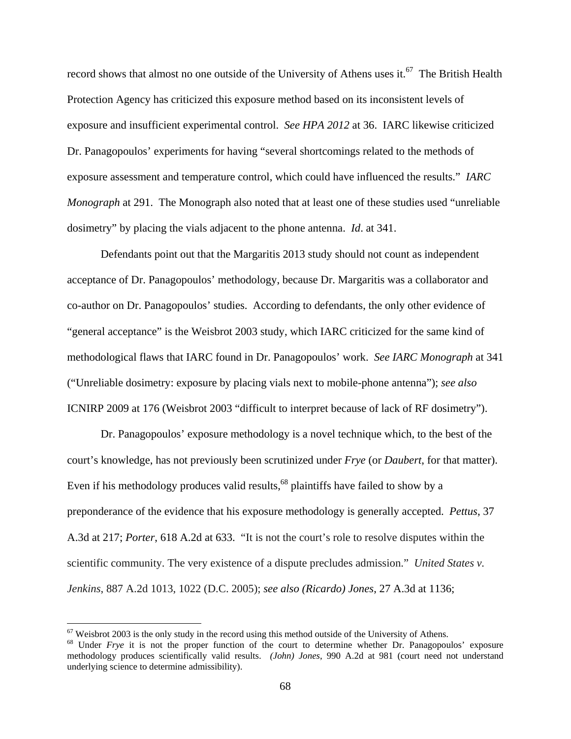record shows that almost no one outside of the University of Athens uses it.[67] The British Health Protection Agency has criticized this exposure method based on its inconsistent levels of exposure and insufficient experimental control. *See HPA 2012* at 36. IARC likewise criticized Dr. Panagopoulos' experiments for having "several shortcomings related to the methods of exposure assessment and temperature control, which could have influenced the results." *IARC Monograph* at 291. The Monograph also noted that at least one of these studies used "unreliable dosimetry" by placing the vials adjacent to the phone antenna. *Id*. at 341.

Defendants point out that the Margaritis 2013 study should not count as independent acceptance of Dr. Panagopoulos' methodology, because Dr. Margaritis was a collaborator and co-author on Dr. Panagopoulos' studies. According to defendants, the only other evidence of "general acceptance" is the Weisbrot 2003 study, which IARC criticized for the same kind of methodological flaws that IARC found in Dr. Panagopoulos' work. *See IARC Monograph* at 341 ("Unreliable dosimetry: exposure by placing vials next to mobile-phone antenna"); *see also* ICNIRP 2009 at 176 (Weisbrot 2003 "difficult to interpret because of lack of RF dosimetry").

Dr. Panagopoulos' exposure methodology is a novel technique which, to the best of the court's knowledge, has not previously been scrutinized under *Frye* (or *Daubert*, for that matter). Even if his methodology produces valid results,[68] plaintiffs have failed to show by a preponderance of the evidence that his exposure methodology is generally accepted. *Pettus*, 37 A.3d at 217; *Porter*, 618 A.2d at 633. "It is not the court's role to resolve disputes within the scientific community. The very existence of a dispute precludes admission." *United States v. Jenkins*, 887 A.2d 1013, 1022 (D.C. 2005); *see also (Ricardo) Jones*, 27 A.3d at 1136;

---

[67] Weisbrot 2003 is the only study in the record using this method outside of the University of Athens.

[68] Under *Frye* it is not the proper function of the court to determine whether Dr. Panagopoulos' exposure methodology produces scientifically valid results. *(John) Jones*, 990 A.2d at 981 (court need not understand underlying science to determine admissibility).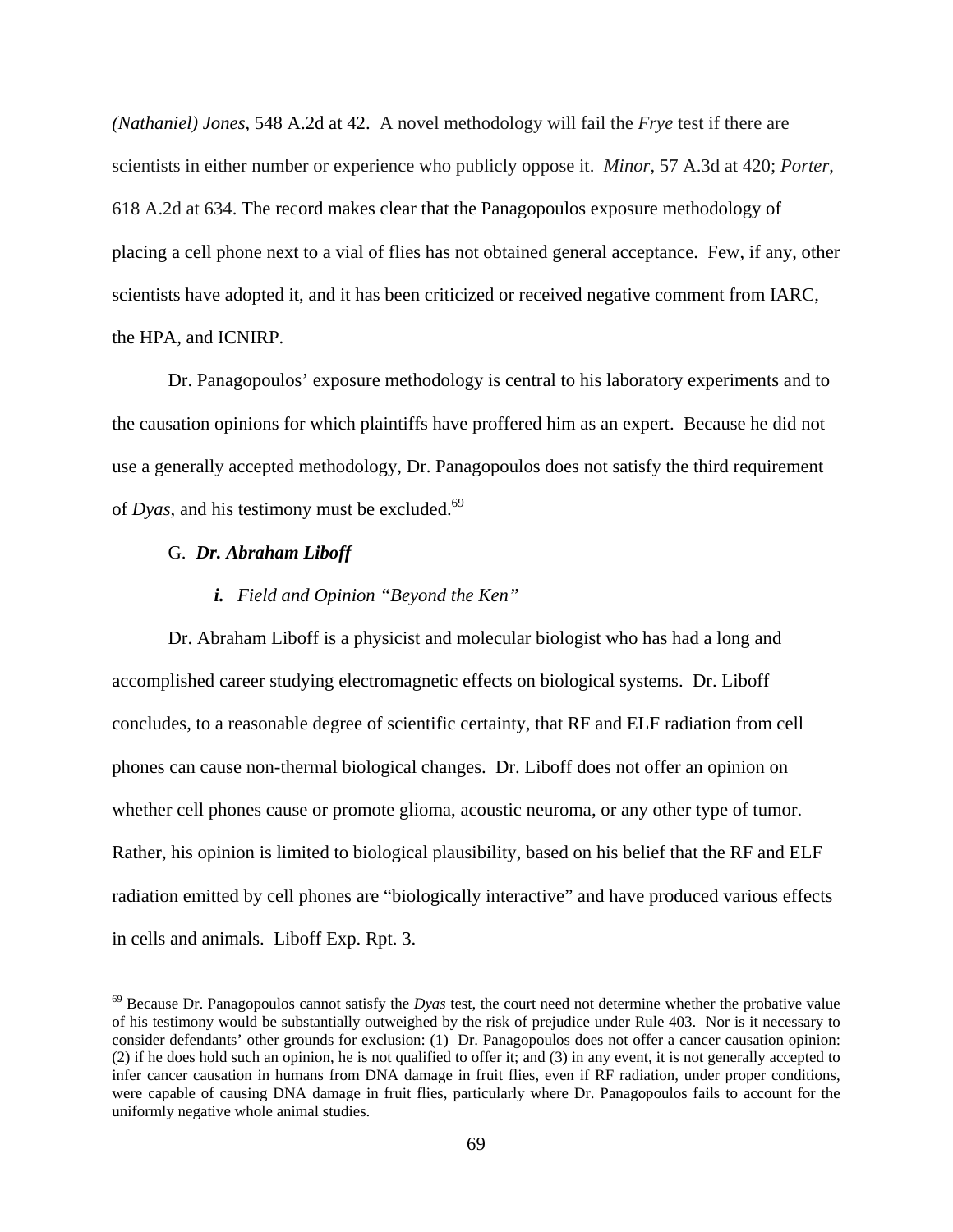*(Nathaniel) Jones*, 548 A.2d at 42. A novel methodology will fail the *Frye* test if there are scientists in either number or experience who publicly oppose it. *Minor*, 57 A.3d at 420; *Porter*, 618 A.2d at 634. The record makes clear that the Panagopoulos exposure methodology of placing a cell phone next to a vial of flies has not obtained general acceptance. Few, if any, other scientists have adopted it, and it has been criticized or received negative comment from IARC, the HPA, and ICNIRP.

Dr. Panagopoulos' exposure methodology is central to his laboratory experiments and to the causation opinions for which plaintiffs have proffered him as an expert. Because he did not use a generally accepted methodology, Dr. Panagopoulos does not satisfy the third requirement of *Dyas*, and his testimony must be excluded.[69]

### G. ***Dr. Abraham Liboff***

#### ***i.*** *Field and Opinion "Beyond the Ken"*

Dr. Abraham Liboff is a physicist and molecular biologist who has had a long and accomplished career studying electromagnetic effects on biological systems. Dr. Liboff concludes, to a reasonable degree of scientific certainty, that RF and ELF radiation from cell phones can cause non-thermal biological changes. Dr. Liboff does not offer an opinion on whether cell phones cause or promote glioma, acoustic neuroma, or any other type of tumor. Rather, his opinion is limited to biological plausibility, based on his belief that the RF and ELF radiation emitted by cell phones are "biologically interactive" and have produced various effects in cells and animals. Liboff Exp. Rpt. 3.

---

[69] Because Dr. Panagopoulos cannot satisfy the *Dyas* test, the court need not determine whether the probative value of his testimony would be substantially outweighed by the risk of prejudice under Rule 403. Nor is it necessary to consider defendants' other grounds for exclusion: (1) Dr. Panagopoulos does not offer a cancer causation opinion: (2) if he does hold such an opinion, he is not qualified to offer it; and (3) in any event, it is not generally accepted to infer cancer causation in humans from DNA damage in fruit flies, even if RF radiation, under proper conditions, were capable of causing DNA damage in fruit flies, particularly where Dr. Panagopoulos fails to account for the uniformly negative whole animal studies.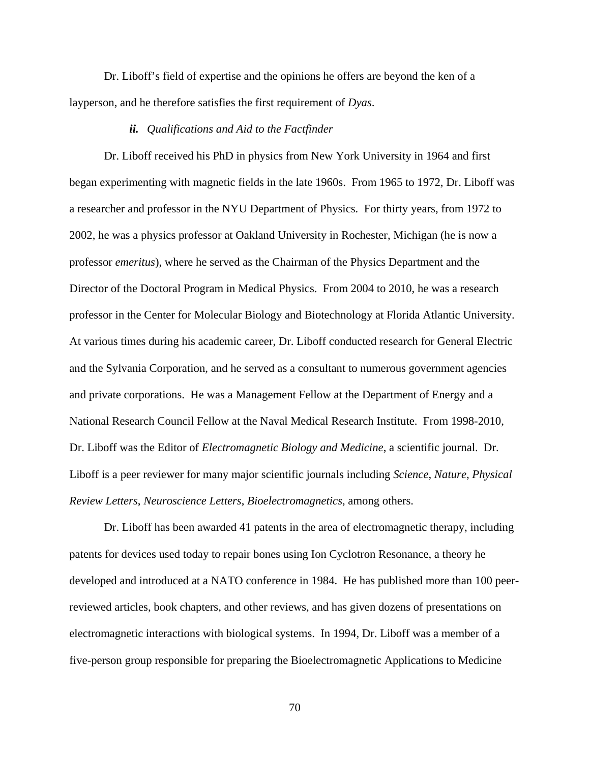Dr. Liboff's field of expertise and the opinions he offers are beyond the ken of a layperson, and he therefore satisfies the first requirement of *Dyas*.

***ii.*** *Qualifications and Aid to the Factfinder*

Dr. Liboff received his PhD in physics from New York University in 1964 and first began experimenting with magnetic fields in the late 1960s. From 1965 to 1972, Dr. Liboff was a researcher and professor in the NYU Department of Physics. For thirty years, from 1972 to 2002, he was a physics professor at Oakland University in Rochester, Michigan (he is now a professor *emeritus*), where he served as the Chairman of the Physics Department and the Director of the Doctoral Program in Medical Physics. From 2004 to 2010, he was a research professor in the Center for Molecular Biology and Biotechnology at Florida Atlantic University. At various times during his academic career, Dr. Liboff conducted research for General Electric and the Sylvania Corporation, and he served as a consultant to numerous government agencies and private corporations. He was a Management Fellow at the Department of Energy and a National Research Council Fellow at the Naval Medical Research Institute. From 1998-2010, Dr. Liboff was the Editor of *Electromagnetic Biology and Medicine*, a scientific journal. Dr. Liboff is a peer reviewer for many major scientific journals including *Science*, *Nature*, *Physical Review Letters*, *Neuroscience Letters*, *Bioelectromagnetics*, among others.

Dr. Liboff has been awarded 41 patents in the area of electromagnetic therapy, including patents for devices used today to repair bones using Ion Cyclotron Resonance, a theory he developed and introduced at a NATO conference in 1984. He has published more than 100 peer-reviewed articles, book chapters, and other reviews, and has given dozens of presentations on electromagnetic interactions with biological systems. In 1994, Dr. Liboff was a member of a five-person group responsible for preparing the Bioelectromagnetic Applications to Medicine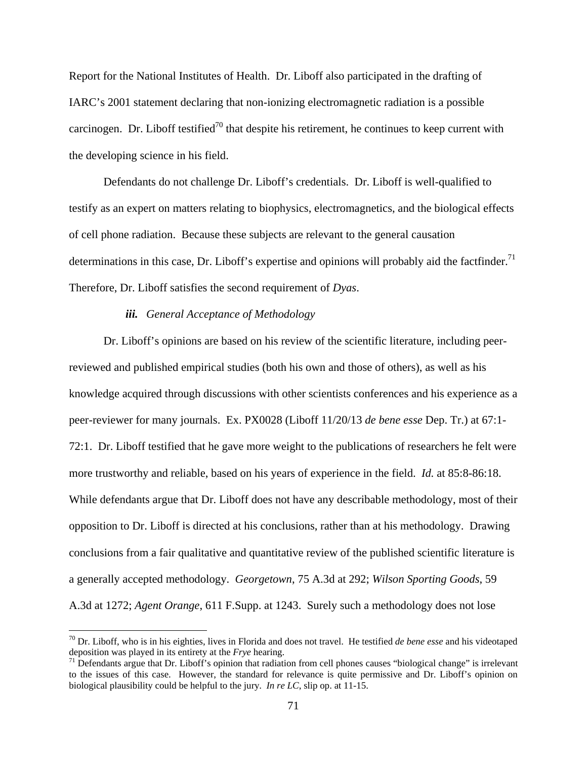Report for the National Institutes of Health. Dr. Liboff also participated in the drafting of IARC's 2001 statement declaring that non-ionizing electromagnetic radiation is a possible carcinogen. Dr. Liboff testified[70] that despite his retirement, he continues to keep current with the developing science in his field.

Defendants do not challenge Dr. Liboff's credentials. Dr. Liboff is well-qualified to testify as an expert on matters relating to biophysics, electromagnetics, and the biological effects of cell phone radiation. Because these subjects are relevant to the general causation determinations in this case, Dr. Liboff's expertise and opinions will probably aid the factfinder.[71] Therefore, Dr. Liboff satisfies the second requirement of *Dyas*.

***iii.*** *General Acceptance of Methodology*

Dr. Liboff's opinions are based on his review of the scientific literature, including peer-reviewed and published empirical studies (both his own and those of others), as well as his knowledge acquired through discussions with other scientists conferences and his experience as a peer-reviewer for many journals. Ex. PX0028 (Liboff 11/20/13 *de bene esse* Dep. Tr.) at 67:1-72:1. Dr. Liboff testified that he gave more weight to the publications of researchers he felt were more trustworthy and reliable, based on his years of experience in the field. *Id.* at 85:8-86:18. While defendants argue that Dr. Liboff does not have any describable methodology, most of their opposition to Dr. Liboff is directed at his conclusions, rather than at his methodology. Drawing conclusions from a fair qualitative and quantitative review of the published scientific literature is a generally accepted methodology. *Georgetown*, 75 A.3d at 292; *Wilson Sporting Goods*, 59 A.3d at 1272; *Agent Orange*, 611 F.Supp. at 1243. Surely such a methodology does not lose

[70] Dr. Liboff, who is in his eighties, lives in Florida and does not travel. He testified *de bene esse* and his videotaped deposition was played in its entirety at the *Frye* hearing.

[71] Defendants argue that Dr. Liboff's opinion that radiation from cell phones causes "biological change" is irrelevant to the issues of this case. However, the standard for relevance is quite permissive and Dr. Liboff's opinion on biological plausibility could be helpful to the jury. *In re LC*, slip op. at 11-15.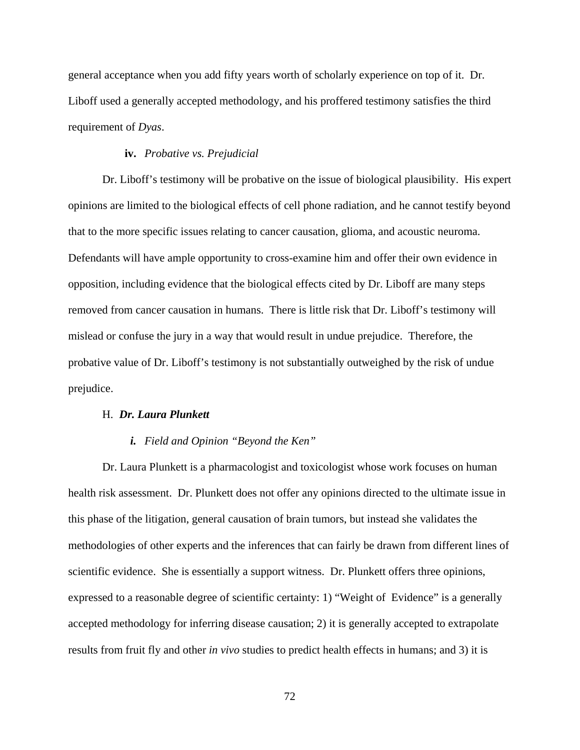general acceptance when you add fifty years worth of scholarly experience on top of it. Dr. Liboff used a generally accepted methodology, and his proffered testimony satisfies the third requirement of *Dyas*.

**iv.** *Probative vs. Prejudicial*

Dr. Liboff's testimony will be probative on the issue of biological plausibility. His expert opinions are limited to the biological effects of cell phone radiation, and he cannot testify beyond that to the more specific issues relating to cancer causation, glioma, and acoustic neuroma. Defendants will have ample opportunity to cross-examine him and offer their own evidence in opposition, including evidence that the biological effects cited by Dr. Liboff are many steps removed from cancer causation in humans. There is little risk that Dr. Liboff's testimony will mislead or confuse the jury in a way that would result in undue prejudice. Therefore, the probative value of Dr. Liboff's testimony is not substantially outweighed by the risk of undue prejudice.

H. ***Dr. Laura Plunkett***

***i.*** *Field and Opinion "Beyond the Ken"*

Dr. Laura Plunkett is a pharmacologist and toxicologist whose work focuses on human health risk assessment. Dr. Plunkett does not offer any opinions directed to the ultimate issue in this phase of the litigation, general causation of brain tumors, but instead she validates the methodologies of other experts and the inferences that can fairly be drawn from different lines of scientific evidence. She is essentially a support witness. Dr. Plunkett offers three opinions, expressed to a reasonable degree of scientific certainty: 1) "Weight of Evidence" is a generally accepted methodology for inferring disease causation; 2) it is generally accepted to extrapolate results from fruit fly and other *in vivo* studies to predict health effects in humans; and 3) it is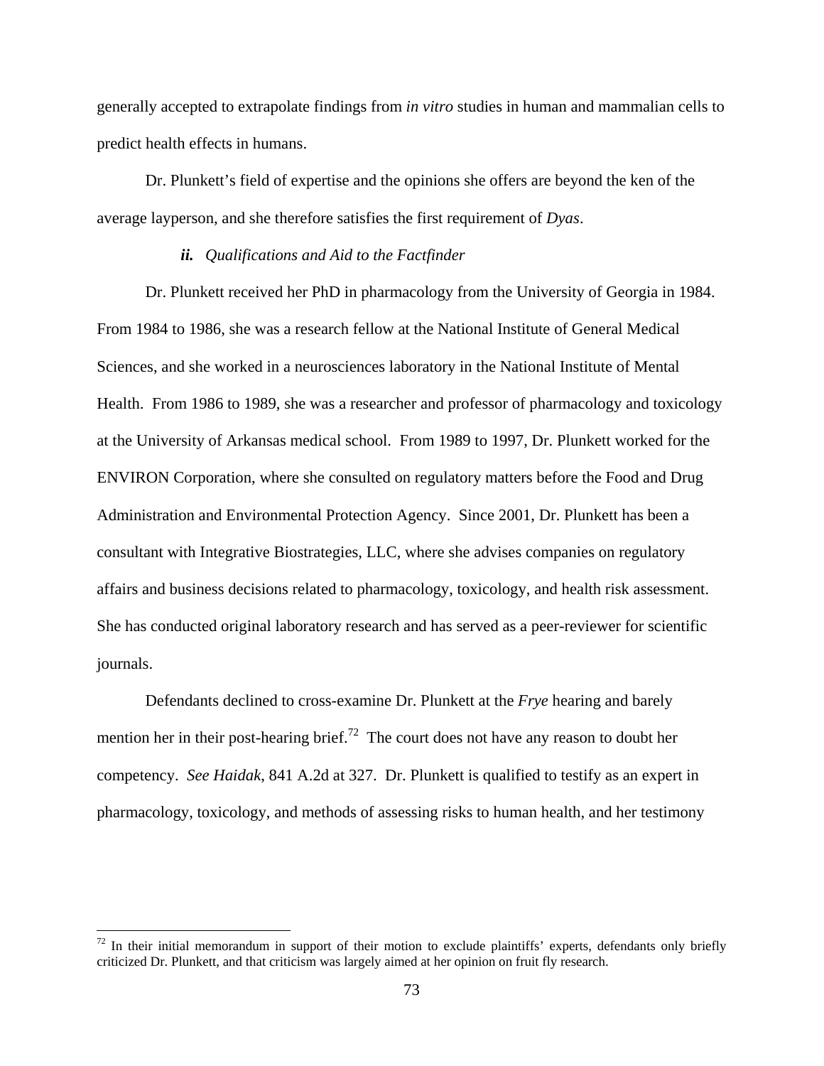generally accepted to extrapolate findings from *in vitro* studies in human and mammalian cells to predict health effects in humans.

Dr. Plunkett's field of expertise and the opinions she offers are beyond the ken of the average layperson, and she therefore satisfies the first requirement of *Dyas*.

***ii.** Qualifications and Aid to the Factfinder*

Dr. Plunkett received her PhD in pharmacology from the University of Georgia in 1984. From 1984 to 1986, she was a research fellow at the National Institute of General Medical Sciences, and she worked in a neurosciences laboratory in the National Institute of Mental Health. From 1986 to 1989, she was a researcher and professor of pharmacology and toxicology at the University of Arkansas medical school. From 1989 to 1997, Dr. Plunkett worked for the ENVIRON Corporation, where she consulted on regulatory matters before the Food and Drug Administration and Environmental Protection Agency. Since 2001, Dr. Plunkett has been a consultant with Integrative Biostrategies, LLC, where she advises companies on regulatory affairs and business decisions related to pharmacology, toxicology, and health risk assessment. She has conducted original laboratory research and has served as a peer-reviewer for scientific journals.

Defendants declined to cross-examine Dr. Plunkett at the *Frye* hearing and barely mention her in their post-hearing brief.[72] The court does not have any reason to doubt her competency. *See Haidak*, 841 A.2d at 327. Dr. Plunkett is qualified to testify as an expert in pharmacology, toxicology, and methods of assessing risks to human health, and her testimony

---

[72] In their initial memorandum in support of their motion to exclude plaintiffs' experts, defendants only briefly criticized Dr. Plunkett, and that criticism was largely aimed at her opinion on fruit fly research.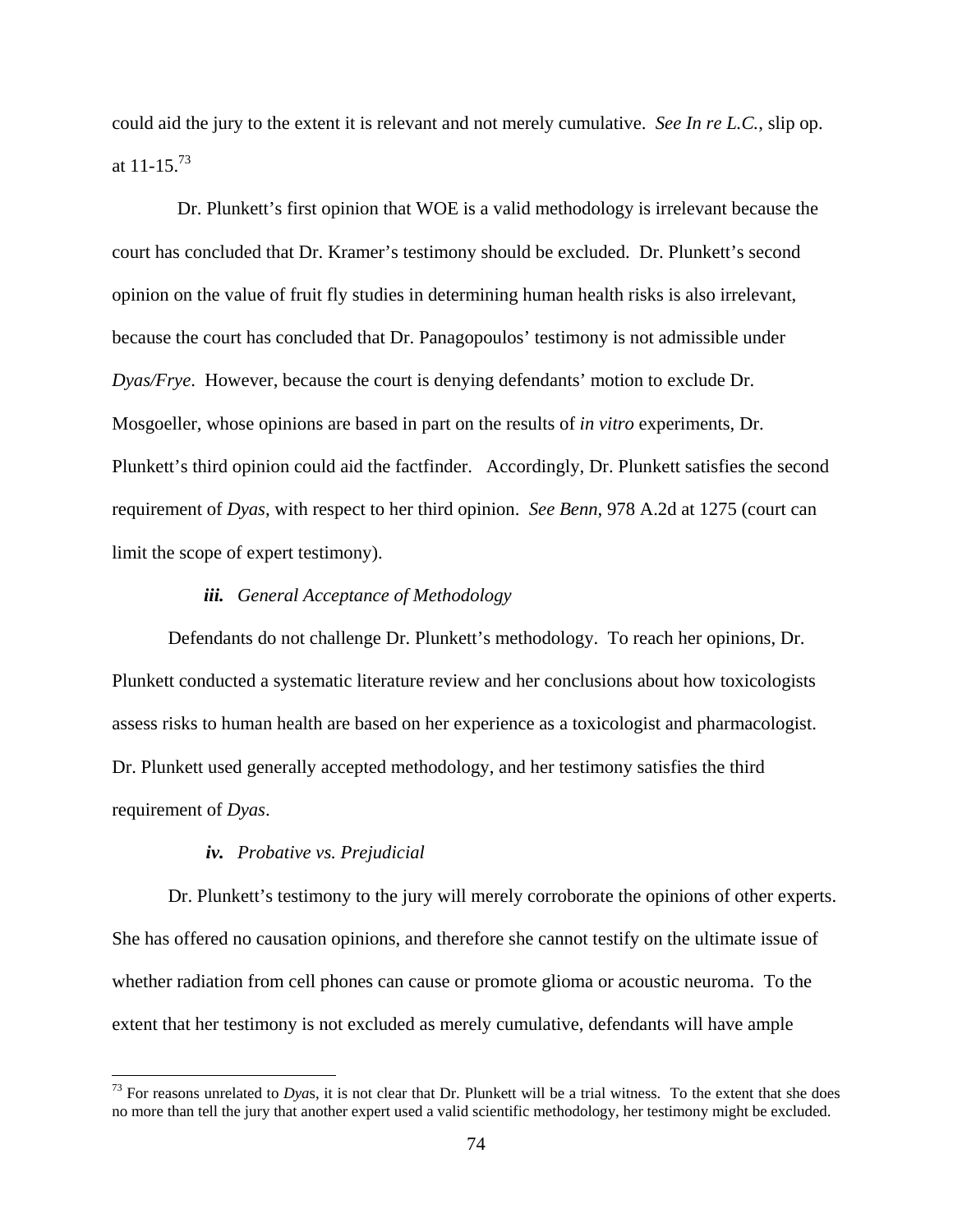could aid the jury to the extent it is relevant and not merely cumulative. *See In re L.C.*, slip op. at 11-15.[73]

Dr. Plunkett's first opinion that WOE is a valid methodology is irrelevant because the court has concluded that Dr. Kramer's testimony should be excluded. Dr. Plunkett's second opinion on the value of fruit fly studies in determining human health risks is also irrelevant, because the court has concluded that Dr. Panagopoulos' testimony is not admissible under *Dyas/Frye*. However, because the court is denying defendants' motion to exclude Dr. Mosgoeller, whose opinions are based in part on the results of *in vitro* experiments, Dr. Plunkett's third opinion could aid the factfinder. Accordingly, Dr. Plunkett satisfies the second requirement of *Dyas*, with respect to her third opinion. *See Benn*, 978 A.2d at 1275 (court can limit the scope of expert testimony).

***iii.*** ***General Acceptance of Methodology***

Defendants do not challenge Dr. Plunkett's methodology. To reach her opinions, Dr. Plunkett conducted a systematic literature review and her conclusions about how toxicologists assess risks to human health are based on her experience as a toxicologist and pharmacologist. Dr. Plunkett used generally accepted methodology, and her testimony satisfies the third requirement of *Dyas*.

***iv.*** ***Probative vs. Prejudicial***

Dr. Plunkett's testimony to the jury will merely corroborate the opinions of other experts. She has offered no causation opinions, and therefore she cannot testify on the ultimate issue of whether radiation from cell phones can cause or promote glioma or acoustic neuroma. To the extent that her testimony is not excluded as merely cumulative, defendants will have ample

[73] For reasons unrelated to *Dyas*, it is not clear that Dr. Plunkett will be a trial witness. To the extent that she does no more than tell the jury that another expert used a valid scientific methodology, her testimony might be excluded.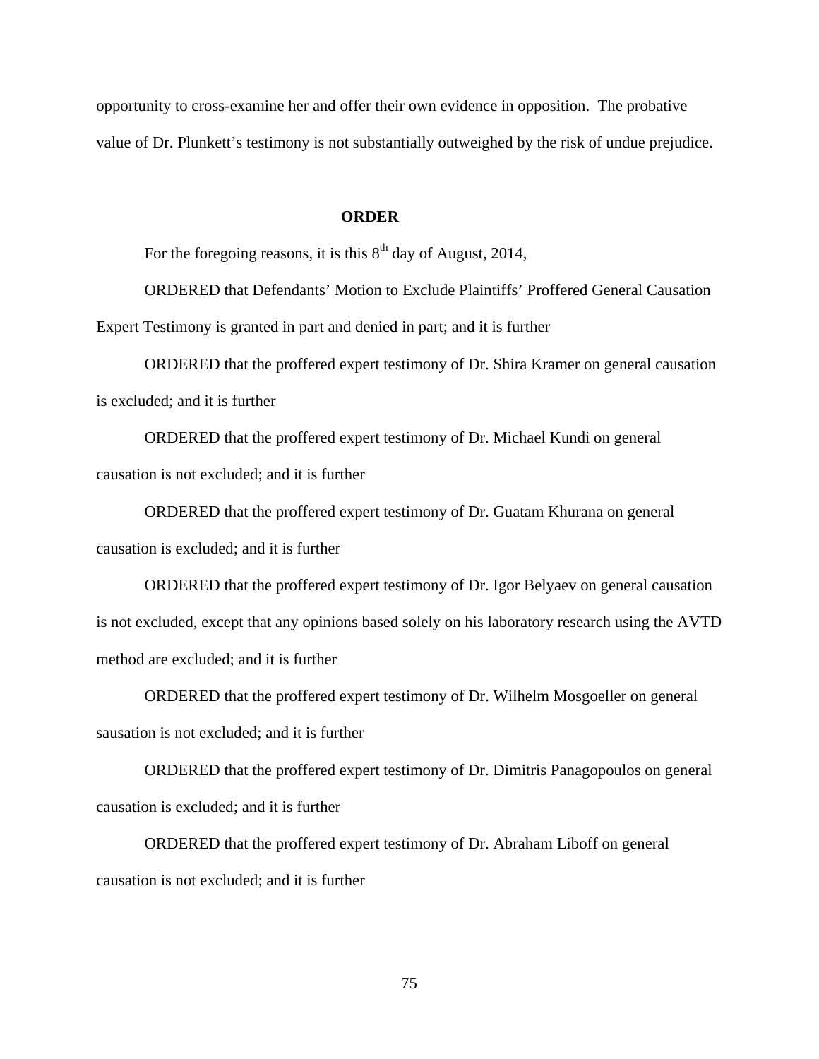opportunity to cross-examine her and offer their own evidence in opposition. The probative value of Dr. Plunkett's testimony is not substantially outweighed by the risk of undue prejudice.

## ORDER

For the foregoing reasons, it is this 8th day of August, 2014,

ORDERED that Defendants' Motion to Exclude Plaintiffs' Proffered General Causation Expert Testimony is granted in part and denied in part; and it is further

ORDERED that the proffered expert testimony of Dr. Shira Kramer on general causation is excluded; and it is further

ORDERED that the proffered expert testimony of Dr. Michael Kundi on general causation is not excluded; and it is further

ORDERED that the proffered expert testimony of Dr. Guatam Khurana on general causation is excluded; and it is further

ORDERED that the proffered expert testimony of Dr. Igor Belyaev on general causation is not excluded, except that any opinions based solely on his laboratory research using the AVTD method are excluded; and it is further

ORDERED that the proffered expert testimony of Dr. Wilhelm Mosgoeller on general sausation is not excluded; and it is further

ORDERED that the proffered expert testimony of Dr. Dimitris Panagopoulos on general causation is excluded; and it is further

ORDERED that the proffered expert testimony of Dr. Abraham Liboff on general causation is not excluded; and it is further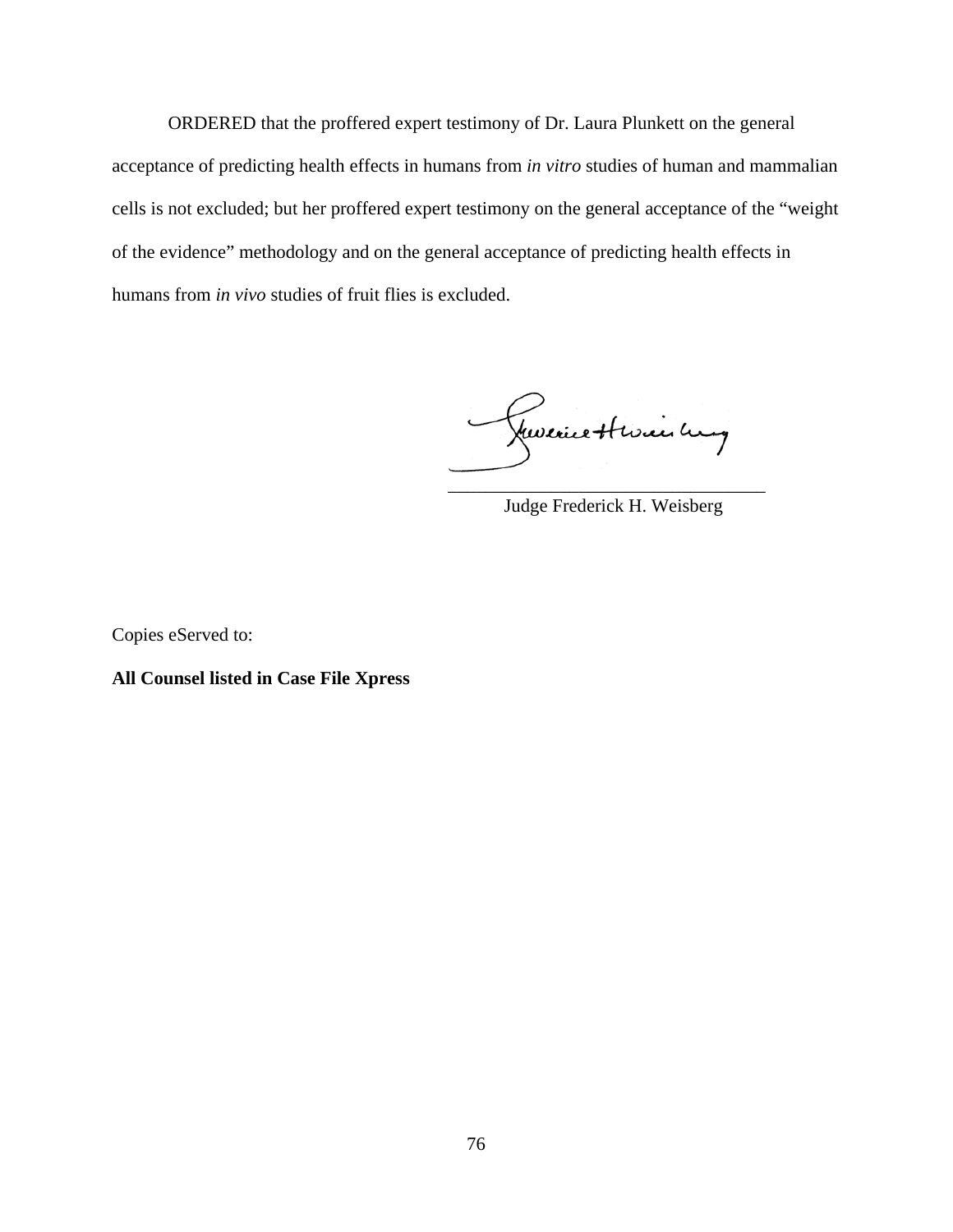ORDERED that the proffered expert testimony of Dr. Laura Plunkett on the general acceptance of predicting health effects in humans from *in vitro* studies of human and mammalian cells is not excluded; but her proffered expert testimony on the general acceptance of the "weight of the evidence" methodology and on the general acceptance of predicting health effects in humans from *in vivo* studies of fruit flies is excluded.

\_\_\_\_\_\_\_\_\_\_\_\_\_\_\_\_\_\_\_\_\_\_\_\_\_\_\_\_\_\_\_\_\_\_

Judge Frederick H. Weisberg

Copies eServed to:

**All Counsel listed in Case File Xpress**